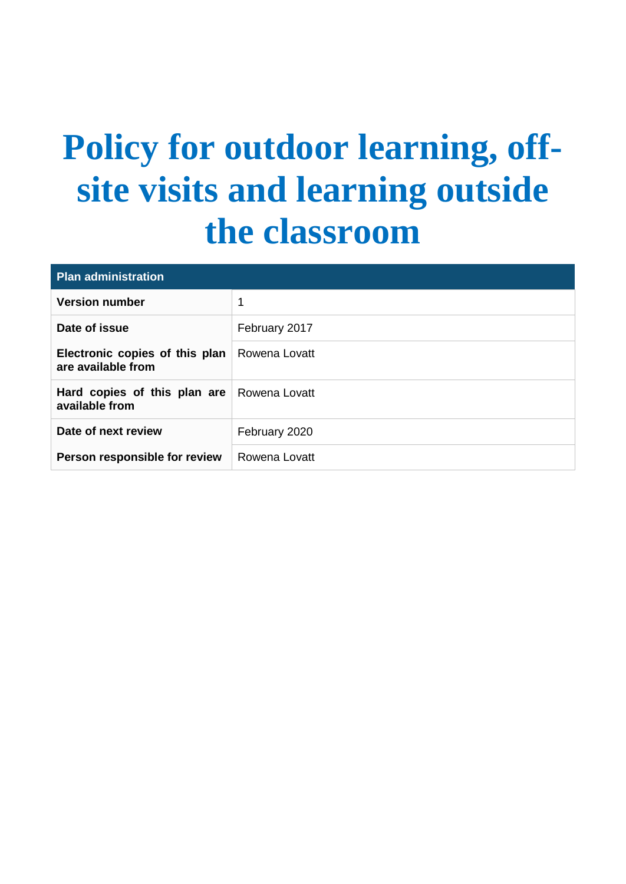# Policy for outdoor learning, off-site visits and learning outside the classroom

| Plan administration | |
|---|---|
| **Version number** | 1 |
| **Date of issue** | February 2017 |
| **Electronic copies of this plan are available from** | Rowena Lovatt |
| **Hard copies of this plan are available from** | Rowena Lovatt |
| **Date of next review** | February 2020 |
| **Person responsible for review** | Rowena Lovatt |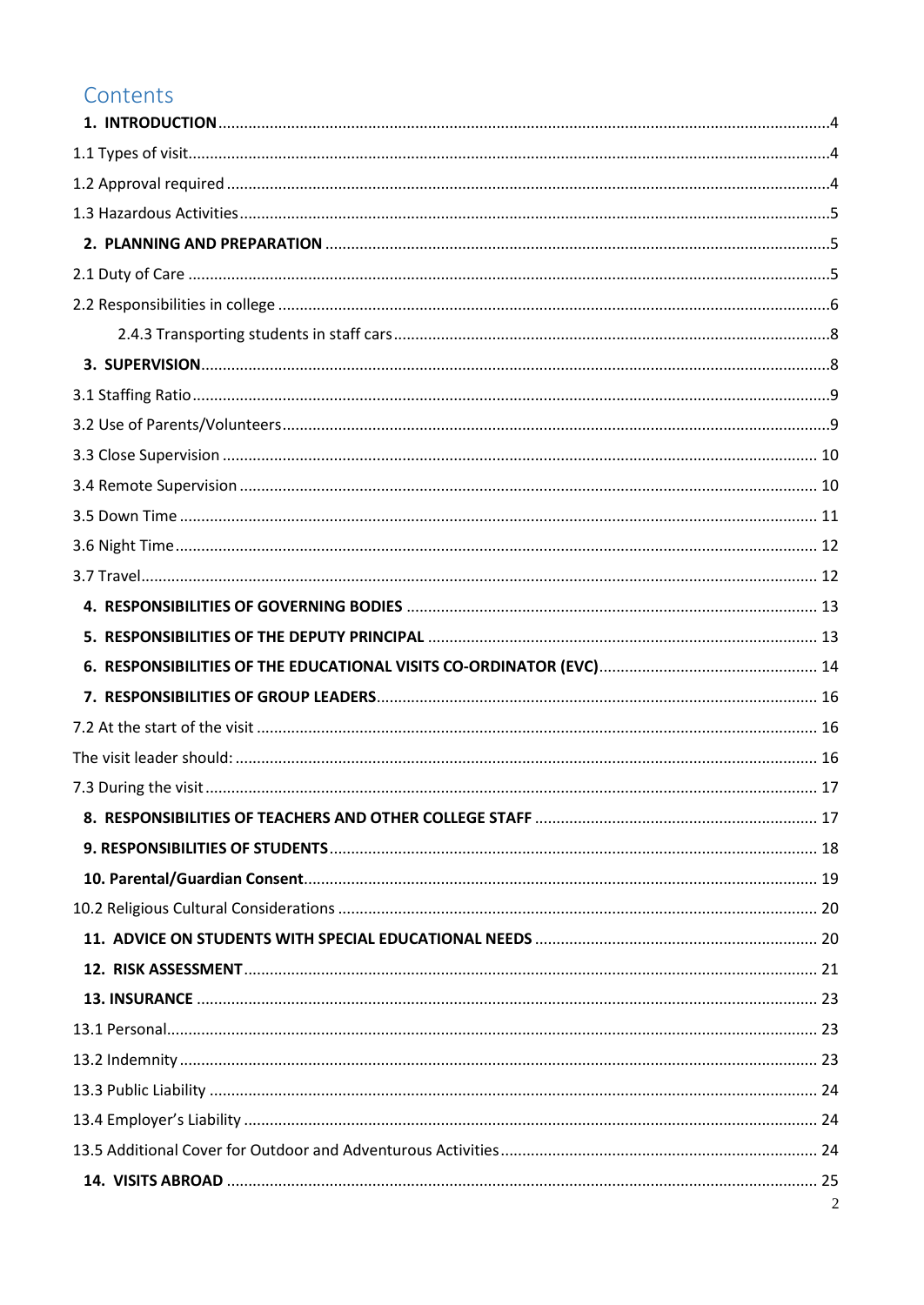# Contents

**1. INTRODUCTION** ........................................................ 4

1.1 Types of visit ........................................................ 4

1.2 Approval required ........................................................ 4

1.3 Hazardous Activities ........................................................ 5

**2. PLANNING AND PREPARATION** ........................................................ 5

2.1 Duty of Care ........................................................ 5

2.2 Responsibilities in college ........................................................ 6

2.4.3 Transporting students in staff cars ........................................................ 8

**3. SUPERVISION** ........................................................ 8

3.1 Staffing Ratio ........................................................ 9

3.2 Use of Parents/Volunteers ........................................................ 9

3.3 Close Supervision ........................................................ 10

3.4 Remote Supervision ........................................................ 10

3.5 Down Time ........................................................ 11

3.6 Night Time ........................................................ 12

3.7 Travel ........................................................ 12

**4. RESPONSIBILITIES OF GOVERNING BODIES** ........................................................ 13

**5. RESPONSIBILITIES OF THE DEPUTY PRINCIPAL** ........................................................ 13

**6. RESPONSIBILITIES OF THE EDUCATIONAL VISITS CO-ORDINATOR (EVC)** ........................................................ 14

**7. RESPONSIBILITIES OF GROUP LEADERS** ........................................................ 16

7.2 At the start of the visit ........................................................ 16

The visit leader should: ........................................................ 16

7.3 During the visit ........................................................ 17

**8. RESPONSIBILITIES OF TEACHERS AND OTHER COLLEGE STAFF** ........................................................ 17

**9. RESPONSIBILITIES OF STUDENTS** ........................................................ 18

**10. Parental/Guardian Consent** ........................................................ 19

10.2 Religious Cultural Considerations ........................................................ 20

**11. ADVICE ON STUDENTS WITH SPECIAL EDUCATIONAL NEEDS** ........................................................ 20

**12. RISK ASSESSMENT** ........................................................ 21

**13. INSURANCE** ........................................................ 23

13.1 Personal ........................................................ 23

13.2 Indemnity ........................................................ 23

13.3 Public Liability ........................................................ 24

13.4 Employer's Liability ........................................................ 24

13.5 Additional Cover for Outdoor and Adventurous Activities ........................................................ 24

**14. VISITS ABROAD** ........................................................ 25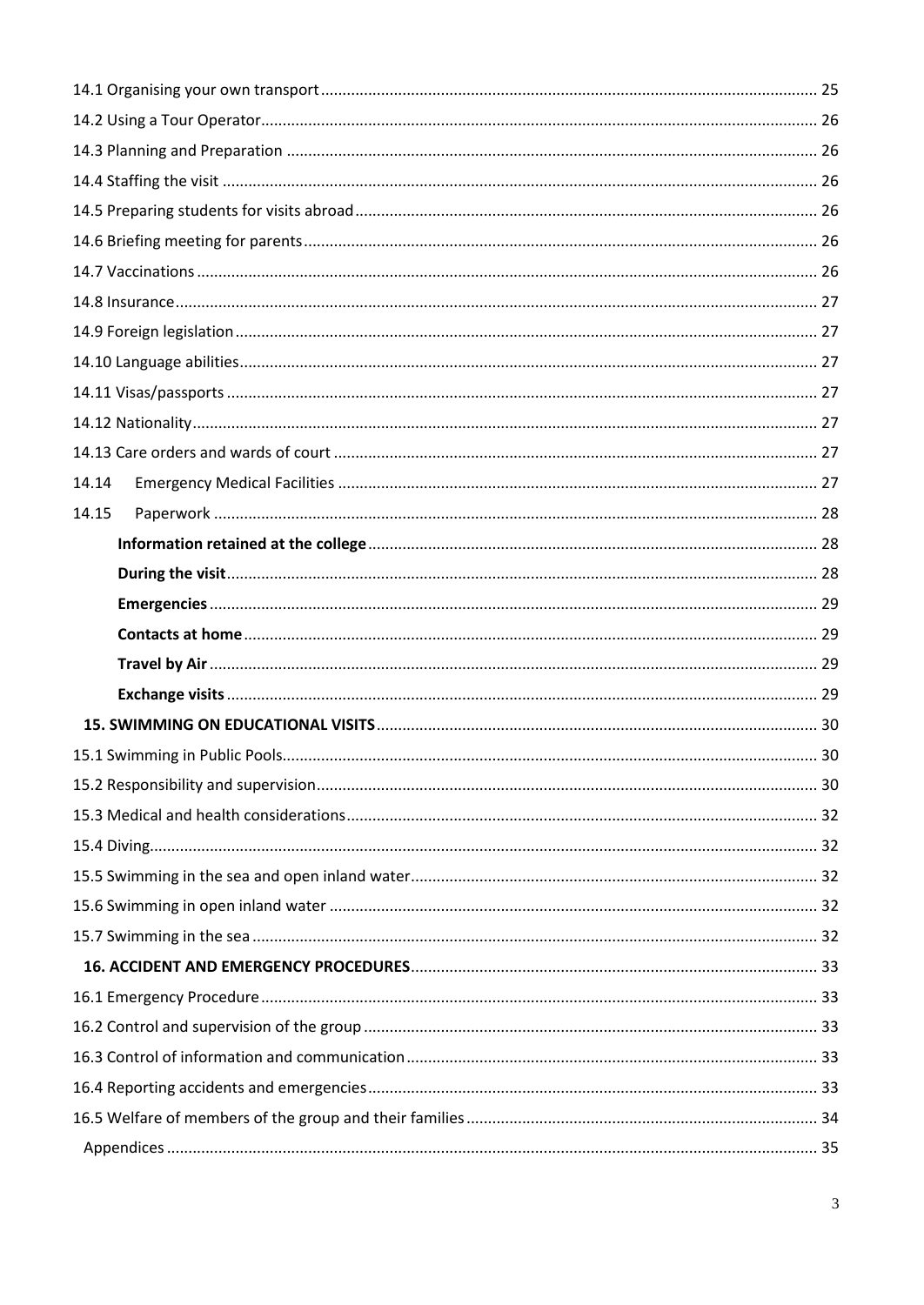14.1 Organising your own transport ... 25
14.2 Using a Tour Operator ... 26
14.3 Planning and Preparation ... 26
14.4 Staffing the visit ... 26
14.5 Preparing students for visits abroad ... 26
14.6 Briefing meeting for parents ... 26
14.7 Vaccinations ... 26
14.8 Insurance ... 27
14.9 Foreign legislation ... 27
14.10 Language abilities ... 27
14.11 Visas/passports ... 27
14.12 Nationality ... 27
14.13 Care orders and wards of court ... 27
14.14 Emergency Medical Facilities ... 27
14.15 Paperwork ... 28

- **Information retained at the college** ... 28
- **During the visit** ... 28
- **Emergencies** ... 29
- **Contacts at home** ... 29
- **Travel by Air** ... 29
- **Exchange visits** ... 29

**15. SWIMMING ON EDUCATIONAL VISITS** ... 30
15.1 Swimming in Public Pools ... 30
15.2 Responsibility and supervision ... 30
15.3 Medical and health considerations ... 32
15.4 Diving ... 32
15.5 Swimming in the sea and open inland water ... 32
15.6 Swimming in open inland water ... 32
15.7 Swimming in the sea ... 32

**16. ACCIDENT AND EMERGENCY PROCEDURES** ... 33
16.1 Emergency Procedure ... 33
16.2 Control and supervision of the group ... 33
16.3 Control of information and communication ... 33
16.4 Reporting accidents and emergencies ... 33
16.5 Welfare of members of the group and their families ... 34

Appendices ... 35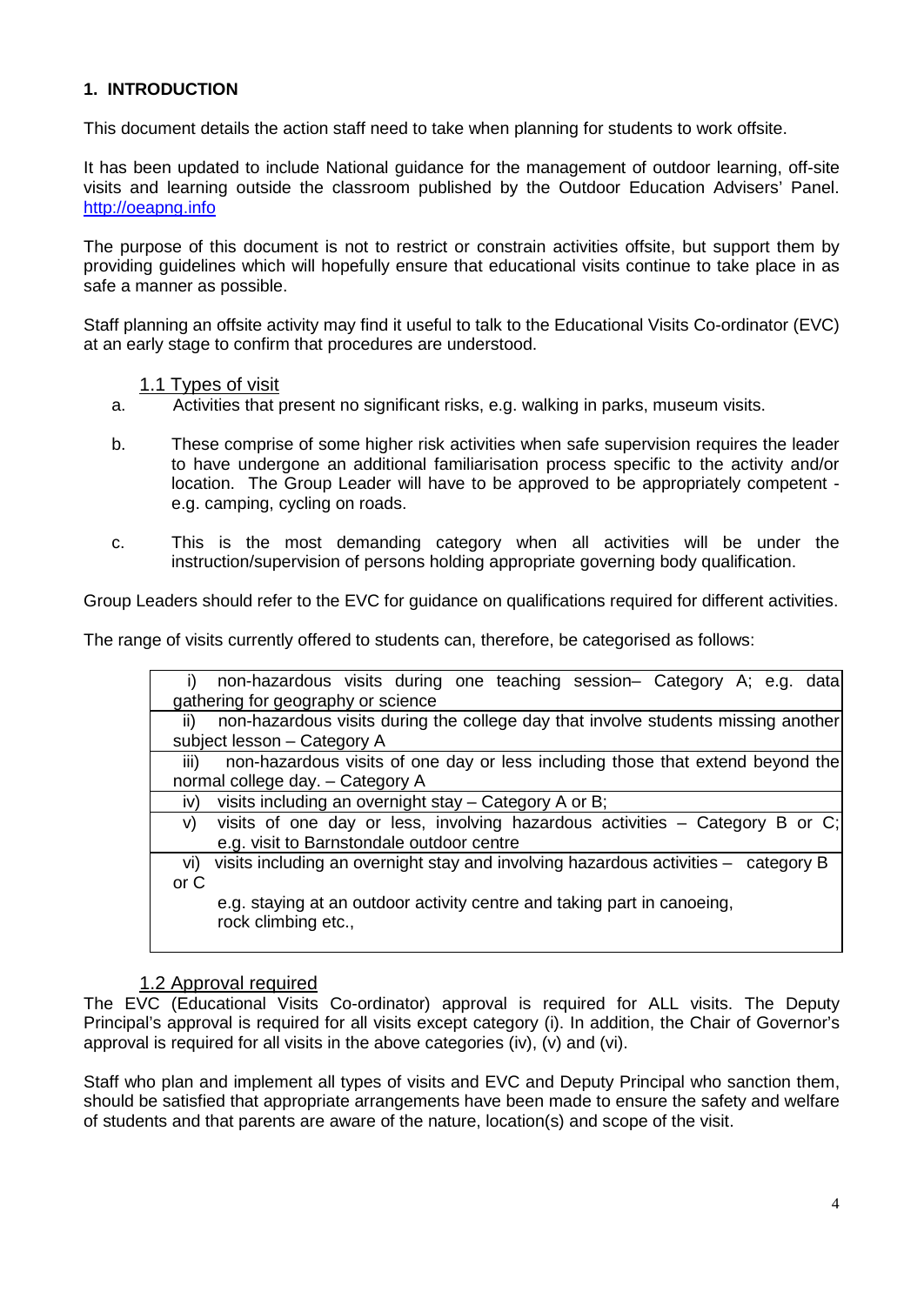## 1. INTRODUCTION

This document details the action staff need to take when planning for students to work offsite.

It has been updated to include National guidance for the management of outdoor learning, off-site visits and learning outside the classroom published by the Outdoor Education Advisers' Panel. http://oeapng.info

The purpose of this document is not to restrict or constrain activities offsite, but support them by providing guidelines which will hopefully ensure that educational visits continue to take place in as safe a manner as possible.

Staff planning an offsite activity may find it useful to talk to the Educational Visits Co-ordinator (EVC) at an early stage to confirm that procedures are understood.

### 1.1 Types of visit

a. Activities that present no significant risks, e.g. walking in parks, museum visits.

b. These comprise of some higher risk activities when safe supervision requires the leader to have undergone an additional familiarisation process specific to the activity and/or location. The Group Leader will have to be approved to be appropriately competent - e.g. camping, cycling on roads.

c. This is the most demanding category when all activities will be under the instruction/supervision of persons holding appropriate governing body qualification.

Group Leaders should refer to the EVC for guidance on qualifications required for different activities.

The range of visits currently offered to students can, therefore, be categorised as follows:

| |
|---|
| i) non-hazardous visits during one teaching session– Category A; e.g. data gathering for geography or science |
| ii) non-hazardous visits during the college day that involve students missing another subject lesson – Category A |
| iii) non-hazardous visits of one day or less including those that extend beyond the normal college day. – Category A |
| iv) visits including an overnight stay – Category A or B; |
| v) visits of one day or less, involving hazardous activities – Category B or C; e.g. visit to Barnstondale outdoor centre |
| vi) visits including an overnight stay and involving hazardous activities – category B or C<br>e.g. staying at an outdoor activity centre and taking part in canoeing, rock climbing etc., |

### 1.2 Approval required

The EVC (Educational Visits Co-ordinator) approval is required for ALL visits. The Deputy Principal's approval is required for all visits except category (i). In addition, the Chair of Governor's approval is required for all visits in the above categories (iv), (v) and (vi).

Staff who plan and implement all types of visits and EVC and Deputy Principal who sanction them, should be satisfied that appropriate arrangements have been made to ensure the safety and welfare of students and that parents are aware of the nature, location(s) and scope of the visit.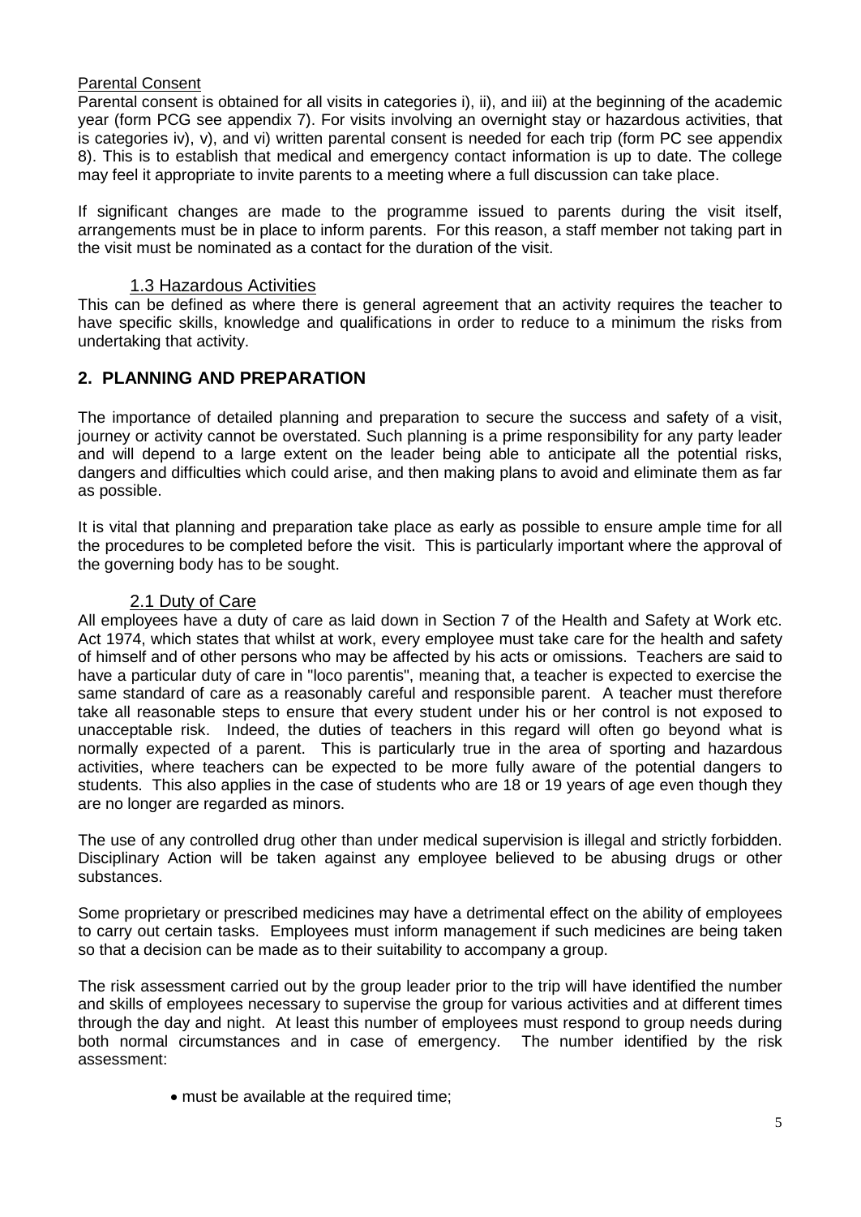Parental Consent

Parental consent is obtained for all visits in categories i), ii), and iii) at the beginning of the academic year (form PCG see appendix 7). For visits involving an overnight stay or hazardous activities, that is categories iv), v), and vi) written parental consent is needed for each trip (form PC see appendix 8). This is to establish that medical and emergency contact information is up to date. The college may feel it appropriate to invite parents to a meeting where a full discussion can take place.

If significant changes are made to the programme issued to parents during the visit itself, arrangements must be in place to inform parents. For this reason, a staff member not taking part in the visit must be nominated as a contact for the duration of the visit.

### 1.3 Hazardous Activities

This can be defined as where there is general agreement that an activity requires the teacher to have specific skills, knowledge and qualifications in order to reduce to a minimum the risks from undertaking that activity.

## 2. PLANNING AND PREPARATION

The importance of detailed planning and preparation to secure the success and safety of a visit, journey or activity cannot be overstated. Such planning is a prime responsibility for any party leader and will depend to a large extent on the leader being able to anticipate all the potential risks, dangers and difficulties which could arise, and then making plans to avoid and eliminate them as far as possible.

It is vital that planning and preparation take place as early as possible to ensure ample time for all the procedures to be completed before the visit. This is particularly important where the approval of the governing body has to be sought.

### 2.1 Duty of Care

All employees have a duty of care as laid down in Section 7 of the Health and Safety at Work etc. Act 1974, which states that whilst at work, every employee must take care for the health and safety of himself and of other persons who may be affected by his acts or omissions. Teachers are said to have a particular duty of care in "loco parentis", meaning that, a teacher is expected to exercise the same standard of care as a reasonably careful and responsible parent. A teacher must therefore take all reasonable steps to ensure that every student under his or her control is not exposed to unacceptable risk. Indeed, the duties of teachers in this regard will often go beyond what is normally expected of a parent. This is particularly true in the area of sporting and hazardous activities, where teachers can be expected to be more fully aware of the potential dangers to students. This also applies in the case of students who are 18 or 19 years of age even though they are no longer are regarded as minors.

The use of any controlled drug other than under medical supervision is illegal and strictly forbidden. Disciplinary Action will be taken against any employee believed to be abusing drugs or other substances.

Some proprietary or prescribed medicines may have a detrimental effect on the ability of employees to carry out certain tasks. Employees must inform management if such medicines are being taken so that a decision can be made as to their suitability to accompany a group.

The risk assessment carried out by the group leader prior to the trip will have identified the number and skills of employees necessary to supervise the group for various activities and at different times through the day and night. At least this number of employees must respond to group needs during both normal circumstances and in case of emergency. The number identified by the risk assessment:

- must be available at the required time;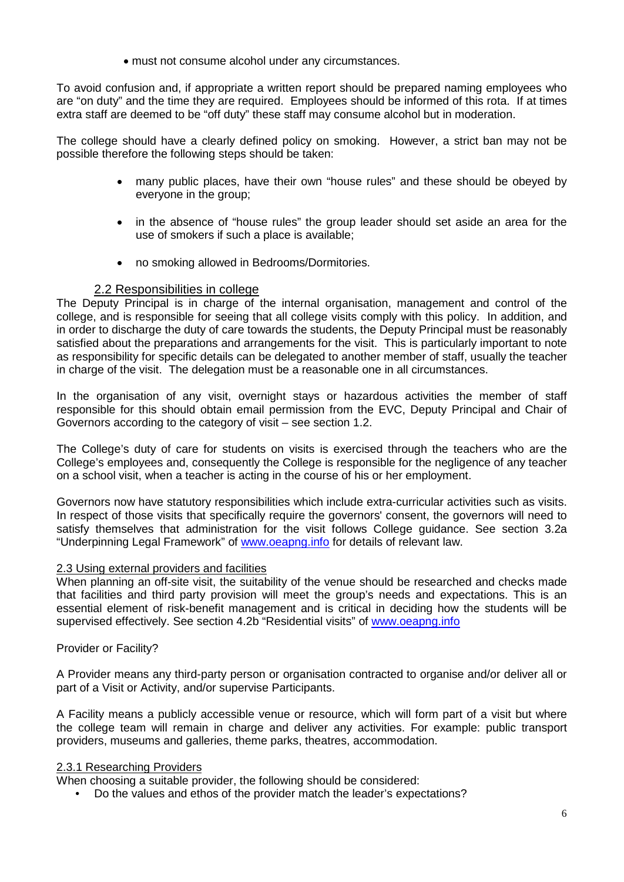- must not consume alcohol under any circumstances.

To avoid confusion and, if appropriate a written report should be prepared naming employees who are "on duty" and the time they are required. Employees should be informed of this rota. If at times extra staff are deemed to be "off duty" these staff may consume alcohol but in moderation.

The college should have a clearly defined policy on smoking. However, a strict ban may not be possible therefore the following steps should be taken:

- many public places, have their own "house rules" and these should be obeyed by everyone in the group;
- in the absence of "house rules" the group leader should set aside an area for the use of smokers if such a place is available;
- no smoking allowed in Bedrooms/Dormitories.

## 2.2 Responsibilities in college

The Deputy Principal is in charge of the internal organisation, management and control of the college, and is responsible for seeing that all college visits comply with this policy. In addition, and in order to discharge the duty of care towards the students, the Deputy Principal must be reasonably satisfied about the preparations and arrangements for the visit. This is particularly important to note as responsibility for specific details can be delegated to another member of staff, usually the teacher in charge of the visit. The delegation must be a reasonable one in all circumstances.

In the organisation of any visit, overnight stays or hazardous activities the member of staff responsible for this should obtain email permission from the EVC, Deputy Principal and Chair of Governors according to the category of visit – see section 1.2.

The College's duty of care for students on visits is exercised through the teachers who are the College's employees and, consequently the College is responsible for the negligence of any teacher on a school visit, when a teacher is acting in the course of his or her employment.

Governors now have statutory responsibilities which include extra-curricular activities such as visits. In respect of those visits that specifically require the governors' consent, the governors will need to satisfy themselves that administration for the visit follows College guidance. See section 3.2a "Underpinning Legal Framework" of www.oeapng.info for details of relevant law.

## 2.3 Using external providers and facilities

When planning an off-site visit, the suitability of the venue should be researched and checks made that facilities and third party provision will meet the group's needs and expectations. This is an essential element of risk-benefit management and is critical in deciding how the students will be supervised effectively. See section 4.2b "Residential visits" of www.oeapng.info

Provider or Facility?

A Provider means any third-party person or organisation contracted to organise and/or deliver all or part of a Visit or Activity, and/or supervise Participants.

A Facility means a publicly accessible venue or resource, which will form part of a visit but where the college team will remain in charge and deliver any activities. For example: public transport providers, museums and galleries, theme parks, theatres, accommodation.

### 2.3.1 Researching Providers

When choosing a suitable provider, the following should be considered:

- Do the values and ethos of the provider match the leader's expectations?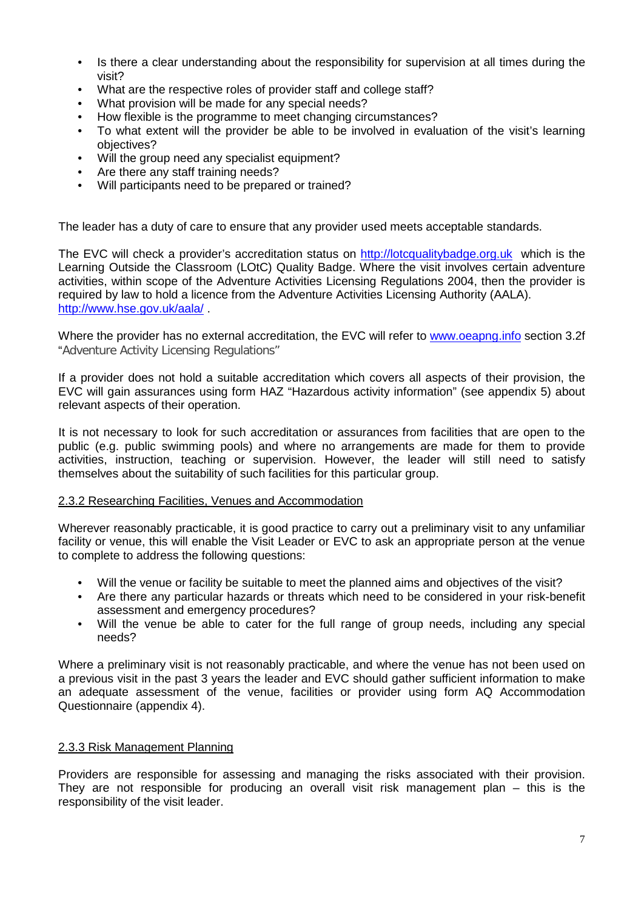- Is there a clear understanding about the responsibility for supervision at all times during the visit?
- What are the respective roles of provider staff and college staff?
- What provision will be made for any special needs?
- How flexible is the programme to meet changing circumstances?
- To what extent will the provider be able to be involved in evaluation of the visit's learning objectives?
- Will the group need any specialist equipment?
- Are there any staff training needs?
- Will participants need to be prepared or trained?

The leader has a duty of care to ensure that any provider used meets acceptable standards.

The EVC will check a provider's accreditation status on [http://lotcqualitybadge.org.uk](http://lotcqualitybadge.org.uk) which is the Learning Outside the Classroom (LOtC) Quality Badge. Where the visit involves certain adventure activities, within scope of the Adventure Activities Licensing Regulations 2004, then the provider is required by law to hold a licence from the Adventure Activities Licensing Authority (AALA). [http://www.hse.gov.uk/aala/](http://www.hse.gov.uk/aala/) .

Where the provider has no external accreditation, the EVC will refer to [www.oeapng.info](http://www.oeapng.info) section 3.2f "Adventure Activity Licensing Regulations"

If a provider does not hold a suitable accreditation which covers all aspects of their provision, the EVC will gain assurances using form HAZ "Hazardous activity information" (see appendix 5) about relevant aspects of their operation.

It is not necessary to look for such accreditation or assurances from facilities that are open to the public (e.g. public swimming pools) and where no arrangements are made for them to provide activities, instruction, teaching or supervision. However, the leader will still need to satisfy themselves about the suitability of such facilities for this particular group.

### 2.3.2 Researching Facilities, Venues and Accommodation

Wherever reasonably practicable, it is good practice to carry out a preliminary visit to any unfamiliar facility or venue, this will enable the Visit Leader or EVC to ask an appropriate person at the venue to complete to address the following questions:

- Will the venue or facility be suitable to meet the planned aims and objectives of the visit?
- Are there any particular hazards or threats which need to be considered in your risk-benefit assessment and emergency procedures?
- Will the venue be able to cater for the full range of group needs, including any special needs?

Where a preliminary visit is not reasonably practicable, and where the venue has not been used on a previous visit in the past 3 years the leader and EVC should gather sufficient information to make an adequate assessment of the venue, facilities or provider using form AQ Accommodation Questionnaire (appendix 4).

### 2.3.3 Risk Management Planning

Providers are responsible for assessing and managing the risks associated with their provision. They are not responsible for producing an overall visit risk management plan – this is the responsibility of the visit leader.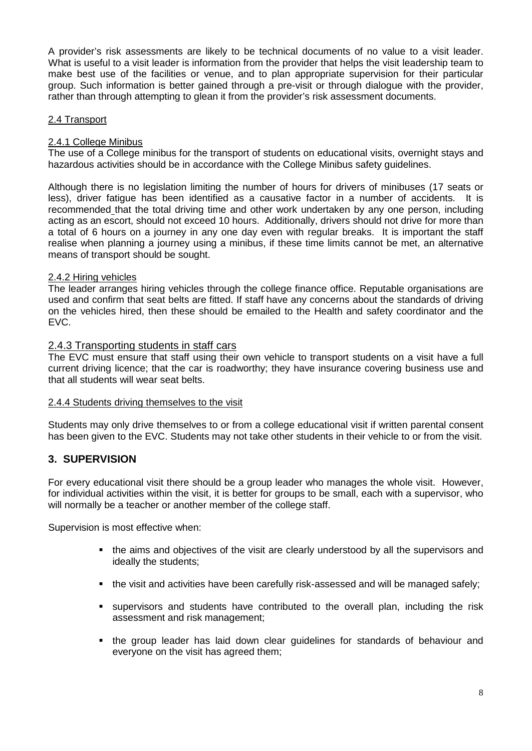A provider's risk assessments are likely to be technical documents of no value to a visit leader. What is useful to a visit leader is information from the provider that helps the visit leadership team to make best use of the facilities or venue, and to plan appropriate supervision for their particular group. Such information is better gained through a pre-visit or through dialogue with the provider, rather than through attempting to glean it from the provider's risk assessment documents.

### 2.4 Transport

#### 2.4.1 College Minibus

The use of a College minibus for the transport of students on educational visits, overnight stays and hazardous activities should be in accordance with the College Minibus safety guidelines.

Although there is no legislation limiting the number of hours for drivers of minibuses (17 seats or less), driver fatigue has been identified as a causative factor in a number of accidents. It is recommended that the total driving time and other work undertaken by any one person, including acting as an escort, should not exceed 10 hours. Additionally, drivers should not drive for more than a total of 6 hours on a journey in any one day even with regular breaks. It is important the staff realise when planning a journey using a minibus, if these time limits cannot be met, an alternative means of transport should be sought.

#### 2.4.2 Hiring vehicles

The leader arranges hiring vehicles through the college finance office. Reputable organisations are used and confirm that seat belts are fitted. If staff have any concerns about the standards of driving on the vehicles hired, then these should be emailed to the Health and safety coordinator and the EVC.

#### 2.4.3 Transporting students in staff cars

The EVC must ensure that staff using their own vehicle to transport students on a visit have a full current driving licence; that the car is roadworthy; they have insurance covering business use and that all students will wear seat belts.

#### 2.4.4 Students driving themselves to the visit

Students may only drive themselves to or from a college educational visit if written parental consent has been given to the EVC. Students may not take other students in their vehicle to or from the visit.

## 3. SUPERVISION

For every educational visit there should be a group leader who manages the whole visit. However, for individual activities within the visit, it is better for groups to be small, each with a supervisor, who will normally be a teacher or another member of the college staff.

Supervision is most effective when:

- the aims and objectives of the visit are clearly understood by all the supervisors and ideally the students;
- the visit and activities have been carefully risk-assessed and will be managed safely;
- supervisors and students have contributed to the overall plan, including the risk assessment and risk management;
- the group leader has laid down clear guidelines for standards of behaviour and everyone on the visit has agreed them;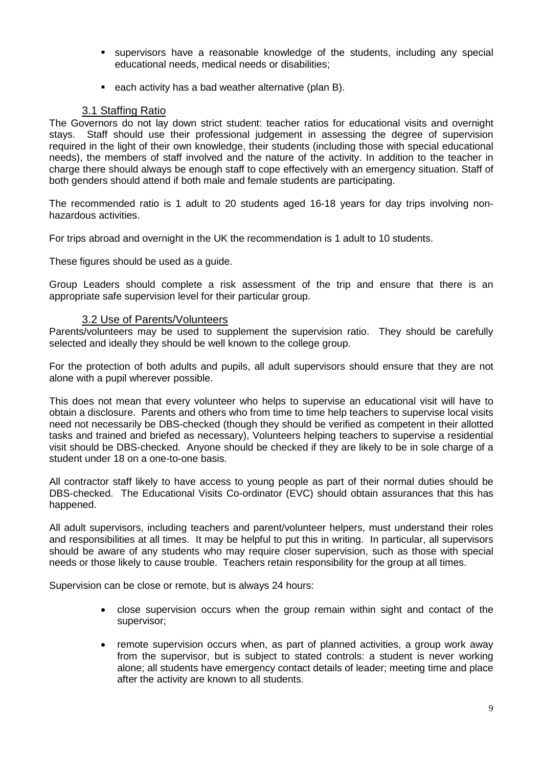- supervisors have a reasonable knowledge of the students, including any special educational needs, medical needs or disabilities;
- each activity has a bad weather alternative (plan B).

### 3.1 Staffing Ratio

The Governors do not lay down strict student: teacher ratios for educational visits and overnight stays. Staff should use their professional judgement in assessing the degree of supervision required in the light of their own knowledge, their students (including those with special educational needs), the members of staff involved and the nature of the activity. In addition to the teacher in charge there should always be enough staff to cope effectively with an emergency situation. Staff of both genders should attend if both male and female students are participating.

The recommended ratio is 1 adult to 20 students aged 16-18 years for day trips involving non-hazardous activities.

For trips abroad and overnight in the UK the recommendation is 1 adult to 10 students.

These figures should be used as a guide.

Group Leaders should complete a risk assessment of the trip and ensure that there is an appropriate safe supervision level for their particular group.

### 3.2 Use of Parents/Volunteers

Parents/volunteers may be used to supplement the supervision ratio. They should be carefully selected and ideally they should be well known to the college group.

For the protection of both adults and pupils, all adult supervisors should ensure that they are not alone with a pupil wherever possible.

This does not mean that every volunteer who helps to supervise an educational visit will have to obtain a disclosure. Parents and others who from time to time help teachers to supervise local visits need not necessarily be DBS-checked (though they should be verified as competent in their allotted tasks and trained and briefed as necessary), Volunteers helping teachers to supervise a residential visit should be DBS-checked. Anyone should be checked if they are likely to be in sole charge of a student under 18 on a one-to-one basis.

All contractor staff likely to have access to young people as part of their normal duties should be DBS-checked. The Educational Visits Co-ordinator (EVC) should obtain assurances that this has happened.

All adult supervisors, including teachers and parent/volunteer helpers, must understand their roles and responsibilities at all times. It may be helpful to put this in writing. In particular, all supervisors should be aware of any students who may require closer supervision, such as those with special needs or those likely to cause trouble. Teachers retain responsibility for the group at all times.

Supervision can be close or remote, but is always 24 hours:

- close supervision occurs when the group remain within sight and contact of the supervisor;
- remote supervision occurs when, as part of planned activities, a group work away from the supervisor, but is subject to stated controls: a student is never working alone; all students have emergency contact details of leader; meeting time and place after the activity are known to all students.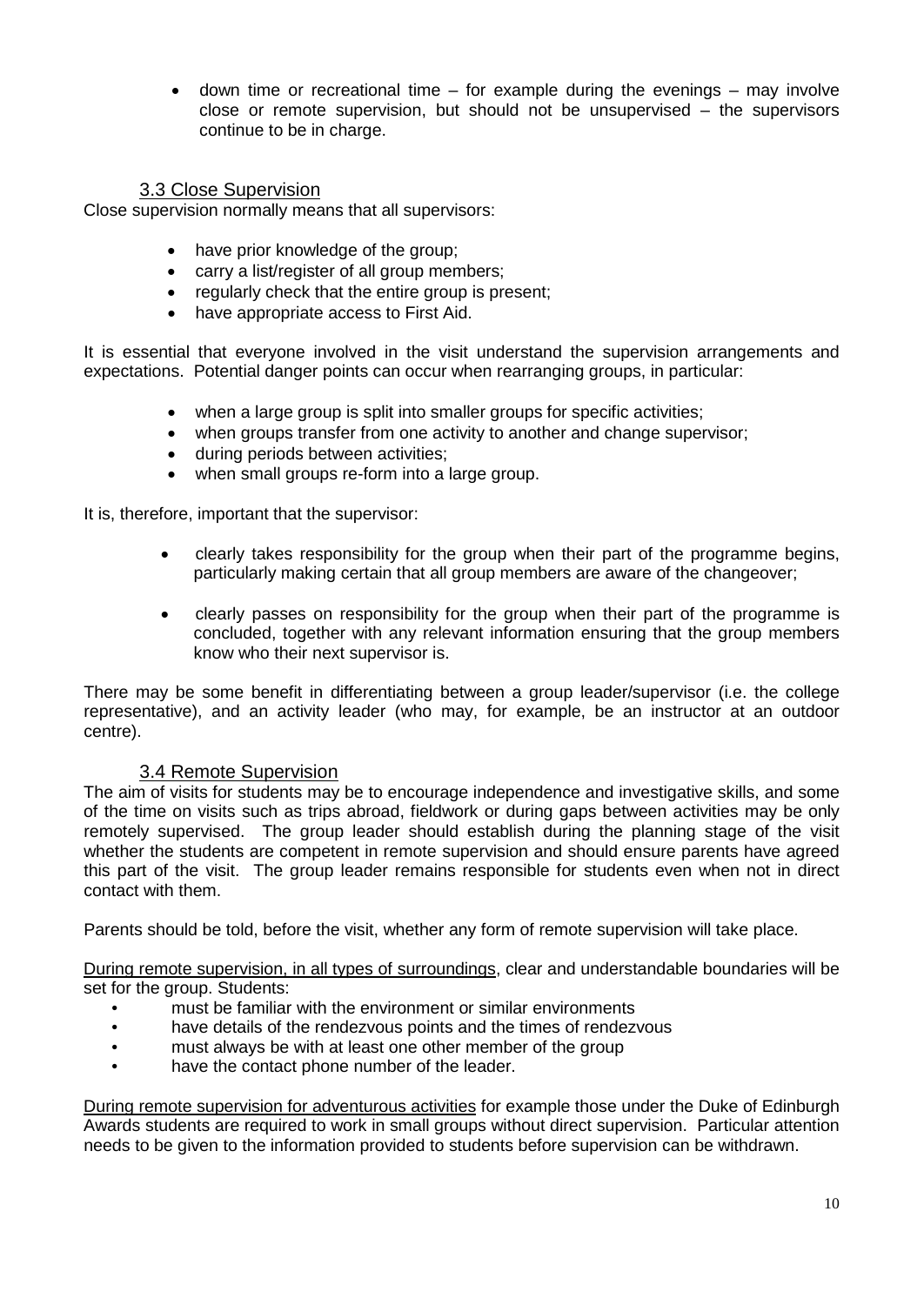- down time or recreational time – for example during the evenings – may involve close or remote supervision, but should not be unsupervised – the supervisors continue to be in charge.

### 3.3 Close Supervision

Close supervision normally means that all supervisors:

- have prior knowledge of the group;
- carry a list/register of all group members;
- regularly check that the entire group is present;
- have appropriate access to First Aid.

It is essential that everyone involved in the visit understand the supervision arrangements and expectations. Potential danger points can occur when rearranging groups, in particular:

- when a large group is split into smaller groups for specific activities;
- when groups transfer from one activity to another and change supervisor;
- during periods between activities;
- when small groups re-form into a large group.

It is, therefore, important that the supervisor:

- clearly takes responsibility for the group when their part of the programme begins, particularly making certain that all group members are aware of the changeover;
- clearly passes on responsibility for the group when their part of the programme is concluded, together with any relevant information ensuring that the group members know who their next supervisor is.

There may be some benefit in differentiating between a group leader/supervisor (i.e. the college representative), and an activity leader (who may, for example, be an instructor at an outdoor centre).

### 3.4 Remote Supervision

The aim of visits for students may be to encourage independence and investigative skills, and some of the time on visits such as trips abroad, fieldwork or during gaps between activities may be only remotely supervised. The group leader should establish during the planning stage of the visit whether the students are competent in remote supervision and should ensure parents have agreed this part of the visit. The group leader remains responsible for students even when not in direct contact with them.

Parents should be told, before the visit, whether any form of remote supervision will take place.

During remote supervision, in all types of surroundings, clear and understandable boundaries will be set for the group. Students:

- must be familiar with the environment or similar environments
- have details of the rendezvous points and the times of rendezvous
- must always be with at least one other member of the group
- have the contact phone number of the leader.

During remote supervision for adventurous activities for example those under the Duke of Edinburgh Awards students are required to work in small groups without direct supervision. Particular attention needs to be given to the information provided to students before supervision can be withdrawn.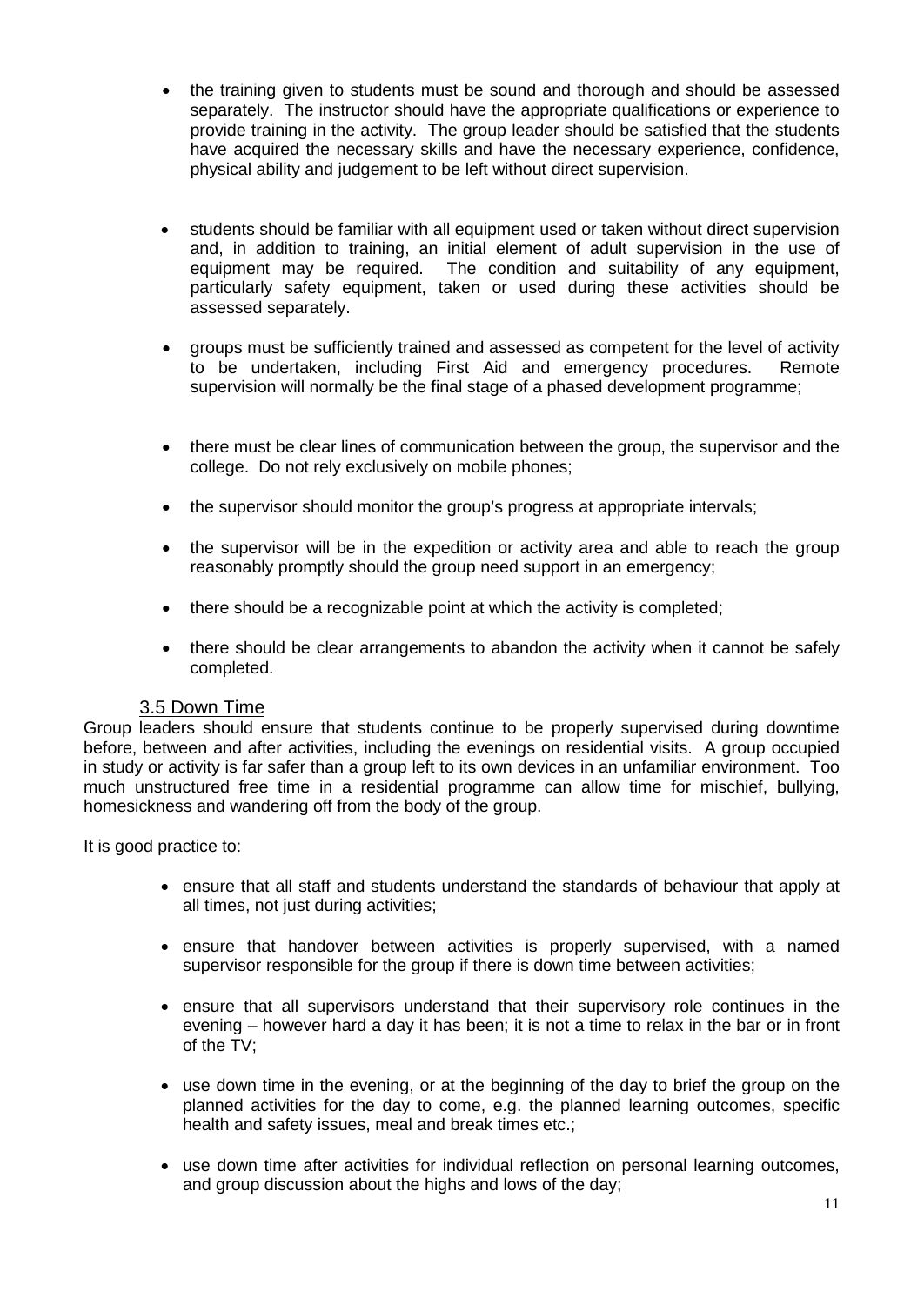- the training given to students must be sound and thorough and should be assessed separately. The instructor should have the appropriate qualifications or experience to provide training in the activity. The group leader should be satisfied that the students have acquired the necessary skills and have the necessary experience, confidence, physical ability and judgement to be left without direct supervision.

- students should be familiar with all equipment used or taken without direct supervision and, in addition to training, an initial element of adult supervision in the use of equipment may be required. The condition and suitability of any equipment, particularly safety equipment, taken or used during these activities should be assessed separately.

- groups must be sufficiently trained and assessed as competent for the level of activity to be undertaken, including First Aid and emergency procedures. Remote supervision will normally be the final stage of a phased development programme;

- there must be clear lines of communication between the group, the supervisor and the college. Do not rely exclusively on mobile phones;

- the supervisor should monitor the group's progress at appropriate intervals;

- the supervisor will be in the expedition or activity area and able to reach the group reasonably promptly should the group need support in an emergency;

- there should be a recognizable point at which the activity is completed;

- there should be clear arrangements to abandon the activity when it cannot be safely completed.

### 3.5 Down Time

Group leaders should ensure that students continue to be properly supervised during downtime before, between and after activities, including the evenings on residential visits. A group occupied in study or activity is far safer than a group left to its own devices in an unfamiliar environment. Too much unstructured free time in a residential programme can allow time for mischief, bullying, homesickness and wandering off from the body of the group.

It is good practice to:

- ensure that all staff and students understand the standards of behaviour that apply at all times, not just during activities;

- ensure that handover between activities is properly supervised, with a named supervisor responsible for the group if there is down time between activities;

- ensure that all supervisors understand that their supervisory role continues in the evening – however hard a day it has been; it is not a time to relax in the bar or in front of the TV;

- use down time in the evening, or at the beginning of the day to brief the group on the planned activities for the day to come, e.g. the planned learning outcomes, specific health and safety issues, meal and break times etc.;

- use down time after activities for individual reflection on personal learning outcomes, and group discussion about the highs and lows of the day;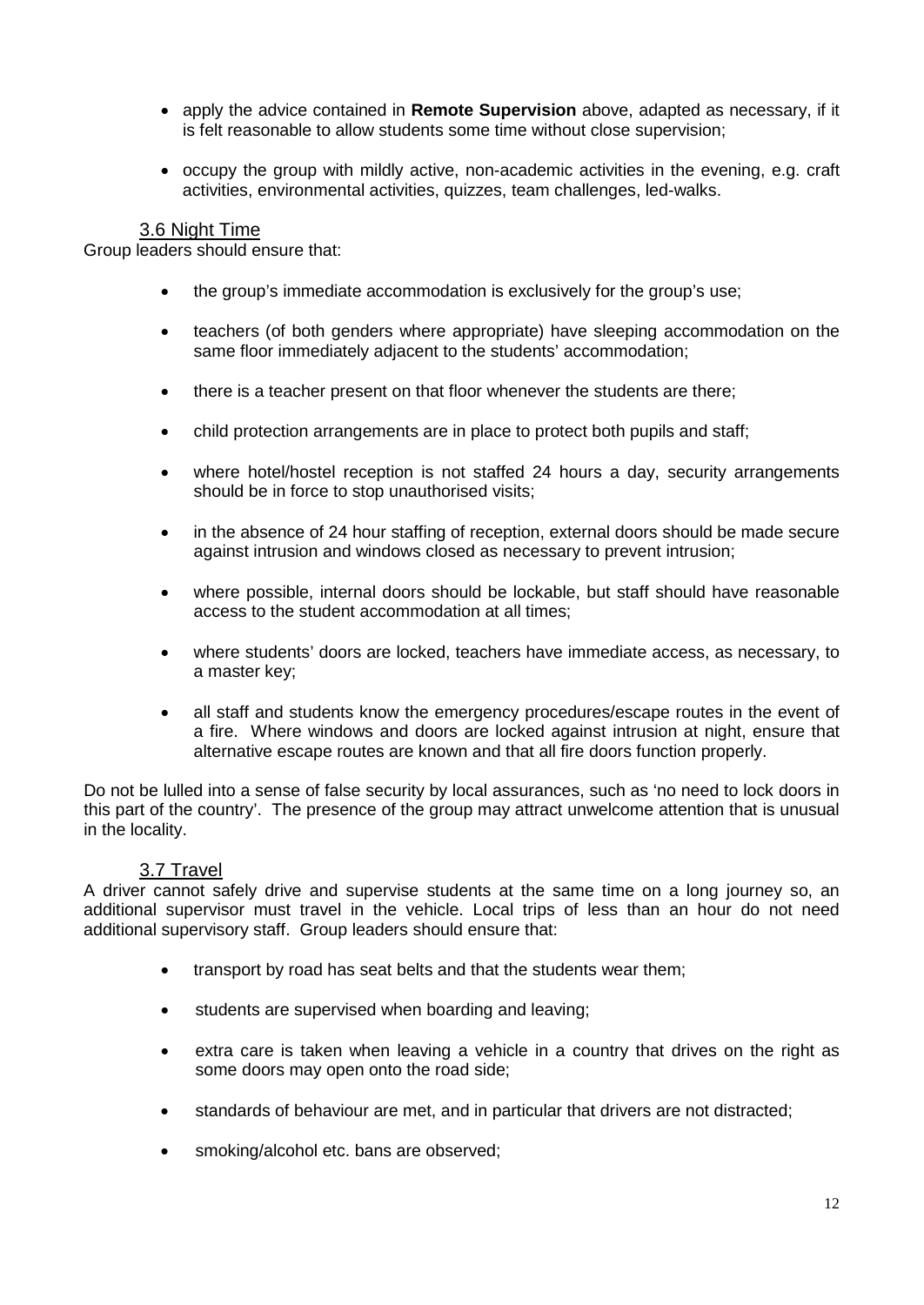- apply the advice contained in **Remote Supervision** above, adapted as necessary, if it is felt reasonable to allow students some time without close supervision;

- occupy the group with mildly active, non-academic activities in the evening, e.g. craft activities, environmental activities, quizzes, team challenges, led-walks.

### 3.6 Night Time

Group leaders should ensure that:

- the group's immediate accommodation is exclusively for the group's use;

- teachers (of both genders where appropriate) have sleeping accommodation on the same floor immediately adjacent to the students' accommodation;

- there is a teacher present on that floor whenever the students are there;

- child protection arrangements are in place to protect both pupils and staff;

- where hotel/hostel reception is not staffed 24 hours a day, security arrangements should be in force to stop unauthorised visits;

- in the absence of 24 hour staffing of reception, external doors should be made secure against intrusion and windows closed as necessary to prevent intrusion;

- where possible, internal doors should be lockable, but staff should have reasonable access to the student accommodation at all times;

- where students' doors are locked, teachers have immediate access, as necessary, to a master key;

- all staff and students know the emergency procedures/escape routes in the event of a fire. Where windows and doors are locked against intrusion at night, ensure that alternative escape routes are known and that all fire doors function properly.

Do not be lulled into a sense of false security by local assurances, such as 'no need to lock doors in this part of the country'. The presence of the group may attract unwelcome attention that is unusual in the locality.

### 3.7 Travel

A driver cannot safely drive and supervise students at the same time on a long journey so, an additional supervisor must travel in the vehicle. Local trips of less than an hour do not need additional supervisory staff. Group leaders should ensure that:

- transport by road has seat belts and that the students wear them;

- students are supervised when boarding and leaving;

- extra care is taken when leaving a vehicle in a country that drives on the right as some doors may open onto the road side;

- standards of behaviour are met, and in particular that drivers are not distracted;

- smoking/alcohol etc. bans are observed;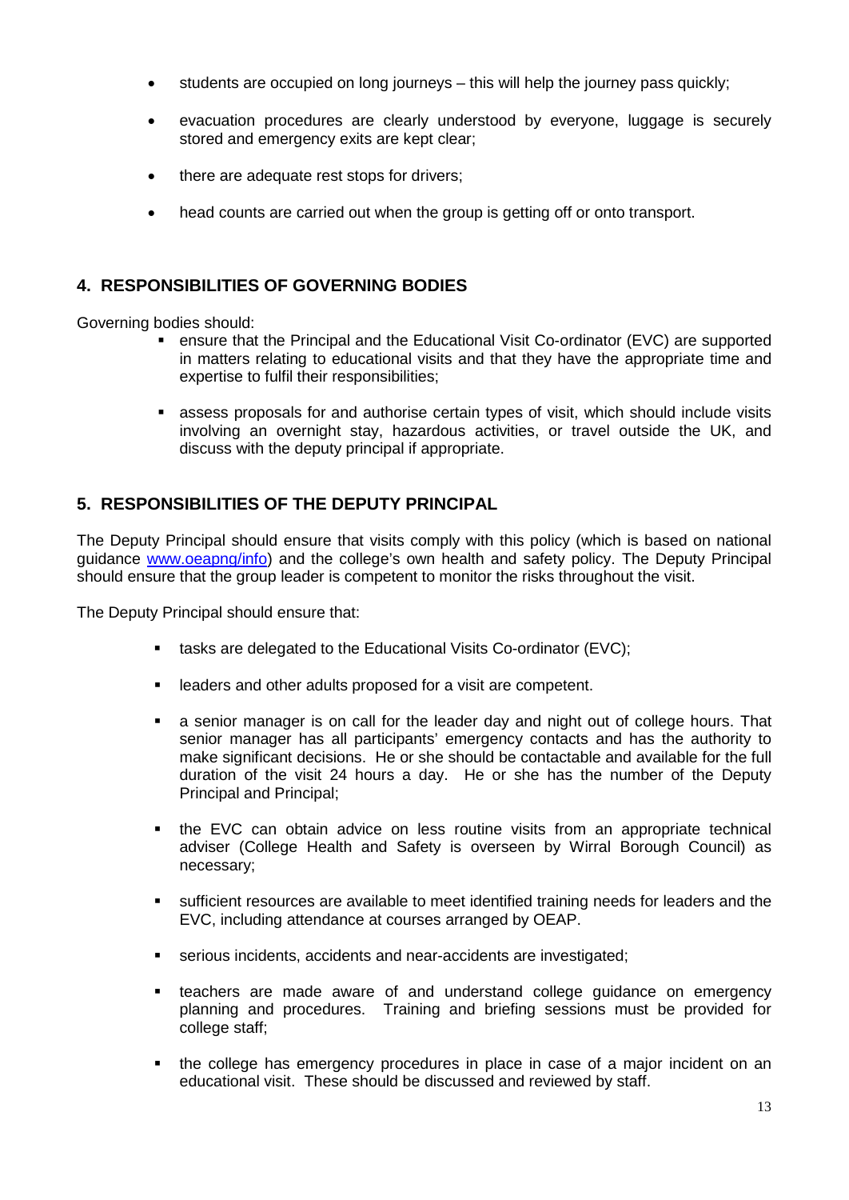- students are occupied on long journeys – this will help the journey pass quickly;
- evacuation procedures are clearly understood by everyone, luggage is securely stored and emergency exits are kept clear;
- there are adequate rest stops for drivers;
- head counts are carried out when the group is getting off or onto transport.

## 4. RESPONSIBILITIES OF GOVERNING BODIES

Governing bodies should:

- ensure that the Principal and the Educational Visit Co-ordinator (EVC) are supported in matters relating to educational visits and that they have the appropriate time and expertise to fulfil their responsibilities;
- assess proposals for and authorise certain types of visit, which should include visits involving an overnight stay, hazardous activities, or travel outside the UK, and discuss with the deputy principal if appropriate.

## 5. RESPONSIBILITIES OF THE DEPUTY PRINCIPAL

The Deputy Principal should ensure that visits comply with this policy (which is based on national guidance [www.oeapng/info](www.oeapng/info)) and the college's own health and safety policy. The Deputy Principal should ensure that the group leader is competent to monitor the risks throughout the visit.

The Deputy Principal should ensure that:

- tasks are delegated to the Educational Visits Co-ordinator (EVC);
- leaders and other adults proposed for a visit are competent.
- a senior manager is on call for the leader day and night out of college hours. That senior manager has all participants' emergency contacts and has the authority to make significant decisions. He or she should be contactable and available for the full duration of the visit 24 hours a day. He or she has the number of the Deputy Principal and Principal;
- the EVC can obtain advice on less routine visits from an appropriate technical adviser (College Health and Safety is overseen by Wirral Borough Council) as necessary;
- sufficient resources are available to meet identified training needs for leaders and the EVC, including attendance at courses arranged by OEAP.
- serious incidents, accidents and near-accidents are investigated;
- teachers are made aware of and understand college guidance on emergency planning and procedures. Training and briefing sessions must be provided for college staff;
- the college has emergency procedures in place in case of a major incident on an educational visit. These should be discussed and reviewed by staff.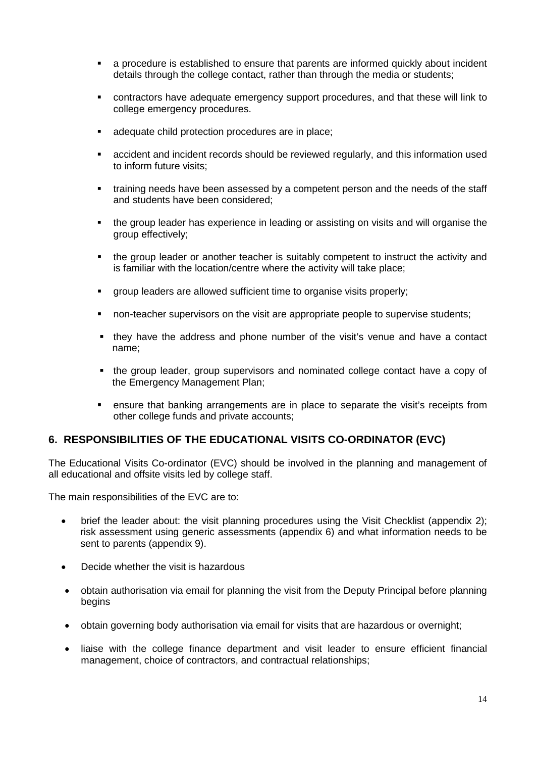- a procedure is established to ensure that parents are informed quickly about incident details through the college contact, rather than through the media or students;
- contractors have adequate emergency support procedures, and that these will link to college emergency procedures.
- adequate child protection procedures are in place;
- accident and incident records should be reviewed regularly, and this information used to inform future visits;
- training needs have been assessed by a competent person and the needs of the staff and students have been considered;
- the group leader has experience in leading or assisting on visits and will organise the group effectively;
- the group leader or another teacher is suitably competent to instruct the activity and is familiar with the location/centre where the activity will take place;
- group leaders are allowed sufficient time to organise visits properly;
- non-teacher supervisors on the visit are appropriate people to supervise students;
- they have the address and phone number of the visit's venue and have a contact name;
- the group leader, group supervisors and nominated college contact have a copy of the Emergency Management Plan;
- ensure that banking arrangements are in place to separate the visit's receipts from other college funds and private accounts;

## 6. RESPONSIBILITIES OF THE EDUCATIONAL VISITS CO-ORDINATOR (EVC)

The Educational Visits Co-ordinator (EVC) should be involved in the planning and management of all educational and offsite visits led by college staff.

The main responsibilities of the EVC are to:

- brief the leader about: the visit planning procedures using the Visit Checklist (appendix 2); risk assessment using generic assessments (appendix 6) and what information needs to be sent to parents (appendix 9).
- Decide whether the visit is hazardous
- obtain authorisation via email for planning the visit from the Deputy Principal before planning begins
- obtain governing body authorisation via email for visits that are hazardous or overnight;
- liaise with the college finance department and visit leader to ensure efficient financial management, choice of contractors, and contractual relationships;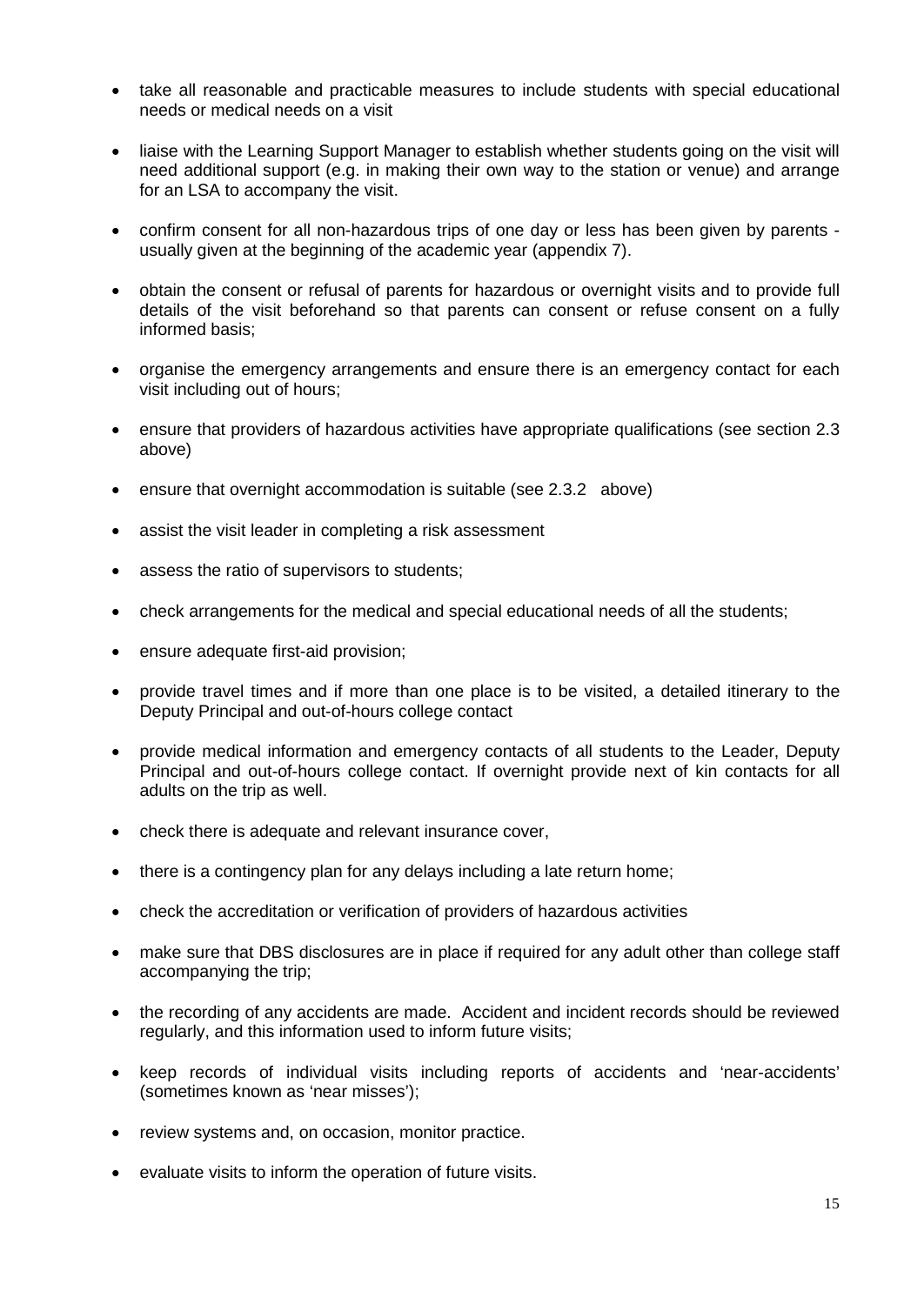- take all reasonable and practicable measures to include students with special educational needs or medical needs on a visit

- liaise with the Learning Support Manager to establish whether students going on the visit will need additional support (e.g. in making their own way to the station or venue) and arrange for an LSA to accompany the visit.

- confirm consent for all non-hazardous trips of one day or less has been given by parents - usually given at the beginning of the academic year (appendix 7).

- obtain the consent or refusal of parents for hazardous or overnight visits and to provide full details of the visit beforehand so that parents can consent or refuse consent on a fully informed basis;

- organise the emergency arrangements and ensure there is an emergency contact for each visit including out of hours;

- ensure that providers of hazardous activities have appropriate qualifications (see section 2.3 above)

- ensure that overnight accommodation is suitable (see 2.3.2 above)

- assist the visit leader in completing a risk assessment

- assess the ratio of supervisors to students;

- check arrangements for the medical and special educational needs of all the students;

- ensure adequate first-aid provision;

- provide travel times and if more than one place is to be visited, a detailed itinerary to the Deputy Principal and out-of-hours college contact

- provide medical information and emergency contacts of all students to the Leader, Deputy Principal and out-of-hours college contact. If overnight provide next of kin contacts for all adults on the trip as well.

- check there is adequate and relevant insurance cover,

- there is a contingency plan for any delays including a late return home;

- check the accreditation or verification of providers of hazardous activities

- make sure that DBS disclosures are in place if required for any adult other than college staff accompanying the trip;

- the recording of any accidents are made. Accident and incident records should be reviewed regularly, and this information used to inform future visits;

- keep records of individual visits including reports of accidents and 'near-accidents' (sometimes known as 'near misses');

- review systems and, on occasion, monitor practice.

- evaluate visits to inform the operation of future visits.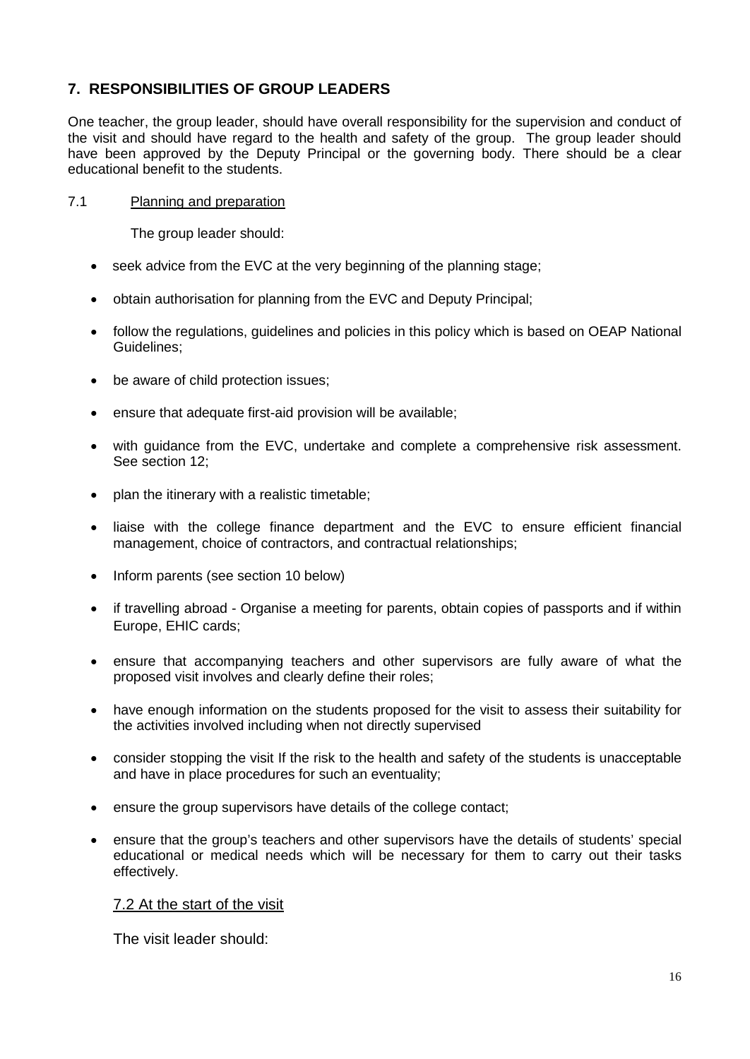## 7. RESPONSIBILITIES OF GROUP LEADERS

One teacher, the group leader, should have overall responsibility for the supervision and conduct of the visit and should have regard to the health and safety of the group. The group leader should have been approved by the Deputy Principal or the governing body. There should be a clear educational benefit to the students.

### 7.1 Planning and preparation

The group leader should:

- seek advice from the EVC at the very beginning of the planning stage;
- obtain authorisation for planning from the EVC and Deputy Principal;
- follow the regulations, guidelines and policies in this policy which is based on OEAP National Guidelines;
- be aware of child protection issues;
- ensure that adequate first-aid provision will be available;
- with guidance from the EVC, undertake and complete a comprehensive risk assessment. See section 12;
- plan the itinerary with a realistic timetable;
- liaise with the college finance department and the EVC to ensure efficient financial management, choice of contractors, and contractual relationships;
- Inform parents (see section 10 below)
- if travelling abroad - Organise a meeting for parents, obtain copies of passports and if within Europe, EHIC cards;
- ensure that accompanying teachers and other supervisors are fully aware of what the proposed visit involves and clearly define their roles;
- have enough information on the students proposed for the visit to assess their suitability for the activities involved including when not directly supervised
- consider stopping the visit If the risk to the health and safety of the students is unacceptable and have in place procedures for such an eventuality;
- ensure the group supervisors have details of the college contact;
- ensure that the group's teachers and other supervisors have the details of students' special educational or medical needs which will be necessary for them to carry out their tasks effectively.

### 7.2 At the start of the visit

The visit leader should: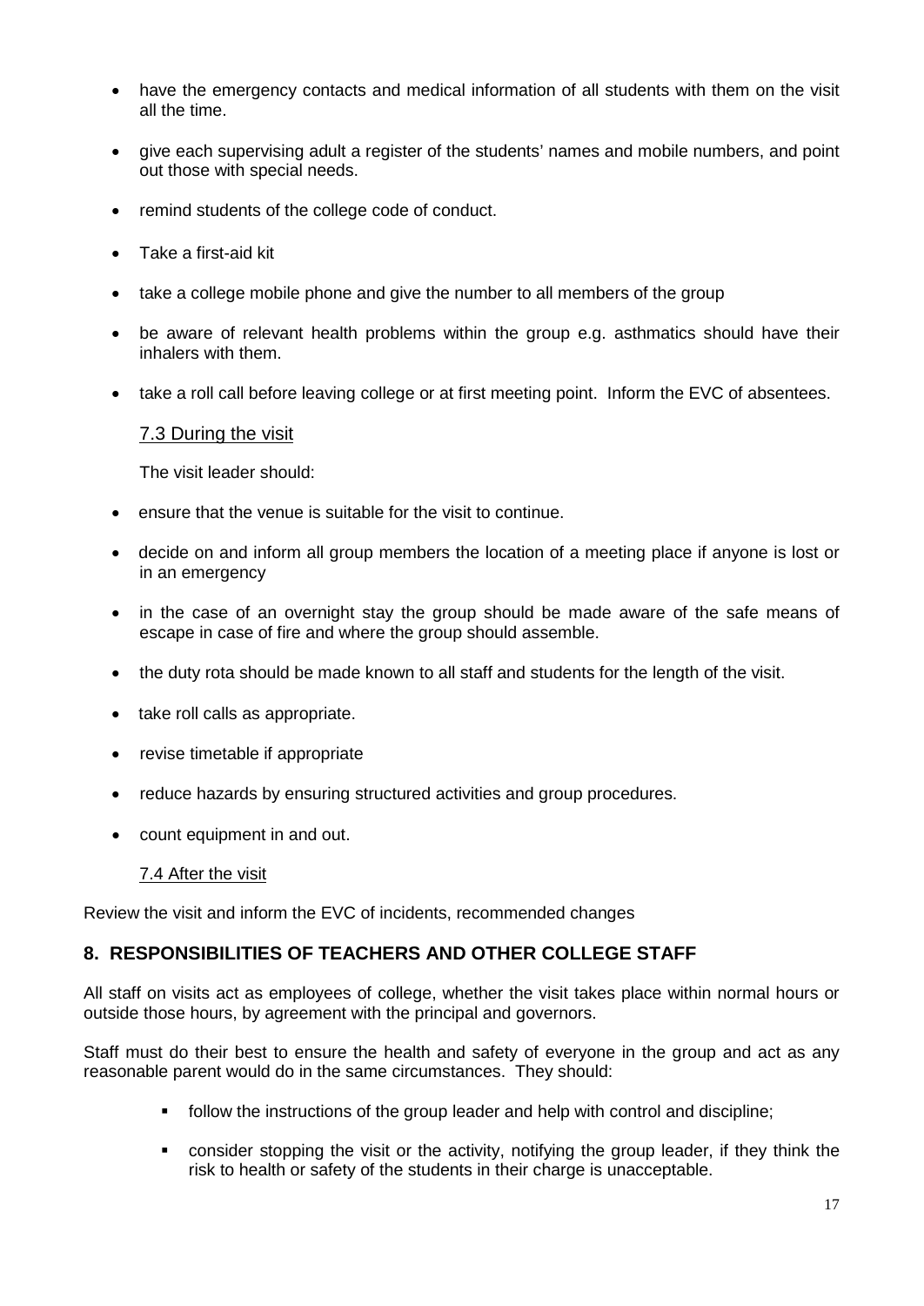- have the emergency contacts and medical information of all students with them on the visit all the time.
- give each supervising adult a register of the students' names and mobile numbers, and point out those with special needs.
- remind students of the college code of conduct.
- Take a first-aid kit
- take a college mobile phone and give the number to all members of the group
- be aware of relevant health problems within the group e.g. asthmatics should have their inhalers with them.
- take a roll call before leaving college or at first meeting point. Inform the EVC of absentees.

### 7.3 During the visit

The visit leader should:

- ensure that the venue is suitable for the visit to continue.
- decide on and inform all group members the location of a meeting place if anyone is lost or in an emergency
- in the case of an overnight stay the group should be made aware of the safe means of escape in case of fire and where the group should assemble.
- the duty rota should be made known to all staff and students for the length of the visit.
- take roll calls as appropriate.
- revise timetable if appropriate
- reduce hazards by ensuring structured activities and group procedures.
- count equipment in and out.

### 7.4 After the visit

Review the visit and inform the EVC of incidents, recommended changes

## 8. RESPONSIBILITIES OF TEACHERS AND OTHER COLLEGE STAFF

All staff on visits act as employees of college, whether the visit takes place within normal hours or outside those hours, by agreement with the principal and governors.

Staff must do their best to ensure the health and safety of everyone in the group and act as any reasonable parent would do in the same circumstances. They should:

- follow the instructions of the group leader and help with control and discipline;
- consider stopping the visit or the activity, notifying the group leader, if they think the risk to health or safety of the students in their charge is unacceptable.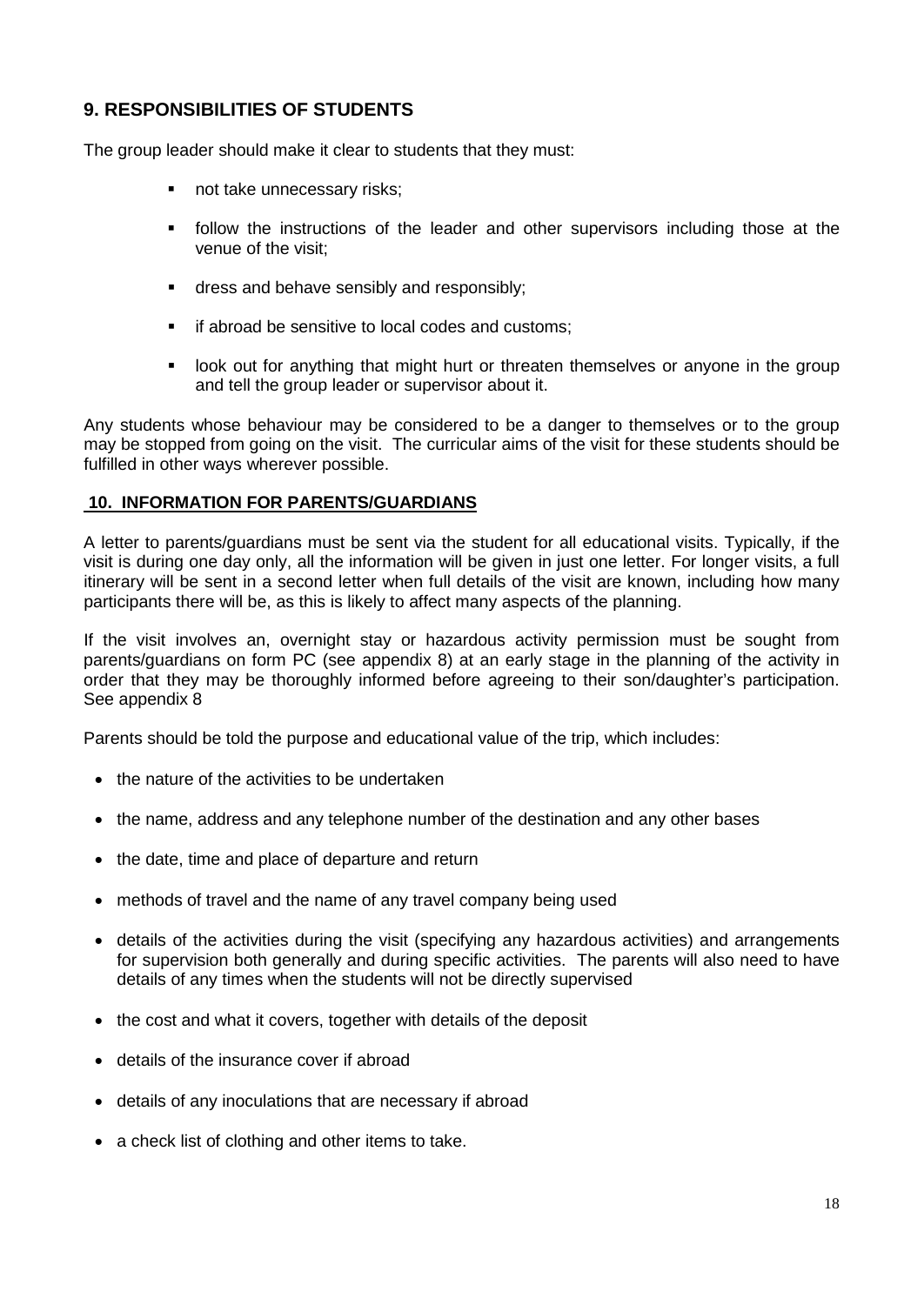## 9. RESPONSIBILITIES OF STUDENTS

The group leader should make it clear to students that they must:

- not take unnecessary risks;
- follow the instructions of the leader and other supervisors including those at the venue of the visit;
- dress and behave sensibly and responsibly;
- if abroad be sensitive to local codes and customs;
- look out for anything that might hurt or threaten themselves or anyone in the group and tell the group leader or supervisor about it.

Any students whose behaviour may be considered to be a danger to themselves or to the group may be stopped from going on the visit. The curricular aims of the visit for these students should be fulfilled in other ways wherever possible.

## 10. INFORMATION FOR PARENTS/GUARDIANS

A letter to parents/guardians must be sent via the student for all educational visits. Typically, if the visit is during one day only, all the information will be given in just one letter. For longer visits, a full itinerary will be sent in a second letter when full details of the visit are known, including how many participants there will be, as this is likely to affect many aspects of the planning.

If the visit involves an, overnight stay or hazardous activity permission must be sought from parents/guardians on form PC (see appendix 8) at an early stage in the planning of the activity in order that they may be thoroughly informed before agreeing to their son/daughter's participation. See appendix 8

Parents should be told the purpose and educational value of the trip, which includes:

- the nature of the activities to be undertaken
- the name, address and any telephone number of the destination and any other bases
- the date, time and place of departure and return
- methods of travel and the name of any travel company being used
- details of the activities during the visit (specifying any hazardous activities) and arrangements for supervision both generally and during specific activities. The parents will also need to have details of any times when the students will not be directly supervised
- the cost and what it covers, together with details of the deposit
- details of the insurance cover if abroad
- details of any inoculations that are necessary if abroad
- a check list of clothing and other items to take.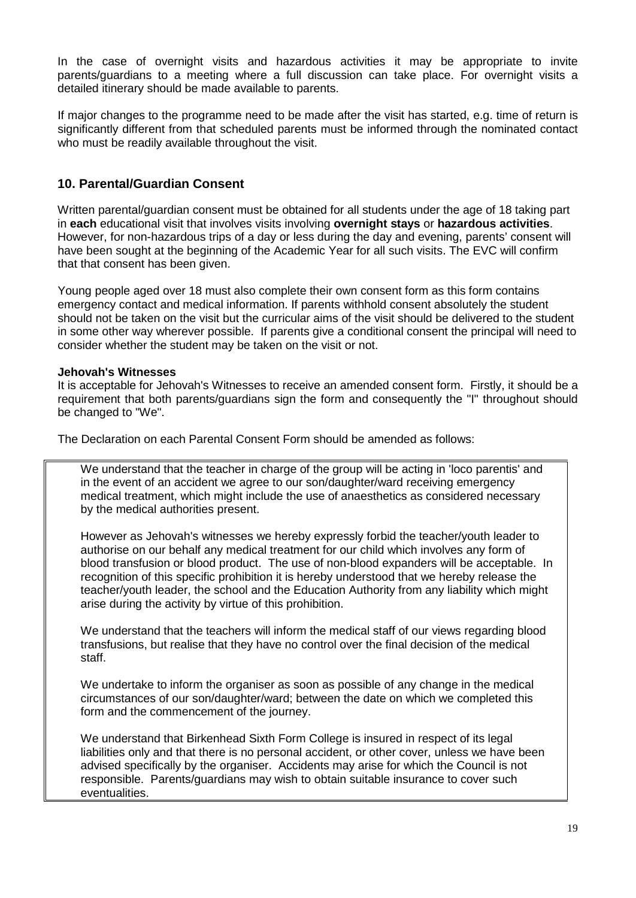In the case of overnight visits and hazardous activities it may be appropriate to invite parents/guardians to a meeting where a full discussion can take place. For overnight visits a detailed itinerary should be made available to parents.

If major changes to the programme need to be made after the visit has started, e.g. time of return is significantly different from that scheduled parents must be informed through the nominated contact who must be readily available throughout the visit.

## 10. Parental/Guardian Consent

Written parental/guardian consent must be obtained for all students under the age of 18 taking part in **each** educational visit that involves visits involving **overnight stays** or **hazardous activities**. However, for non-hazardous trips of a day or less during the day and evening, parents' consent will have been sought at the beginning of the Academic Year for all such visits. The EVC will confirm that that consent has been given.

Young people aged over 18 must also complete their own consent form as this form contains emergency contact and medical information. If parents withhold consent absolutely the student should not be taken on the visit but the curricular aims of the visit should be delivered to the student in some other way wherever possible. If parents give a conditional consent the principal will need to consider whether the student may be taken on the visit or not.

**Jehovah's Witnesses**

It is acceptable for Jehovah's Witnesses to receive an amended consent form. Firstly, it should be a requirement that both parents/guardians sign the form and consequently the "I" throughout should be changed to "We".

The Declaration on each Parental Consent Form should be amended as follows:

> We understand that the teacher in charge of the group will be acting in 'loco parentis' and in the event of an accident we agree to our son/daughter/ward receiving emergency medical treatment, which might include the use of anaesthetics as considered necessary by the medical authorities present.
>
> However as Jehovah's witnesses we hereby expressly forbid the teacher/youth leader to authorise on our behalf any medical treatment for our child which involves any form of blood transfusion or blood product. The use of non-blood expanders will be acceptable. In recognition of this specific prohibition it is hereby understood that we hereby release the teacher/youth leader, the school and the Education Authority from any liability which might arise during the activity by virtue of this prohibition.
>
> We understand that the teachers will inform the medical staff of our views regarding blood transfusions, but realise that they have no control over the final decision of the medical staff.
>
> We undertake to inform the organiser as soon as possible of any change in the medical circumstances of our son/daughter/ward; between the date on which we completed this form and the commencement of the journey.
>
> We understand that Birkenhead Sixth Form College is insured in respect of its legal liabilities only and that there is no personal accident, or other cover, unless we have been advised specifically by the organiser. Accidents may arise for which the Council is not responsible. Parents/guardians may wish to obtain suitable insurance to cover such eventualities.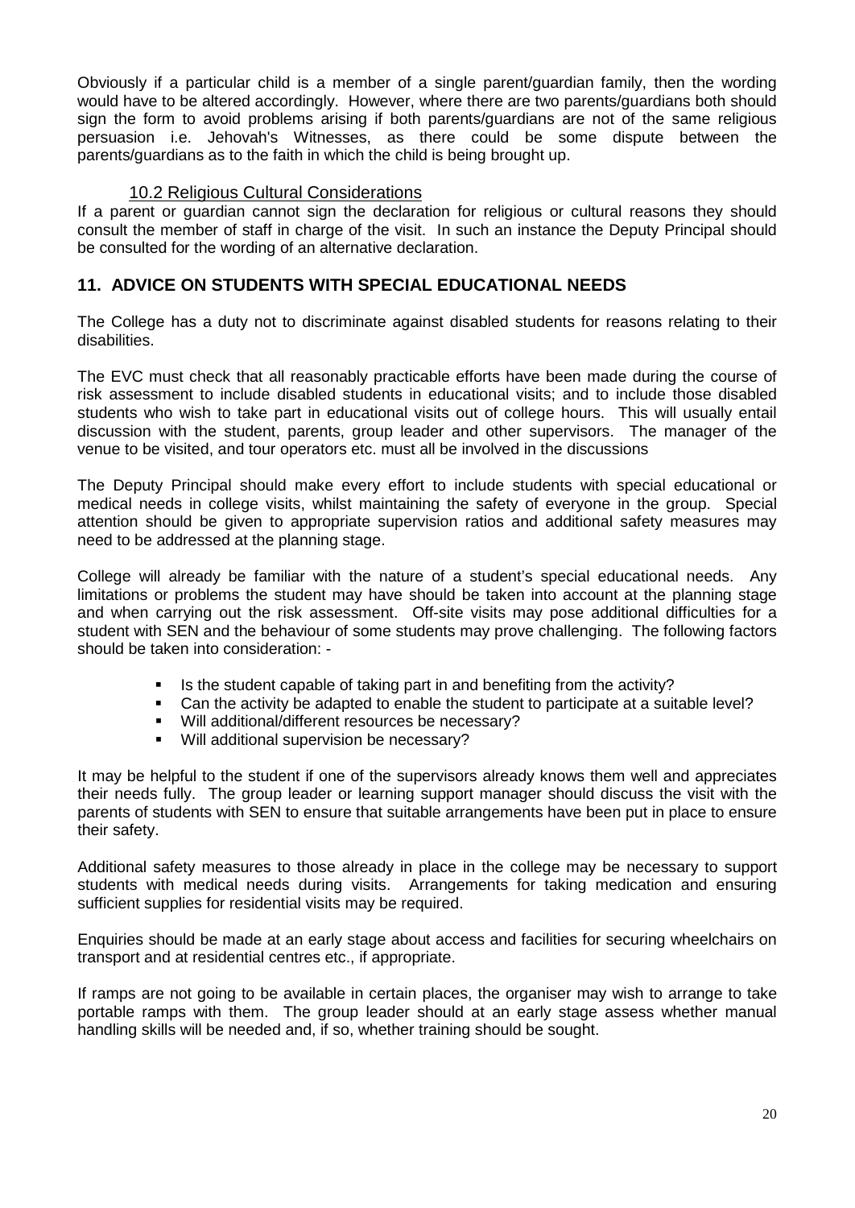Obviously if a particular child is a member of a single parent/guardian family, then the wording would have to be altered accordingly. However, where there are two parents/guardians both should sign the form to avoid problems arising if both parents/guardians are not of the same religious persuasion i.e. Jehovah's Witnesses, as there could be some dispute between the parents/guardians as to the faith in which the child is being brought up.

### 10.2 Religious Cultural Considerations

If a parent or guardian cannot sign the declaration for religious or cultural reasons they should consult the member of staff in charge of the visit. In such an instance the Deputy Principal should be consulted for the wording of an alternative declaration.

## 11. ADVICE ON STUDENTS WITH SPECIAL EDUCATIONAL NEEDS

The College has a duty not to discriminate against disabled students for reasons relating to their disabilities.

The EVC must check that all reasonably practicable efforts have been made during the course of risk assessment to include disabled students in educational visits; and to include those disabled students who wish to take part in educational visits out of college hours. This will usually entail discussion with the student, parents, group leader and other supervisors. The manager of the venue to be visited, and tour operators etc. must all be involved in the discussions

The Deputy Principal should make every effort to include students with special educational or medical needs in college visits, whilst maintaining the safety of everyone in the group. Special attention should be given to appropriate supervision ratios and additional safety measures may need to be addressed at the planning stage.

College will already be familiar with the nature of a student's special educational needs. Any limitations or problems the student may have should be taken into account at the planning stage and when carrying out the risk assessment. Off-site visits may pose additional difficulties for a student with SEN and the behaviour of some students may prove challenging. The following factors should be taken into consideration: -

- Is the student capable of taking part in and benefiting from the activity?
- Can the activity be adapted to enable the student to participate at a suitable level?
- Will additional/different resources be necessary?
- Will additional supervision be necessary?

It may be helpful to the student if one of the supervisors already knows them well and appreciates their needs fully. The group leader or learning support manager should discuss the visit with the parents of students with SEN to ensure that suitable arrangements have been put in place to ensure their safety.

Additional safety measures to those already in place in the college may be necessary to support students with medical needs during visits. Arrangements for taking medication and ensuring sufficient supplies for residential visits may be required.

Enquiries should be made at an early stage about access and facilities for securing wheelchairs on transport and at residential centres etc., if appropriate.

If ramps are not going to be available in certain places, the organiser may wish to arrange to take portable ramps with them. The group leader should at an early stage assess whether manual handling skills will be needed and, if so, whether training should be sought.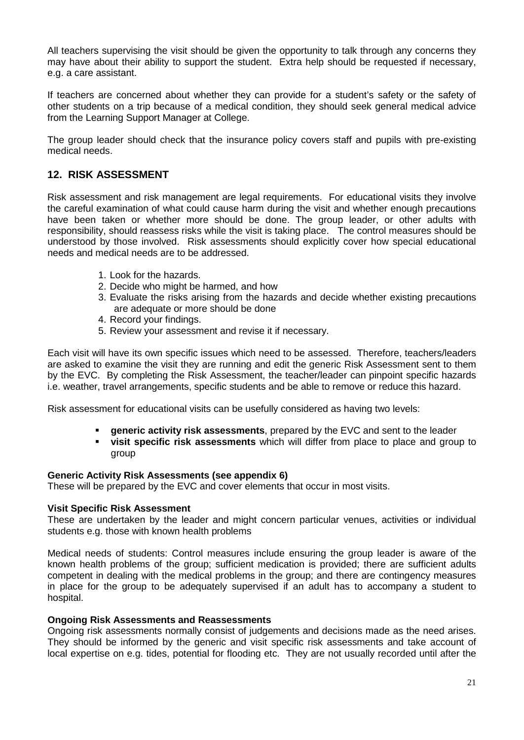All teachers supervising the visit should be given the opportunity to talk through any concerns they may have about their ability to support the student. Extra help should be requested if necessary, e.g. a care assistant.

If teachers are concerned about whether they can provide for a student's safety or the safety of other students on a trip because of a medical condition, they should seek general medical advice from the Learning Support Manager at College.

The group leader should check that the insurance policy covers staff and pupils with pre-existing medical needs.

## 12. RISK ASSESSMENT

Risk assessment and risk management are legal requirements. For educational visits they involve the careful examination of what could cause harm during the visit and whether enough precautions have been taken or whether more should be done. The group leader, or other adults with responsibility, should reassess risks while the visit is taking place. The control measures should be understood by those involved. Risk assessments should explicitly cover how special educational needs and medical needs are to be addressed.

1. Look for the hazards.
2. Decide who might be harmed, and how
3. Evaluate the risks arising from the hazards and decide whether existing precautions are adequate or more should be done
4. Record your findings.
5. Review your assessment and revise it if necessary.

Each visit will have its own specific issues which need to be assessed. Therefore, teachers/leaders are asked to examine the visit they are running and edit the generic Risk Assessment sent to them by the EVC. By completing the Risk Assessment, the teacher/leader can pinpoint specific hazards i.e. weather, travel arrangements, specific students and be able to remove or reduce this hazard.

Risk assessment for educational visits can be usefully considered as having two levels:

- **generic activity risk assessments**, prepared by the EVC and sent to the leader
- **visit specific risk assessments** which will differ from place to place and group to group

**Generic Activity Risk Assessments (see appendix 6)**
These will be prepared by the EVC and cover elements that occur in most visits.

**Visit Specific Risk Assessment**
These are undertaken by the leader and might concern particular venues, activities or individual students e.g. those with known health problems

Medical needs of students: Control measures include ensuring the group leader is aware of the known health problems of the group; sufficient medication is provided; there are sufficient adults competent in dealing with the medical problems in the group; and there are contingency measures in place for the group to be adequately supervised if an adult has to accompany a student to hospital.

**Ongoing Risk Assessments and Reassessments**
Ongoing risk assessments normally consist of judgements and decisions made as the need arises. They should be informed by the generic and visit specific risk assessments and take account of local expertise on e.g. tides, potential for flooding etc. They are not usually recorded until after the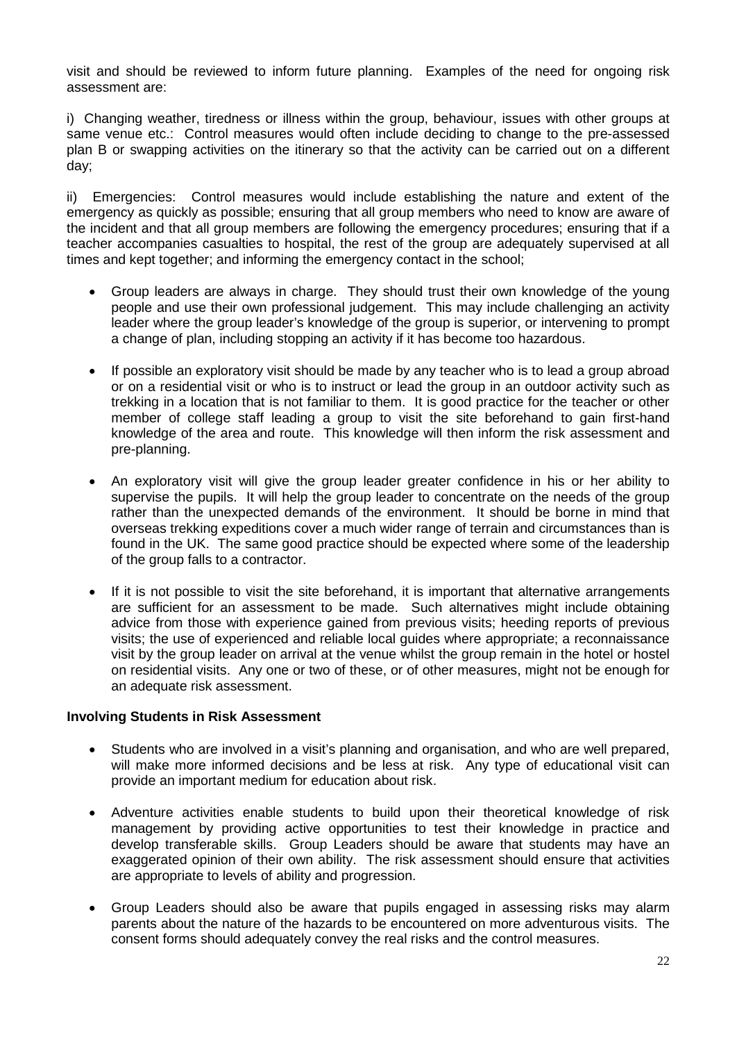visit and should be reviewed to inform future planning. Examples of the need for ongoing risk assessment are:

i) Changing weather, tiredness or illness within the group, behaviour, issues with other groups at same venue etc.: Control measures would often include deciding to change to the pre-assessed plan B or swapping activities on the itinerary so that the activity can be carried out on a different day;

ii) Emergencies: Control measures would include establishing the nature and extent of the emergency as quickly as possible; ensuring that all group members who need to know are aware of the incident and that all group members are following the emergency procedures; ensuring that if a teacher accompanies casualties to hospital, the rest of the group are adequately supervised at all times and kept together; and informing the emergency contact in the school;

- Group leaders are always in charge. They should trust their own knowledge of the young people and use their own professional judgement. This may include challenging an activity leader where the group leader's knowledge of the group is superior, or intervening to prompt a change of plan, including stopping an activity if it has become too hazardous.

- If possible an exploratory visit should be made by any teacher who is to lead a group abroad or on a residential visit or who is to instruct or lead the group in an outdoor activity such as trekking in a location that is not familiar to them. It is good practice for the teacher or other member of college staff leading a group to visit the site beforehand to gain first-hand knowledge of the area and route. This knowledge will then inform the risk assessment and pre-planning.

- An exploratory visit will give the group leader greater confidence in his or her ability to supervise the pupils. It will help the group leader to concentrate on the needs of the group rather than the unexpected demands of the environment. It should be borne in mind that overseas trekking expeditions cover a much wider range of terrain and circumstances than is found in the UK. The same good practice should be expected where some of the leadership of the group falls to a contractor.

- If it is not possible to visit the site beforehand, it is important that alternative arrangements are sufficient for an assessment to be made. Such alternatives might include obtaining advice from those with experience gained from previous visits; heeding reports of previous visits; the use of experienced and reliable local guides where appropriate; a reconnaissance visit by the group leader on arrival at the venue whilst the group remain in the hotel or hostel on residential visits. Any one or two of these, or of other measures, might not be enough for an adequate risk assessment.

**Involving Students in Risk Assessment**

- Students who are involved in a visit's planning and organisation, and who are well prepared, will make more informed decisions and be less at risk. Any type of educational visit can provide an important medium for education about risk.

- Adventure activities enable students to build upon their theoretical knowledge of risk management by providing active opportunities to test their knowledge in practice and develop transferable skills. Group Leaders should be aware that students may have an exaggerated opinion of their own ability. The risk assessment should ensure that activities are appropriate to levels of ability and progression.

- Group Leaders should also be aware that pupils engaged in assessing risks may alarm parents about the nature of the hazards to be encountered on more adventurous visits. The consent forms should adequately convey the real risks and the control measures.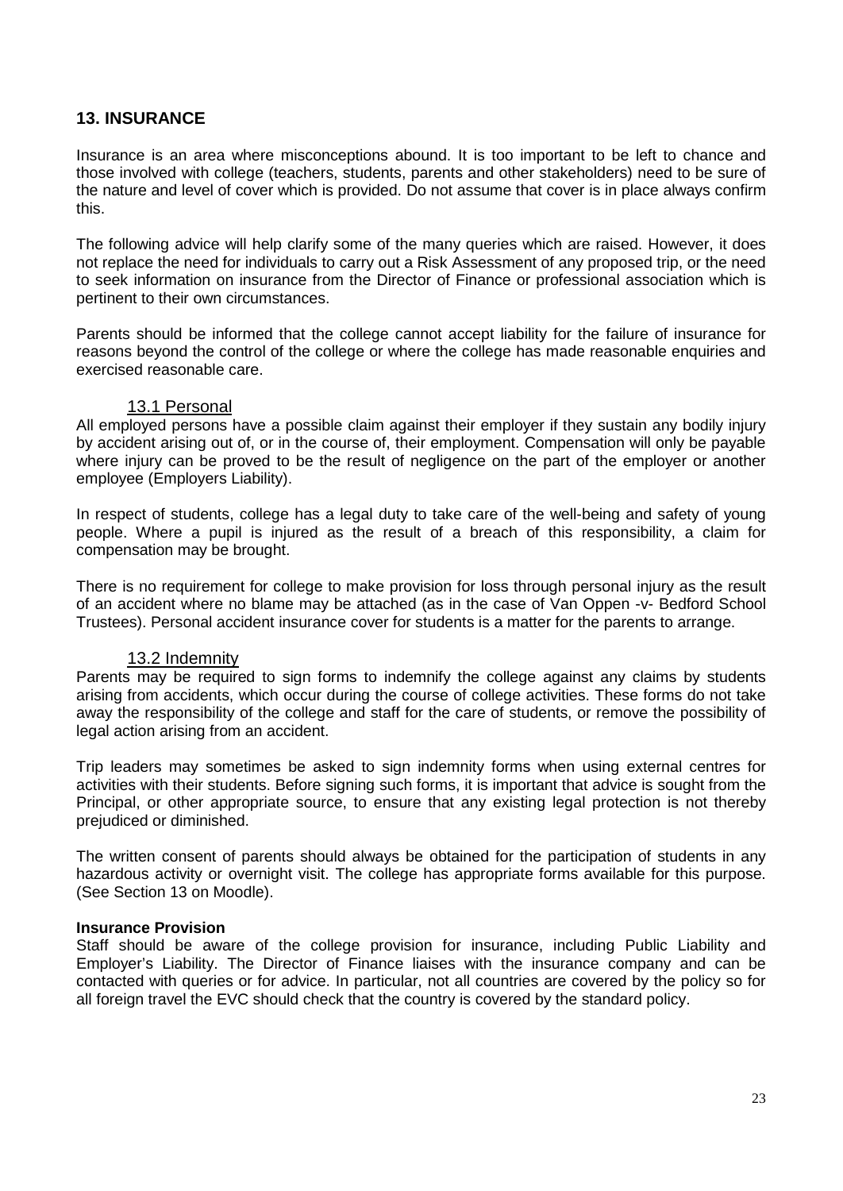## 13. INSURANCE

Insurance is an area where misconceptions abound. It is too important to be left to chance and those involved with college (teachers, students, parents and other stakeholders) need to be sure of the nature and level of cover which is provided. Do not assume that cover is in place always confirm this.

The following advice will help clarify some of the many queries which are raised. However, it does not replace the need for individuals to carry out a Risk Assessment of any proposed trip, or the need to seek information on insurance from the Director of Finance or professional association which is pertinent to their own circumstances.

Parents should be informed that the college cannot accept liability for the failure of insurance for reasons beyond the control of the college or where the college has made reasonable enquiries and exercised reasonable care.

### 13.1 Personal

All employed persons have a possible claim against their employer if they sustain any bodily injury by accident arising out of, or in the course of, their employment. Compensation will only be payable where injury can be proved to be the result of negligence on the part of the employer or another employee (Employers Liability).

In respect of students, college has a legal duty to take care of the well-being and safety of young people. Where a pupil is injured as the result of a breach of this responsibility, a claim for compensation may be brought.

There is no requirement for college to make provision for loss through personal injury as the result of an accident where no blame may be attached (as in the case of Van Oppen -v- Bedford School Trustees). Personal accident insurance cover for students is a matter for the parents to arrange.

### 13.2 Indemnity

Parents may be required to sign forms to indemnify the college against any claims by students arising from accidents, which occur during the course of college activities. These forms do not take away the responsibility of the college and staff for the care of students, or remove the possibility of legal action arising from an accident.

Trip leaders may sometimes be asked to sign indemnity forms when using external centres for activities with their students. Before signing such forms, it is important that advice is sought from the Principal, or other appropriate source, to ensure that any existing legal protection is not thereby prejudiced or diminished.

The written consent of parents should always be obtained for the participation of students in any hazardous activity or overnight visit. The college has appropriate forms available for this purpose. (See Section 13 on Moodle).

**Insurance Provision**

Staff should be aware of the college provision for insurance, including Public Liability and Employer's Liability. The Director of Finance liaises with the insurance company and can be contacted with queries or for advice. In particular, not all countries are covered by the policy so for all foreign travel the EVC should check that the country is covered by the standard policy.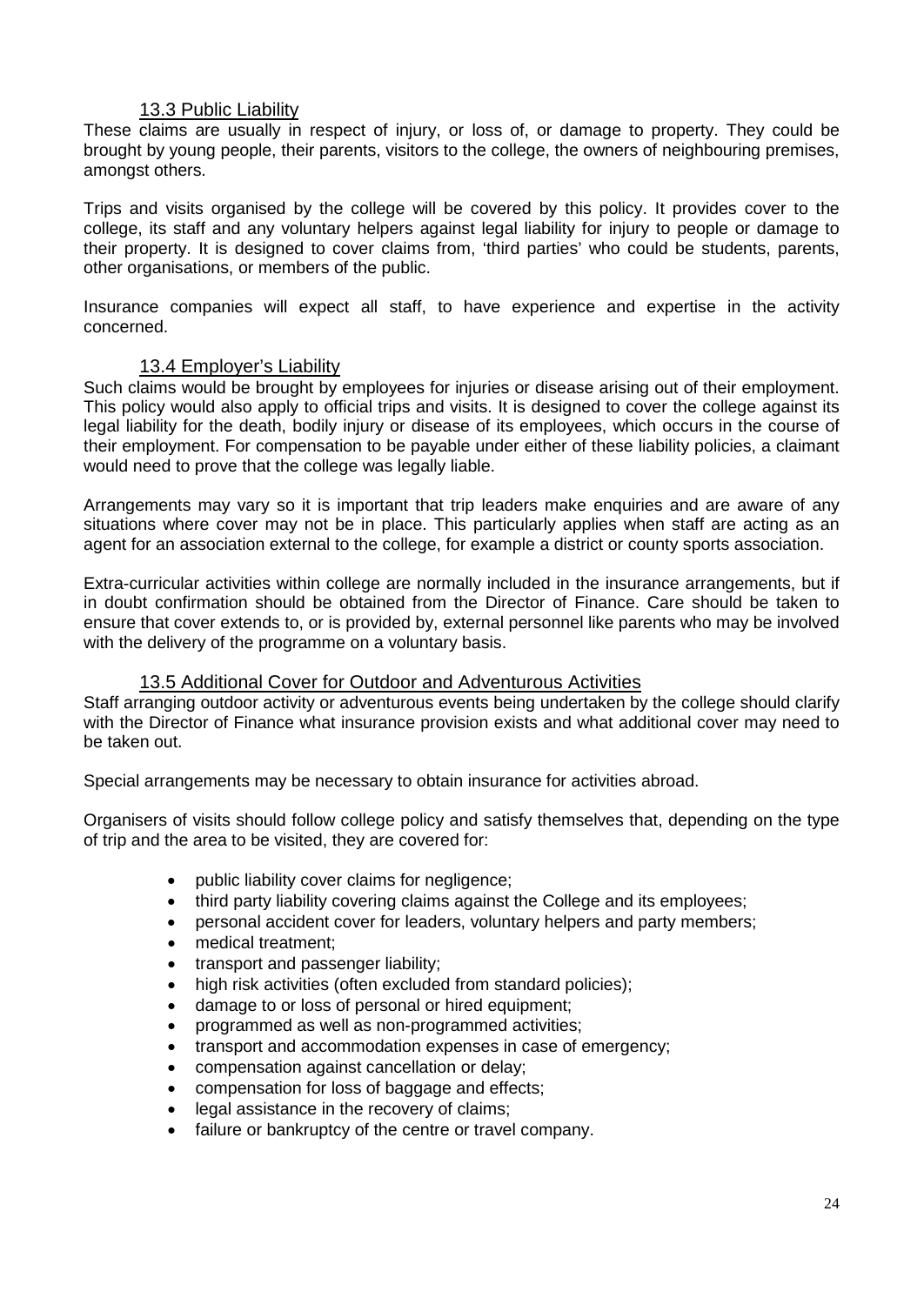### 13.3 Public Liability

These claims are usually in respect of injury, or loss of, or damage to property. They could be brought by young people, their parents, visitors to the college, the owners of neighbouring premises, amongst others.

Trips and visits organised by the college will be covered by this policy. It provides cover to the college, its staff and any voluntary helpers against legal liability for injury to people or damage to their property. It is designed to cover claims from, 'third parties' who could be students, parents, other organisations, or members of the public.

Insurance companies will expect all staff, to have experience and expertise in the activity concerned.

### 13.4 Employer's Liability

Such claims would be brought by employees for injuries or disease arising out of their employment. This policy would also apply to official trips and visits. It is designed to cover the college against its legal liability for the death, bodily injury or disease of its employees, which occurs in the course of their employment. For compensation to be payable under either of these liability policies, a claimant would need to prove that the college was legally liable.

Arrangements may vary so it is important that trip leaders make enquiries and are aware of any situations where cover may not be in place. This particularly applies when staff are acting as an agent for an association external to the college, for example a district or county sports association.

Extra-curricular activities within college are normally included in the insurance arrangements, but if in doubt confirmation should be obtained from the Director of Finance. Care should be taken to ensure that cover extends to, or is provided by, external personnel like parents who may be involved with the delivery of the programme on a voluntary basis.

### 13.5 Additional Cover for Outdoor and Adventurous Activities

Staff arranging outdoor activity or adventurous events being undertaken by the college should clarify with the Director of Finance what insurance provision exists and what additional cover may need to be taken out.

Special arrangements may be necessary to obtain insurance for activities abroad.

Organisers of visits should follow college policy and satisfy themselves that, depending on the type of trip and the area to be visited, they are covered for:

- public liability cover claims for negligence;
- third party liability covering claims against the College and its employees;
- personal accident cover for leaders, voluntary helpers and party members;
- medical treatment;
- transport and passenger liability;
- high risk activities (often excluded from standard policies);
- damage to or loss of personal or hired equipment;
- programmed as well as non-programmed activities;
- transport and accommodation expenses in case of emergency;
- compensation against cancellation or delay;
- compensation for loss of baggage and effects;
- legal assistance in the recovery of claims;
- failure or bankruptcy of the centre or travel company.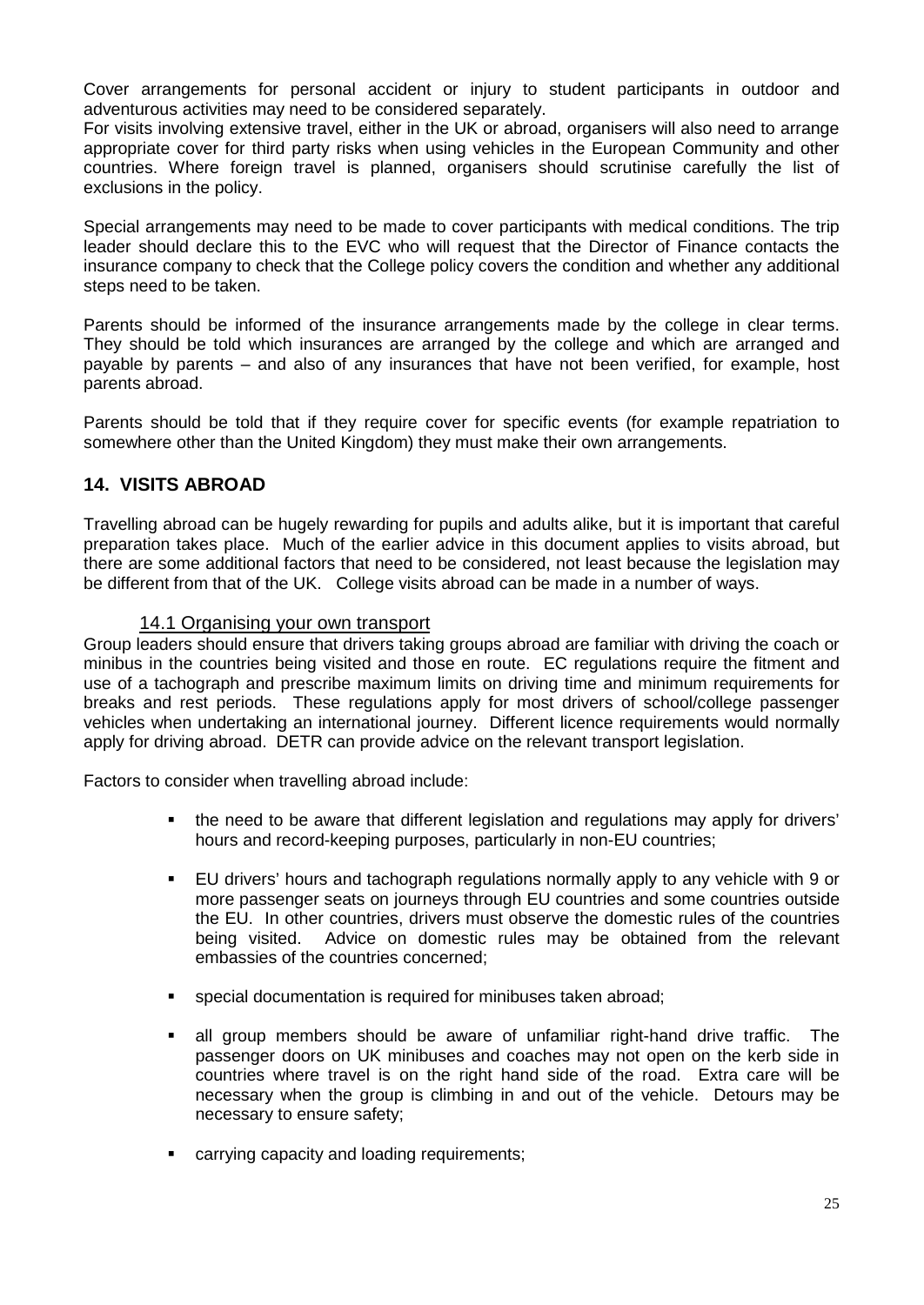Cover arrangements for personal accident or injury to student participants in outdoor and adventurous activities may need to be considered separately.

For visits involving extensive travel, either in the UK or abroad, organisers will also need to arrange appropriate cover for third party risks when using vehicles in the European Community and other countries. Where foreign travel is planned, organisers should scrutinise carefully the list of exclusions in the policy.

Special arrangements may need to be made to cover participants with medical conditions. The trip leader should declare this to the EVC who will request that the Director of Finance contacts the insurance company to check that the College policy covers the condition and whether any additional steps need to be taken.

Parents should be informed of the insurance arrangements made by the college in clear terms. They should be told which insurances are arranged by the college and which are arranged and payable by parents – and also of any insurances that have not been verified, for example, host parents abroad.

Parents should be told that if they require cover for specific events (for example repatriation to somewhere other than the United Kingdom) they must make their own arrangements.

## 14. VISITS ABROAD

Travelling abroad can be hugely rewarding for pupils and adults alike, but it is important that careful preparation takes place. Much of the earlier advice in this document applies to visits abroad, but there are some additional factors that need to be considered, not least because the legislation may be different from that of the UK. College visits abroad can be made in a number of ways.

### 14.1 Organising your own transport

Group leaders should ensure that drivers taking groups abroad are familiar with driving the coach or minibus in the countries being visited and those en route. EC regulations require the fitment and use of a tachograph and prescribe maximum limits on driving time and minimum requirements for breaks and rest periods. These regulations apply for most drivers of school/college passenger vehicles when undertaking an international journey. Different licence requirements would normally apply for driving abroad. DETR can provide advice on the relevant transport legislation.

Factors to consider when travelling abroad include:

- the need to be aware that different legislation and regulations may apply for drivers' hours and record-keeping purposes, particularly in non-EU countries;
- EU drivers' hours and tachograph regulations normally apply to any vehicle with 9 or more passenger seats on journeys through EU countries and some countries outside the EU. In other countries, drivers must observe the domestic rules of the countries being visited. Advice on domestic rules may be obtained from the relevant embassies of the countries concerned;
- special documentation is required for minibuses taken abroad;
- all group members should be aware of unfamiliar right-hand drive traffic. The passenger doors on UK minibuses and coaches may not open on the kerb side in countries where travel is on the right hand side of the road. Extra care will be necessary when the group is climbing in and out of the vehicle. Detours may be necessary to ensure safety;
- carrying capacity and loading requirements;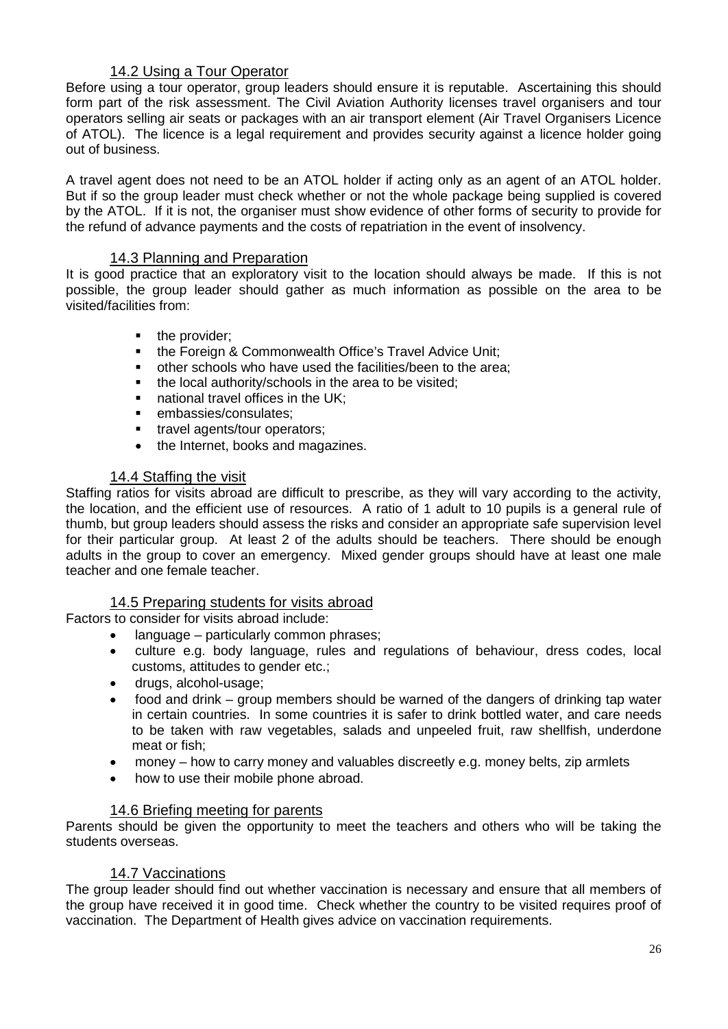### 14.2 Using a Tour Operator

Before using a tour operator, group leaders should ensure it is reputable. Ascertaining this should form part of the risk assessment. The Civil Aviation Authority licenses travel organisers and tour operators selling air seats or packages with an air transport element (Air Travel Organisers Licence of ATOL). The licence is a legal requirement and provides security against a licence holder going out of business.

A travel agent does not need to be an ATOL holder if acting only as an agent of an ATOL holder. But if so the group leader must check whether or not the whole package being supplied is covered by the ATOL. If it is not, the organiser must show evidence of other forms of security to provide for the refund of advance payments and the costs of repatriation in the event of insolvency.

### 14.3 Planning and Preparation

It is good practice that an exploratory visit to the location should always be made. If this is not possible, the group leader should gather as much information as possible on the area to be visited/facilities from:

- the provider;
- the Foreign & Commonwealth Office's Travel Advice Unit;
- other schools who have used the facilities/been to the area;
- the local authority/schools in the area to be visited;
- national travel offices in the UK;
- embassies/consulates;
- travel agents/tour operators;
- the Internet, books and magazines.

### 14.4 Staffing the visit

Staffing ratios for visits abroad are difficult to prescribe, as they will vary according to the activity, the location, and the efficient use of resources. A ratio of 1 adult to 10 pupils is a general rule of thumb, but group leaders should assess the risks and consider an appropriate safe supervision level for their particular group. At least 2 of the adults should be teachers. There should be enough adults in the group to cover an emergency. Mixed gender groups should have at least one male teacher and one female teacher.

### 14.5 Preparing students for visits abroad

Factors to consider for visits abroad include:

- language – particularly common phrases;
- culture e.g. body language, rules and regulations of behaviour, dress codes, local customs, attitudes to gender etc.;
- drugs, alcohol-usage;
- food and drink – group members should be warned of the dangers of drinking tap water in certain countries. In some countries it is safer to drink bottled water, and care needs to be taken with raw vegetables, salads and unpeeled fruit, raw shellfish, underdone meat or fish;
- money – how to carry money and valuables discreetly e.g. money belts, zip armlets
- how to use their mobile phone abroad.

### 14.6 Briefing meeting for parents

Parents should be given the opportunity to meet the teachers and others who will be taking the students overseas.

### 14.7 Vaccinations

The group leader should find out whether vaccination is necessary and ensure that all members of the group have received it in good time. Check whether the country to be visited requires proof of vaccination. The Department of Health gives advice on vaccination requirements.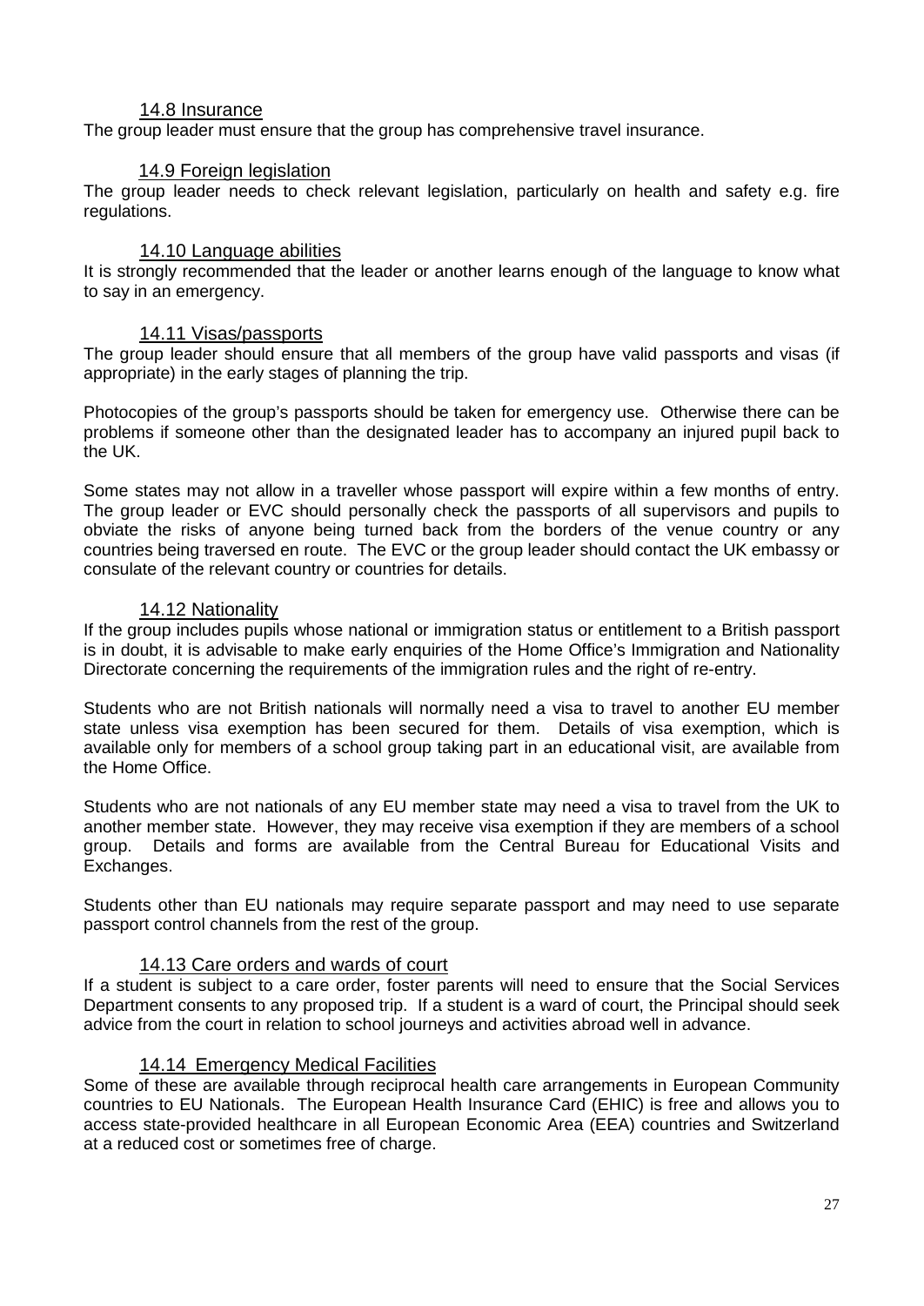### 14.8 Insurance

The group leader must ensure that the group has comprehensive travel insurance.

### 14.9 Foreign legislation

The group leader needs to check relevant legislation, particularly on health and safety e.g. fire regulations.

### 14.10 Language abilities

It is strongly recommended that the leader or another learns enough of the language to know what to say in an emergency.

### 14.11 Visas/passports

The group leader should ensure that all members of the group have valid passports and visas (if appropriate) in the early stages of planning the trip.

Photocopies of the group's passports should be taken for emergency use. Otherwise there can be problems if someone other than the designated leader has to accompany an injured pupil back to the UK.

Some states may not allow in a traveller whose passport will expire within a few months of entry. The group leader or EVC should personally check the passports of all supervisors and pupils to obviate the risks of anyone being turned back from the borders of the venue country or any countries being traversed en route. The EVC or the group leader should contact the UK embassy or consulate of the relevant country or countries for details.

### 14.12 Nationality

If the group includes pupils whose national or immigration status or entitlement to a British passport is in doubt, it is advisable to make early enquiries of the Home Office's Immigration and Nationality Directorate concerning the requirements of the immigration rules and the right of re-entry.

Students who are not British nationals will normally need a visa to travel to another EU member state unless visa exemption has been secured for them. Details of visa exemption, which is available only for members of a school group taking part in an educational visit, are available from the Home Office.

Students who are not nationals of any EU member state may need a visa to travel from the UK to another member state. However, they may receive visa exemption if they are members of a school group. Details and forms are available from the Central Bureau for Educational Visits and Exchanges.

Students other than EU nationals may require separate passport and may need to use separate passport control channels from the rest of the group.

### 14.13 Care orders and wards of court

If a student is subject to a care order, foster parents will need to ensure that the Social Services Department consents to any proposed trip. If a student is a ward of court, the Principal should seek advice from the court in relation to school journeys and activities abroad well in advance.

### 14.14 Emergency Medical Facilities

Some of these are available through reciprocal health care arrangements in European Community countries to EU Nationals. The European Health Insurance Card (EHIC) is free and allows you to access state-provided healthcare in all European Economic Area (EEA) countries and Switzerland at a reduced cost or sometimes free of charge.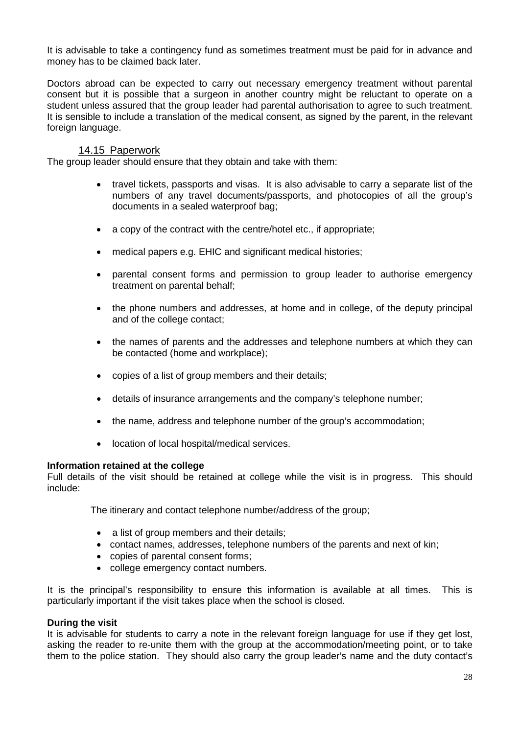It is advisable to take a contingency fund as sometimes treatment must be paid for in advance and money has to be claimed back later.

Doctors abroad can be expected to carry out necessary emergency treatment without parental consent but it is possible that a surgeon in another country might be reluctant to operate on a student unless assured that the group leader had parental authorisation to agree to such treatment. It is sensible to include a translation of the medical consent, as signed by the parent, in the relevant foreign language.

### 14.15 Paperwork

The group leader should ensure that they obtain and take with them:

- travel tickets, passports and visas. It is also advisable to carry a separate list of the numbers of any travel documents/passports, and photocopies of all the group's documents in a sealed waterproof bag;
- a copy of the contract with the centre/hotel etc., if appropriate;
- medical papers e.g. EHIC and significant medical histories;
- parental consent forms and permission to group leader to authorise emergency treatment on parental behalf;
- the phone numbers and addresses, at home and in college, of the deputy principal and of the college contact;
- the names of parents and the addresses and telephone numbers at which they can be contacted (home and workplace);
- copies of a list of group members and their details;
- details of insurance arrangements and the company's telephone number;
- the name, address and telephone number of the group's accommodation;
- location of local hospital/medical services.

**Information retained at the college**

Full details of the visit should be retained at college while the visit is in progress. This should include:

The itinerary and contact telephone number/address of the group;

- a list of group members and their details;
- contact names, addresses, telephone numbers of the parents and next of kin;
- copies of parental consent forms;
- college emergency contact numbers.

It is the principal's responsibility to ensure this information is available at all times. This is particularly important if the visit takes place when the school is closed.

**During the visit**

It is advisable for students to carry a note in the relevant foreign language for use if they get lost, asking the reader to re-unite them with the group at the accommodation/meeting point, or to take them to the police station. They should also carry the group leader's name and the duty contact's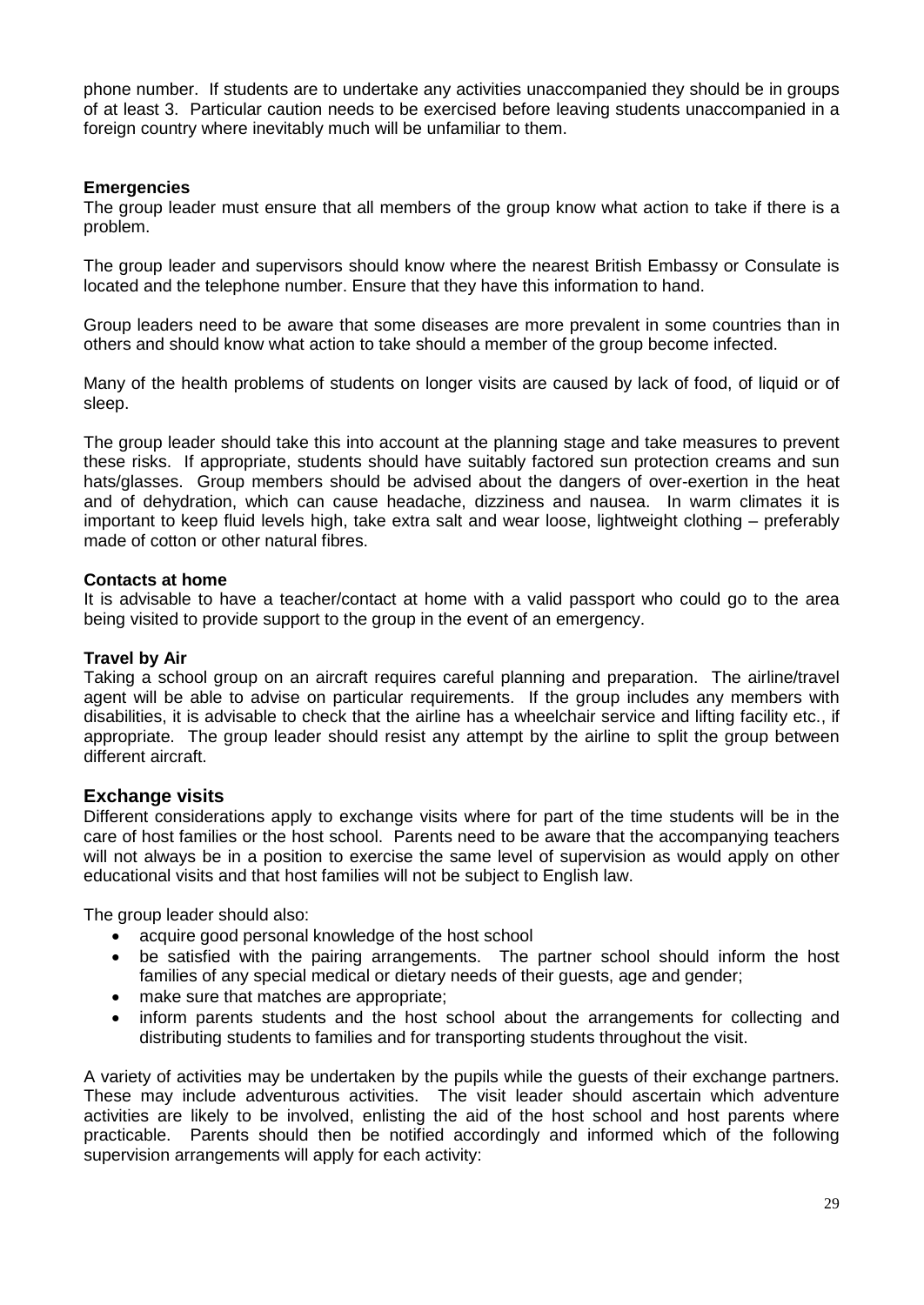phone number. If students are to undertake any activities unaccompanied they should be in groups of at least 3. Particular caution needs to be exercised before leaving students unaccompanied in a foreign country where inevitably much will be unfamiliar to them.

**Emergencies**

The group leader must ensure that all members of the group know what action to take if there is a problem.

The group leader and supervisors should know where the nearest British Embassy or Consulate is located and the telephone number. Ensure that they have this information to hand.

Group leaders need to be aware that some diseases are more prevalent in some countries than in others and should know what action to take should a member of the group become infected.

Many of the health problems of students on longer visits are caused by lack of food, of liquid or of sleep.

The group leader should take this into account at the planning stage and take measures to prevent these risks. If appropriate, students should have suitably factored sun protection creams and sun hats/glasses. Group members should be advised about the dangers of over-exertion in the heat and of dehydration, which can cause headache, dizziness and nausea. In warm climates it is important to keep fluid levels high, take extra salt and wear loose, lightweight clothing – preferably made of cotton or other natural fibres.

**Contacts at home**

It is advisable to have a teacher/contact at home with a valid passport who could go to the area being visited to provide support to the group in the event of an emergency.

**Travel by Air**

Taking a school group on an aircraft requires careful planning and preparation. The airline/travel agent will be able to advise on particular requirements. If the group includes any members with disabilities, it is advisable to check that the airline has a wheelchair service and lifting facility etc., if appropriate. The group leader should resist any attempt by the airline to split the group between different aircraft.

## Exchange visits

Different considerations apply to exchange visits where for part of the time students will be in the care of host families or the host school. Parents need to be aware that the accompanying teachers will not always be in a position to exercise the same level of supervision as would apply on other educational visits and that host families will not be subject to English law.

The group leader should also:

- acquire good personal knowledge of the host school
- be satisfied with the pairing arrangements. The partner school should inform the host families of any special medical or dietary needs of their guests, age and gender;
- make sure that matches are appropriate;
- inform parents students and the host school about the arrangements for collecting and distributing students to families and for transporting students throughout the visit.

A variety of activities may be undertaken by the pupils while the guests of their exchange partners. These may include adventurous activities. The visit leader should ascertain which adventure activities are likely to be involved, enlisting the aid of the host school and host parents where practicable. Parents should then be notified accordingly and informed which of the following supervision arrangements will apply for each activity: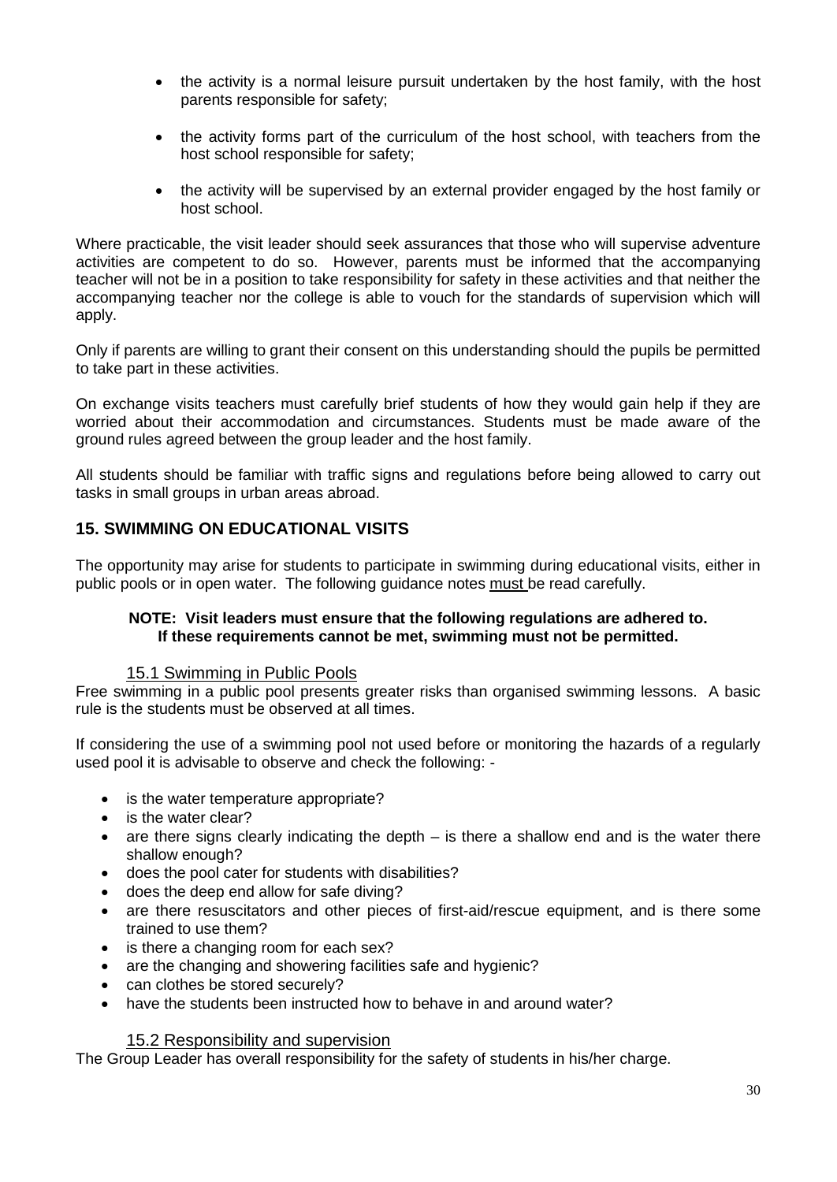- the activity is a normal leisure pursuit undertaken by the host family, with the host parents responsible for safety;

- the activity forms part of the curriculum of the host school, with teachers from the host school responsible for safety;

- the activity will be supervised by an external provider engaged by the host family or host school.

Where practicable, the visit leader should seek assurances that those who will supervise adventure activities are competent to do so. However, parents must be informed that the accompanying teacher will not be in a position to take responsibility for safety in these activities and that neither the accompanying teacher nor the college is able to vouch for the standards of supervision which will apply.

Only if parents are willing to grant their consent on this understanding should the pupils be permitted to take part in these activities.

On exchange visits teachers must carefully brief students of how they would gain help if they are worried about their accommodation and circumstances. Students must be made aware of the ground rules agreed between the group leader and the host family.

All students should be familiar with traffic signs and regulations before being allowed to carry out tasks in small groups in urban areas abroad.

## 15. SWIMMING ON EDUCATIONAL VISITS

The opportunity may arise for students to participate in swimming during educational visits, either in public pools or in open water. The following guidance notes must be read carefully.

**NOTE: Visit leaders must ensure that the following regulations are adhered to. If these requirements cannot be met, swimming must not be permitted.**

### 15.1 Swimming in Public Pools

Free swimming in a public pool presents greater risks than organised swimming lessons. A basic rule is the students must be observed at all times.

If considering the use of a swimming pool not used before or monitoring the hazards of a regularly used pool it is advisable to observe and check the following: -

- is the water temperature appropriate?
- is the water clear?
- are there signs clearly indicating the depth – is there a shallow end and is the water there shallow enough?
- does the pool cater for students with disabilities?
- does the deep end allow for safe diving?
- are there resuscitators and other pieces of first-aid/rescue equipment, and is there some trained to use them?
- is there a changing room for each sex?
- are the changing and showering facilities safe and hygienic?
- can clothes be stored securely?
- have the students been instructed how to behave in and around water?

### 15.2 Responsibility and supervision

The Group Leader has overall responsibility for the safety of students in his/her charge.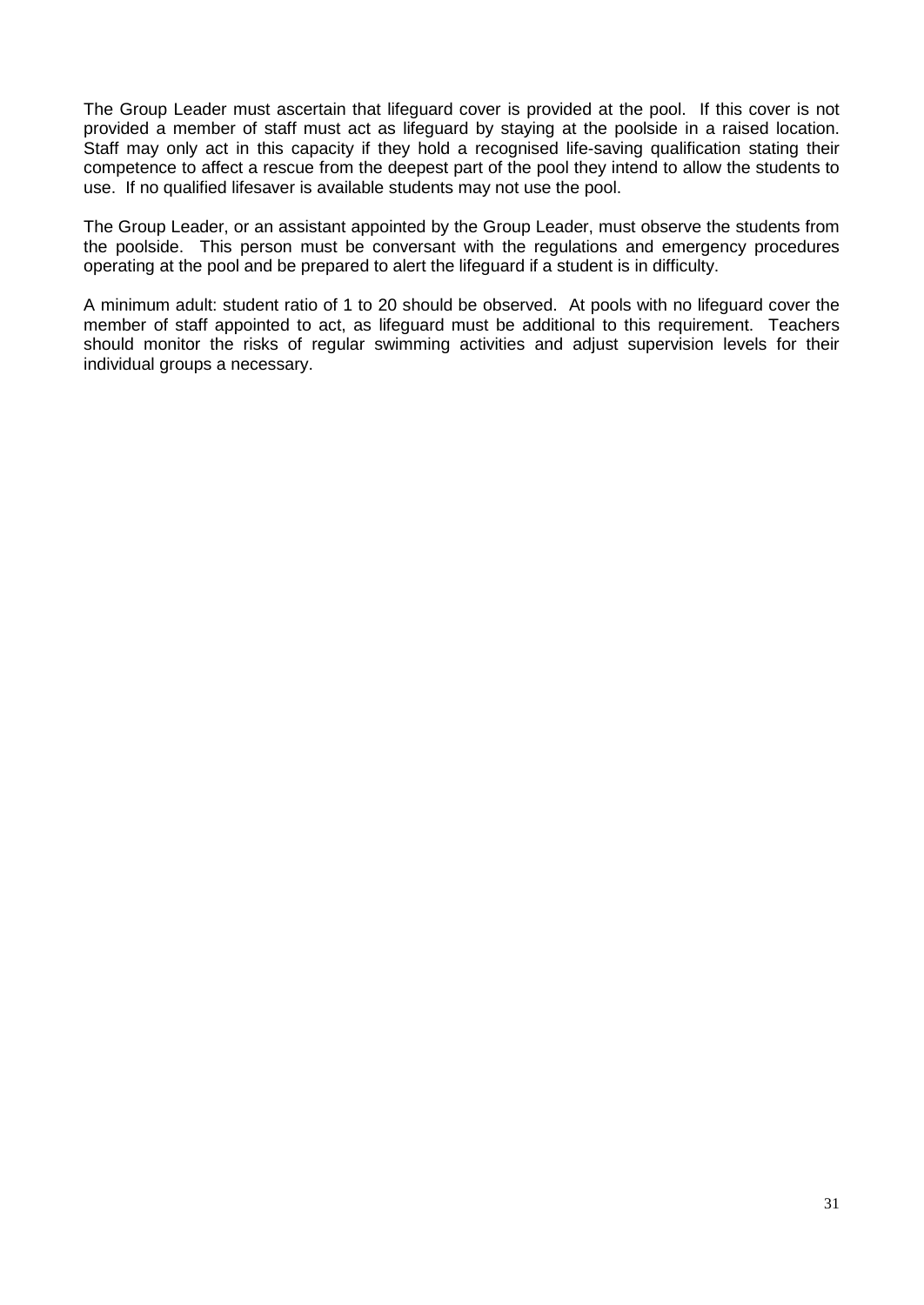The Group Leader must ascertain that lifeguard cover is provided at the pool. If this cover is not provided a member of staff must act as lifeguard by staying at the poolside in a raised location. Staff may only act in this capacity if they hold a recognised life-saving qualification stating their competence to affect a rescue from the deepest part of the pool they intend to allow the students to use. If no qualified lifesaver is available students may not use the pool.

The Group Leader, or an assistant appointed by the Group Leader, must observe the students from the poolside. This person must be conversant with the regulations and emergency procedures operating at the pool and be prepared to alert the lifeguard if a student is in difficulty.

A minimum adult: student ratio of 1 to 20 should be observed. At pools with no lifeguard cover the member of staff appointed to act, as lifeguard must be additional to this requirement. Teachers should monitor the risks of regular swimming activities and adjust supervision levels for their individual groups a necessary.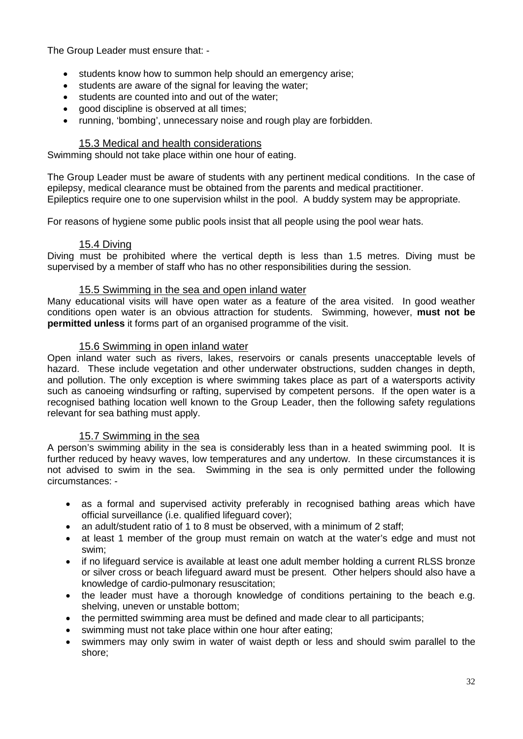The Group Leader must ensure that: -

- students know how to summon help should an emergency arise;
- students are aware of the signal for leaving the water;
- students are counted into and out of the water;
- good discipline is observed at all times;
- running, 'bombing', unnecessary noise and rough play are forbidden.

### 15.3 Medical and health considerations

Swimming should not take place within one hour of eating.

The Group Leader must be aware of students with any pertinent medical conditions. In the case of epilepsy, medical clearance must be obtained from the parents and medical practitioner. Epileptics require one to one supervision whilst in the pool. A buddy system may be appropriate.

For reasons of hygiene some public pools insist that all people using the pool wear hats.

### 15.4 Diving

Diving must be prohibited where the vertical depth is less than 1.5 metres. Diving must be supervised by a member of staff who has no other responsibilities during the session.

### 15.5 Swimming in the sea and open inland water

Many educational visits will have open water as a feature of the area visited. In good weather conditions open water is an obvious attraction for students. Swimming, however, **must not be permitted unless** it forms part of an organised programme of the visit.

### 15.6 Swimming in open inland water

Open inland water such as rivers, lakes, reservoirs or canals presents unacceptable levels of hazard. These include vegetation and other underwater obstructions, sudden changes in depth, and pollution. The only exception is where swimming takes place as part of a watersports activity such as canoeing windsurfing or rafting, supervised by competent persons. If the open water is a recognised bathing location well known to the Group Leader, then the following safety regulations relevant for sea bathing must apply.

### 15.7 Swimming in the sea

A person's swimming ability in the sea is considerably less than in a heated swimming pool. It is further reduced by heavy waves, low temperatures and any undertow. In these circumstances it is not advised to swim in the sea. Swimming in the sea is only permitted under the following circumstances: -

- as a formal and supervised activity preferably in recognised bathing areas which have official surveillance (i.e. qualified lifeguard cover);
- an adult/student ratio of 1 to 8 must be observed, with a minimum of 2 staff;
- at least 1 member of the group must remain on watch at the water's edge and must not swim;
- if no lifeguard service is available at least one adult member holding a current RLSS bronze or silver cross or beach lifeguard award must be present. Other helpers should also have a knowledge of cardio-pulmonary resuscitation;
- the leader must have a thorough knowledge of conditions pertaining to the beach e.g. shelving, uneven or unstable bottom;
- the permitted swimming area must be defined and made clear to all participants;
- swimming must not take place within one hour after eating;
- swimmers may only swim in water of waist depth or less and should swim parallel to the shore;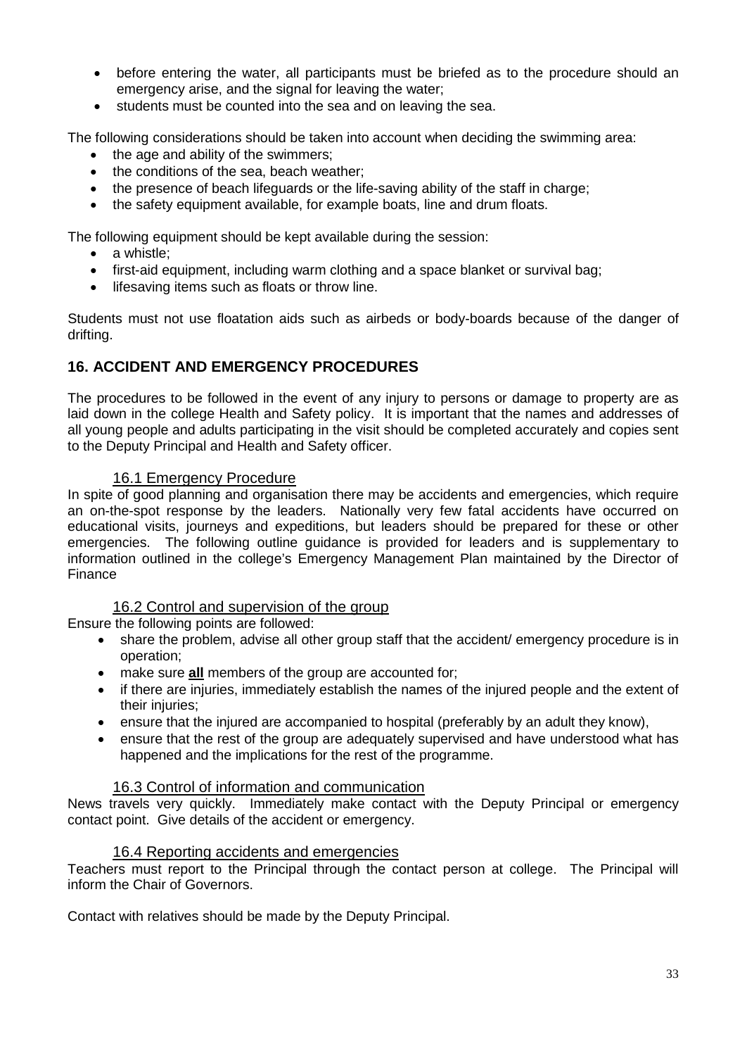- before entering the water, all participants must be briefed as to the procedure should an emergency arise, and the signal for leaving the water;
- students must be counted into the sea and on leaving the sea.

The following considerations should be taken into account when deciding the swimming area:

- the age and ability of the swimmers;
- the conditions of the sea, beach weather;
- the presence of beach lifeguards or the life-saving ability of the staff in charge;
- the safety equipment available, for example boats, line and drum floats.

The following equipment should be kept available during the session:

- a whistle;
- first-aid equipment, including warm clothing and a space blanket or survival bag;
- lifesaving items such as floats or throw line.

Students must not use floatation aids such as airbeds or body-boards because of the danger of drifting.

## 16. ACCIDENT AND EMERGENCY PROCEDURES

The procedures to be followed in the event of any injury to persons or damage to property are as laid down in the college Health and Safety policy. It is important that the names and addresses of all young people and adults participating in the visit should be completed accurately and copies sent to the Deputy Principal and Health and Safety officer.

### 16.1 Emergency Procedure

In spite of good planning and organisation there may be accidents and emergencies, which require an on-the-spot response by the leaders. Nationally very few fatal accidents have occurred on educational visits, journeys and expeditions, but leaders should be prepared for these or other emergencies. The following outline guidance is provided for leaders and is supplementary to information outlined in the college's Emergency Management Plan maintained by the Director of Finance

### 16.2 Control and supervision of the group

Ensure the following points are followed:

- share the problem, advise all other group staff that the accident/ emergency procedure is in operation;
- make sure **all** members of the group are accounted for;
- if there are injuries, immediately establish the names of the injured people and the extent of their injuries;
- ensure that the injured are accompanied to hospital (preferably by an adult they know),
- ensure that the rest of the group are adequately supervised and have understood what has happened and the implications for the rest of the programme.

### 16.3 Control of information and communication

News travels very quickly. Immediately make contact with the Deputy Principal or emergency contact point. Give details of the accident or emergency.

### 16.4 Reporting accidents and emergencies

Teachers must report to the Principal through the contact person at college. The Principal will inform the Chair of Governors.

Contact with relatives should be made by the Deputy Principal.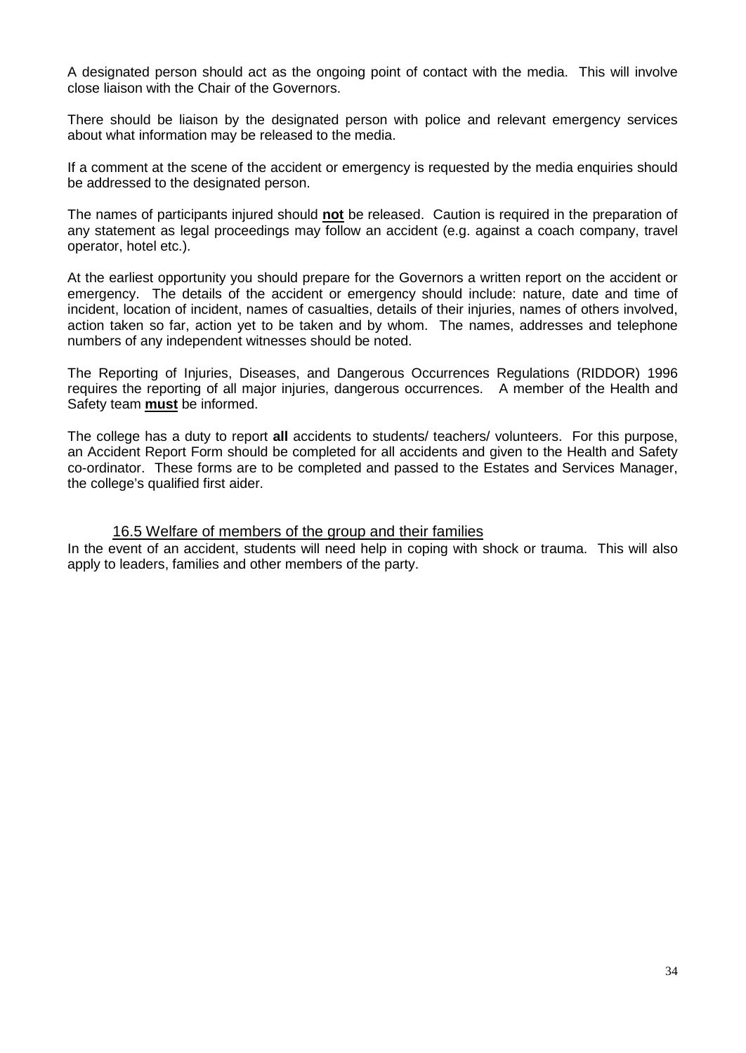A designated person should act as the ongoing point of contact with the media. This will involve close liaison with the Chair of the Governors.

There should be liaison by the designated person with police and relevant emergency services about what information may be released to the media.

If a comment at the scene of the accident or emergency is requested by the media enquiries should be addressed to the designated person.

The names of participants injured should **not** be released. Caution is required in the preparation of any statement as legal proceedings may follow an accident (e.g. against a coach company, travel operator, hotel etc.).

At the earliest opportunity you should prepare for the Governors a written report on the accident or emergency. The details of the accident or emergency should include: nature, date and time of incident, location of incident, names of casualties, details of their injuries, names of others involved, action taken so far, action yet to be taken and by whom. The names, addresses and telephone numbers of any independent witnesses should be noted.

The Reporting of Injuries, Diseases, and Dangerous Occurrences Regulations (RIDDOR) 1996 requires the reporting of all major injuries, dangerous occurrences. A member of the Health and Safety team **must** be informed.

The college has a duty to report **all** accidents to students/ teachers/ volunteers. For this purpose, an Accident Report Form should be completed for all accidents and given to the Health and Safety co-ordinator. These forms are to be completed and passed to the Estates and Services Manager, the college's qualified first aider.

### 16.5 Welfare of members of the group and their families

In the event of an accident, students will need help in coping with shock or trauma. This will also apply to leaders, families and other members of the party.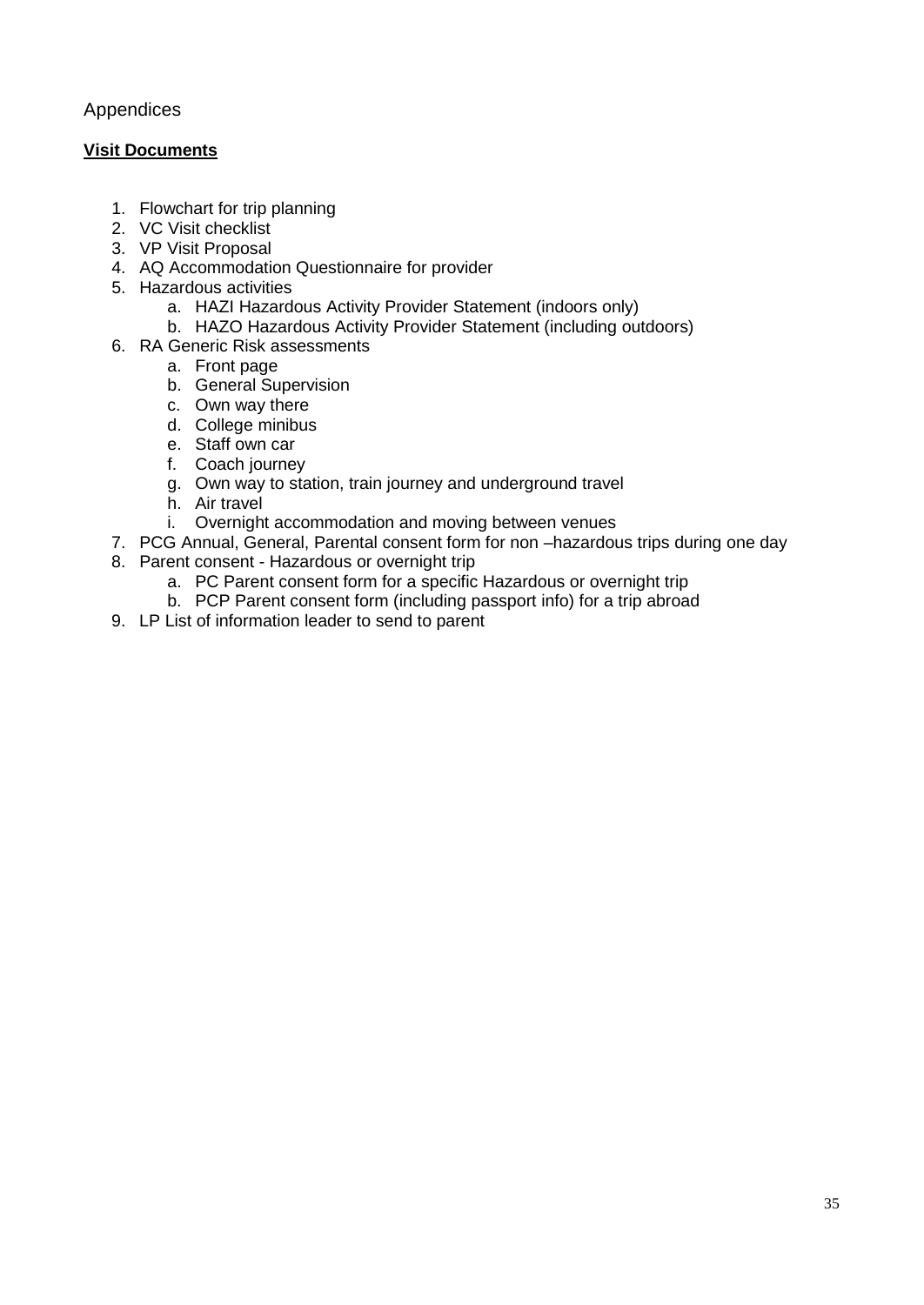Appendices

**Visit Documents**

1. Flowchart for trip planning
2. VC Visit checklist
3. VP Visit Proposal
4. AQ Accommodation Questionnaire for provider
5. Hazardous activities
    a. HAZI Hazardous Activity Provider Statement (indoors only)
    b. HAZO Hazardous Activity Provider Statement (including outdoors)
6. RA Generic Risk assessments
    a. Front page
    b. General Supervision
    c. Own way there
    d. College minibus
    e. Staff own car
    f. Coach journey
    g. Own way to station, train journey and underground travel
    h. Air travel
    i. Overnight accommodation and moving between venues
7. PCG Annual, General, Parental consent form for non –hazardous trips during one day
8. Parent consent - Hazardous or overnight trip
    a. PC Parent consent form for a specific Hazardous or overnight trip
    b. PCP Parent consent form (including passport info) for a trip abroad
9. LP List of information leader to send to parent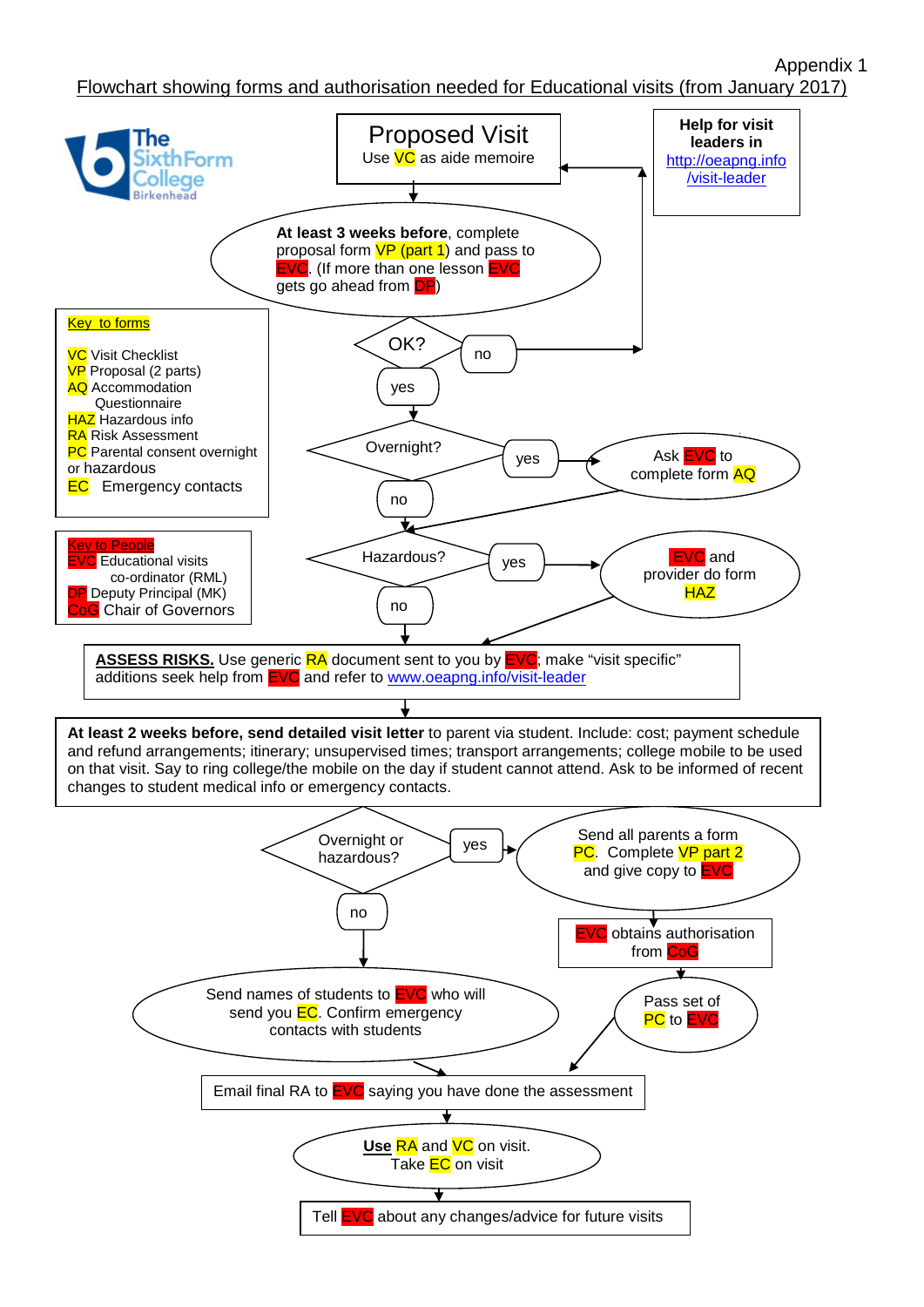Appendix 1

## Flowchart showing forms and authorisation needed for Educational visits (from January 2017)

The Sixth Form College Birkenhead

**Help for visit leaders in** http://oeapng.info/visit-leader

**Proposed Visit**
Use VC as aide memoire

↓

**At least 3 weeks before**, complete proposal form VP (part 1) and pass to EVC. (If more than one lesson EVC gets go ahead from DP)

↓

OK? — no → (return to Proposed Visit)

yes ↓

Overnight? — yes → Ask EVC to complete form AQ

no ↓

Hazardous? — yes → EVC and provider do form HAZ

no ↓

**ASSESS RISKS.** Use generic RA document sent to you by EVC; make "visit specific" additions seek help from EVC and refer to www.oeapng.info/visit-leader

↓

**At least 2 weeks before, send detailed visit letter** to parent via student. Include: cost; payment schedule and refund arrangements; itinerary; unsupervised times; transport arrangements; college mobile to be used on that visit. Say to ring college/the mobile on the day if student cannot attend. Ask to be informed of recent changes to student medical info or emergency contacts.

↓

Overnight or hazardous? — yes → Send all parents a form PC. Complete VP part 2 and give copy to EVC → EVC obtains authorisation from CoG → Pass set of PC to EVC

no ↓

Send names of students to EVC who will send you EC. Confirm emergency contacts with students

↓

Email final RA to EVC saying you have done the assessment

↓

**Use** RA and VC on visit. Take EC on visit

↓

Tell EVC about any changes/advice for future visits

**Key to forms**

- VC Visit Checklist
- VP Proposal (2 parts)
- AQ Accommodation Questionnaire
- HAZ Hazardous info
- RA Risk Assessment
- PC Parental consent overnight or hazardous
- EC Emergency contacts

**Key to People**

- EVC Educational visits co-ordinator (RML)
- DP Deputy Principal (MK)
- CoG Chair of Governors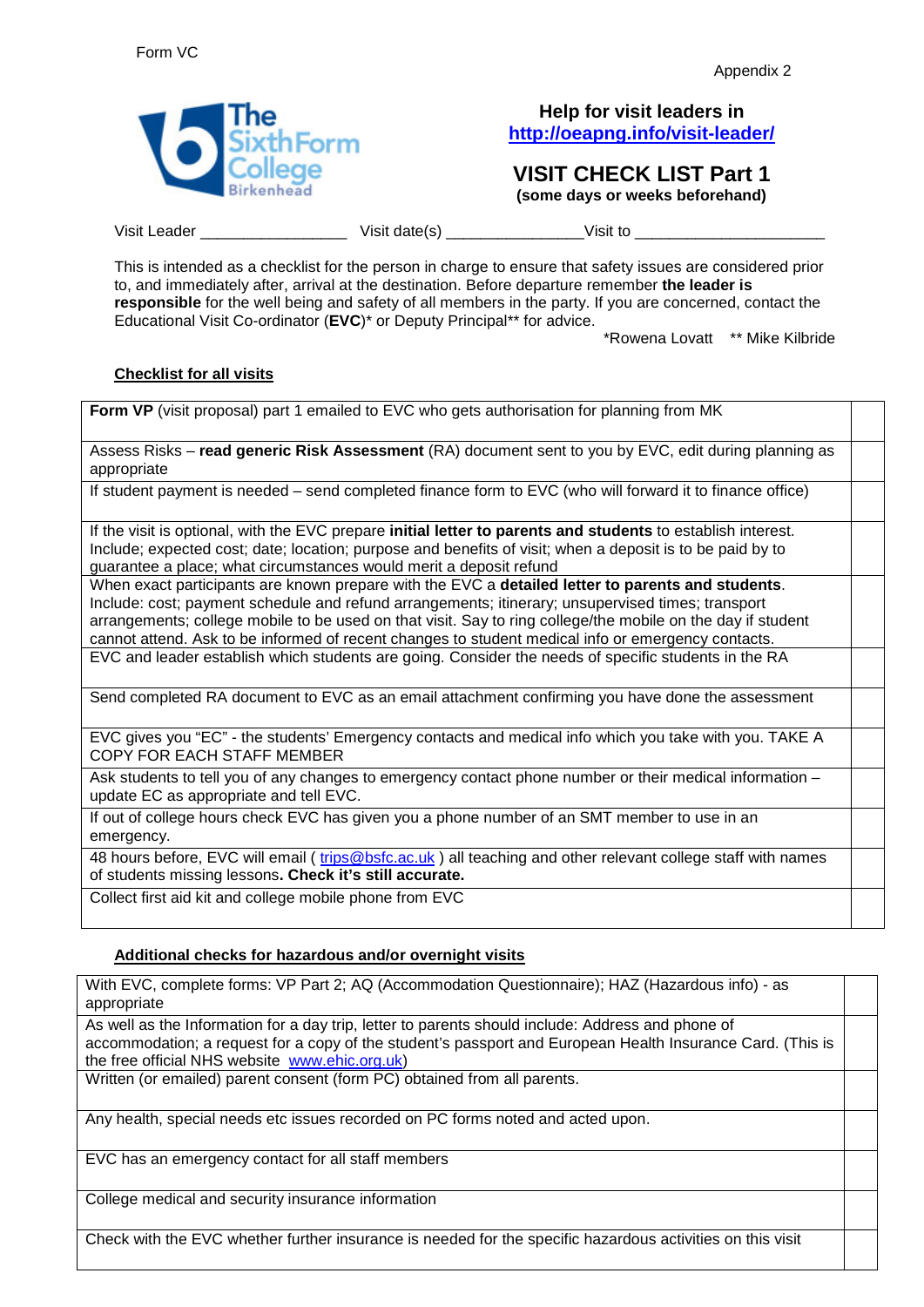Form VC

Appendix 2

**Help for visit leaders in** [http://oeapng.info/visit-leader/](http://oeapng.info/visit-leader/)

# VISIT CHECK LIST Part 1

**(some days or weeks beforehand)**

Visit Leader ________________ Visit date(s) _______________Visit to _____________________

This is intended as a checklist for the person in charge to ensure that safety issues are considered prior to, and immediately after, arrival at the destination. Before departure remember **the leader is responsible** for the well being and safety of all members in the party. If you are concerned, contact the Educational Visit Co-ordinator (**EVC**)* or Deputy Principal** for advice.

*Rowena Lovatt ** Mike Kilbride

**Checklist for all visits**

| | |
|---|---|
| **Form VP** (visit proposal) part 1 emailed to EVC who gets authorisation for planning from MK | |
| Assess Risks – **read generic Risk Assessment** (RA) document sent to you by EVC, edit during planning as appropriate | |
| If student payment is needed – send completed finance form to EVC (who will forward it to finance office) | |
| If the visit is optional, with the EVC prepare **initial letter to parents and students** to establish interest. Include; expected cost; date; location; purpose and benefits of visit; when a deposit is to be paid by to guarantee a place; what circumstances would merit a deposit refund | |
| When exact participants are known prepare with the EVC a **detailed letter to parents and students**. Include: cost; payment schedule and refund arrangements; itinerary; unsupervised times; transport arrangements; college mobile to be used on that visit. Say to ring college/the mobile on the day if student cannot attend. Ask to be informed of recent changes to student medical info or emergency contacts. | |
| EVC and leader establish which students are going. Consider the needs of specific students in the RA | |
| Send completed RA document to EVC as an email attachment confirming you have done the assessment | |
| EVC gives you "EC" - the students' Emergency contacts and medical info which you take with you. TAKE A COPY FOR EACH STAFF MEMBER | |
| Ask students to tell you of any changes to emergency contact phone number or their medical information – update EC as appropriate and tell EVC. | |
| If out of college hours check EVC has given you a phone number of an SMT member to use in an emergency. | |
| 48 hours before, EVC will email ( [trips@bsfc.ac.uk](mailto:trips@bsfc.ac.uk) ) all teaching and other relevant college staff with names of students missing lessons**. Check it's still accurate.** | |
| Collect first aid kit and college mobile phone from EVC | |

**Additional checks for hazardous and/or overnight visits**

| | |
|---|---|
| With EVC, complete forms: VP Part 2; AQ (Accommodation Questionnaire); HAZ (Hazardous info) - as appropriate | |
| As well as the Information for a day trip, letter to parents should include: Address and phone of accommodation; a request for a copy of the student's passport and European Health Insurance Card. (This is the free official NHS website [www.ehic.org.uk](http://www.ehic.org.uk)) | |
| Written (or emailed) parent consent (form PC) obtained from all parents. | |
| Any health, special needs etc issues recorded on PC forms noted and acted upon. | |
| EVC has an emergency contact for all staff members | |
| College medical and security insurance information | |
| Check with the EVC whether further insurance is needed for the specific hazardous activities on this visit | |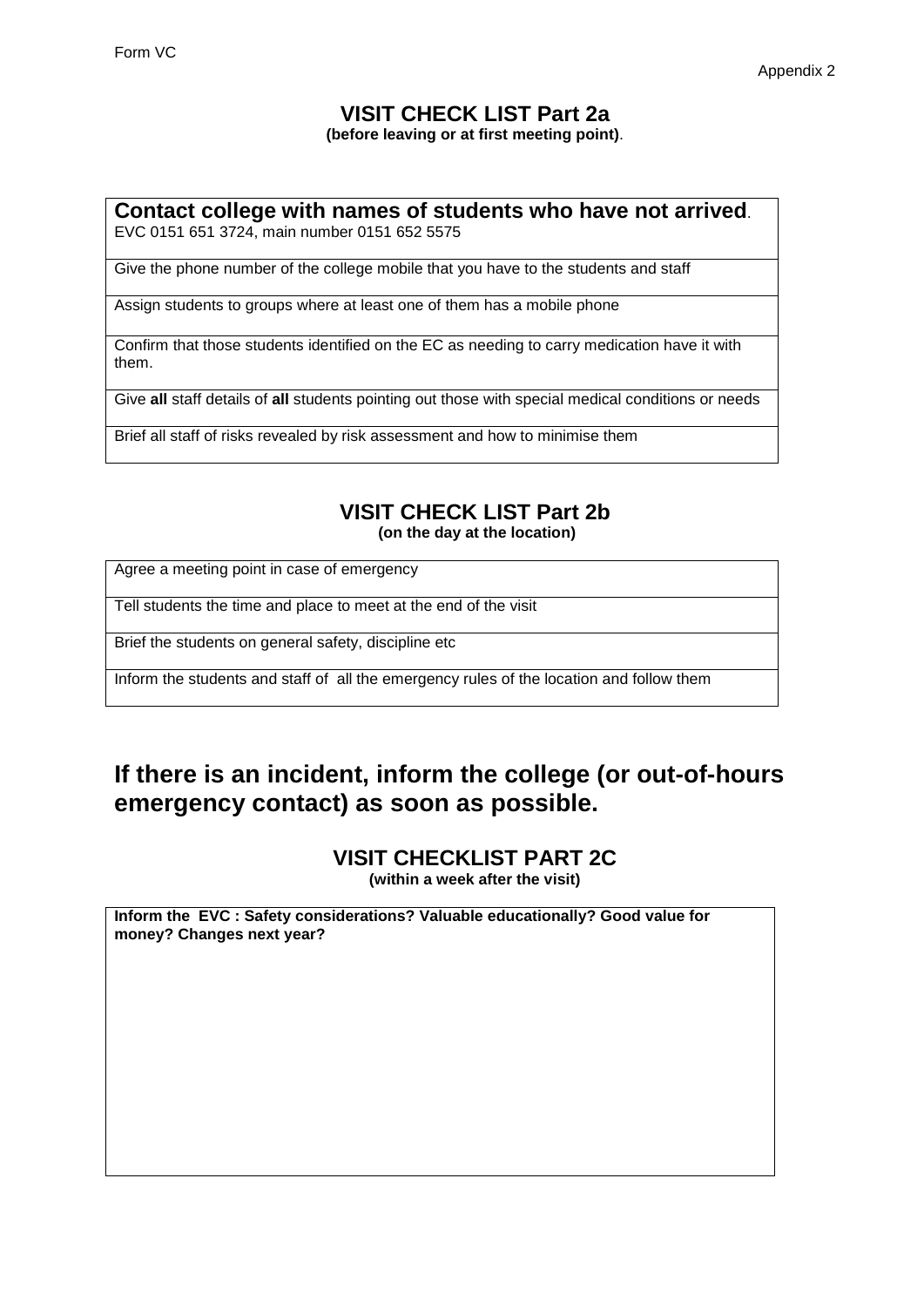Form VC

Appendix 2

## VISIT CHECK LIST Part 2a

**(before leaving or at first meeting point)**.

| **Contact college with names of students who have not arrived**. EVC 0151 651 3724, main number 0151 652 5575 |
|---|
| Give the phone number of the college mobile that you have to the students and staff |
| Assign students to groups where at least one of them has a mobile phone |
| Confirm that those students identified on the EC as needing to carry medication have it with them. |
| Give **all** staff details of **all** students pointing out those with special medical conditions or needs |
| Brief all staff of risks revealed by risk assessment and how to minimise them |

## VISIT CHECK LIST Part 2b

**(on the day at the location)**

| Agree a meeting point in case of emergency |
|---|
| Tell students the time and place to meet at the end of the visit |
| Brief the students on general safety, discipline etc |
| Inform the students and staff of all the emergency rules of the location and follow them |

## If there is an incident, inform the college (or out-of-hours emergency contact) as soon as possible.

## VISIT CHECKLIST PART 2C

**(within a week after the visit)**

| **Inform the EVC : Safety considerations? Valuable educationally? Good value for money? Changes next year?** |
|---|
| |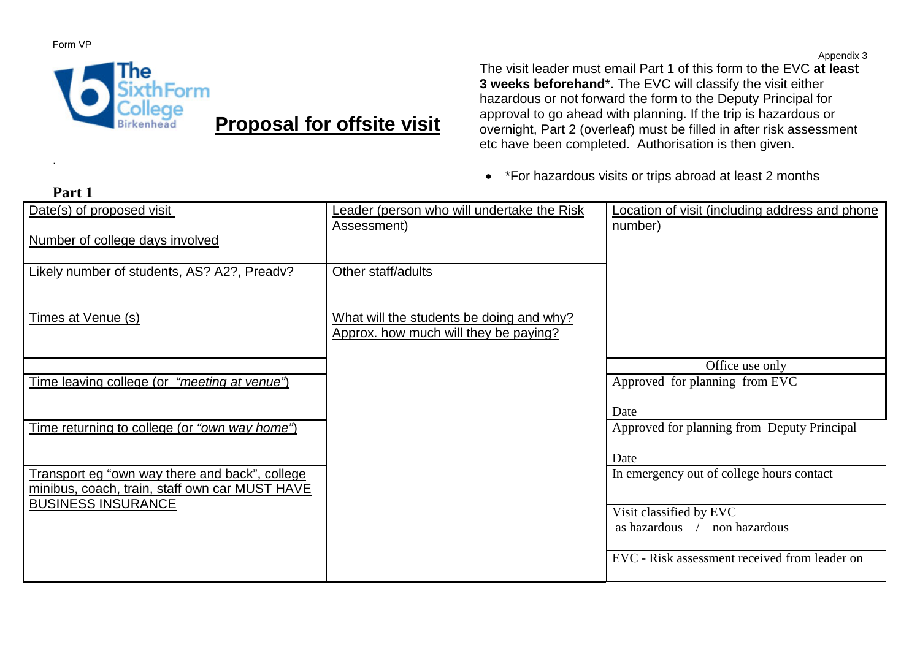Form VP

Appendix 3

# Proposal for offsite visit

The visit leader must email Part 1 of this form to the EVC **at least 3 weeks beforehand***. The EVC will classify the visit either hazardous or not forward the form to the Deputy Principal for approval to go ahead with planning. If the trip is hazardous or overnight, Part 2 (overleaf) must be filled in after risk assessment etc have been completed. Authorisation is then given.

- *For hazardous visits or trips abroad at least 2 months

**Part 1**

| | | |
|---|---|---|
| Date(s) of proposed visit<br><br>Number of college days involved | Leader (person who will undertake the Risk Assessment) | Location of visit (including address and phone number) |
| Likely number of students, AS? A2?, Preadv? | Other staff/adults | |
| Times at Venue (s) | What will the students be doing and why?<br>Approx. how much will they be paying? | |
| | | Office use only |
| Time leaving college (or *"meeting at venue"*) | | Approved for planning from EVC<br><br>Date |
| Time returning to college (or *"own way home"*) | | Approved for planning from Deputy Principal<br><br>Date |
| Transport eg "own way there and back", college minibus, coach, train, staff own car MUST HAVE BUSINESS INSURANCE | | In emergency out of college hours contact |
| | | Visit classified by EVC<br>as hazardous / non hazardous |
| | | EVC - Risk assessment received from leader on |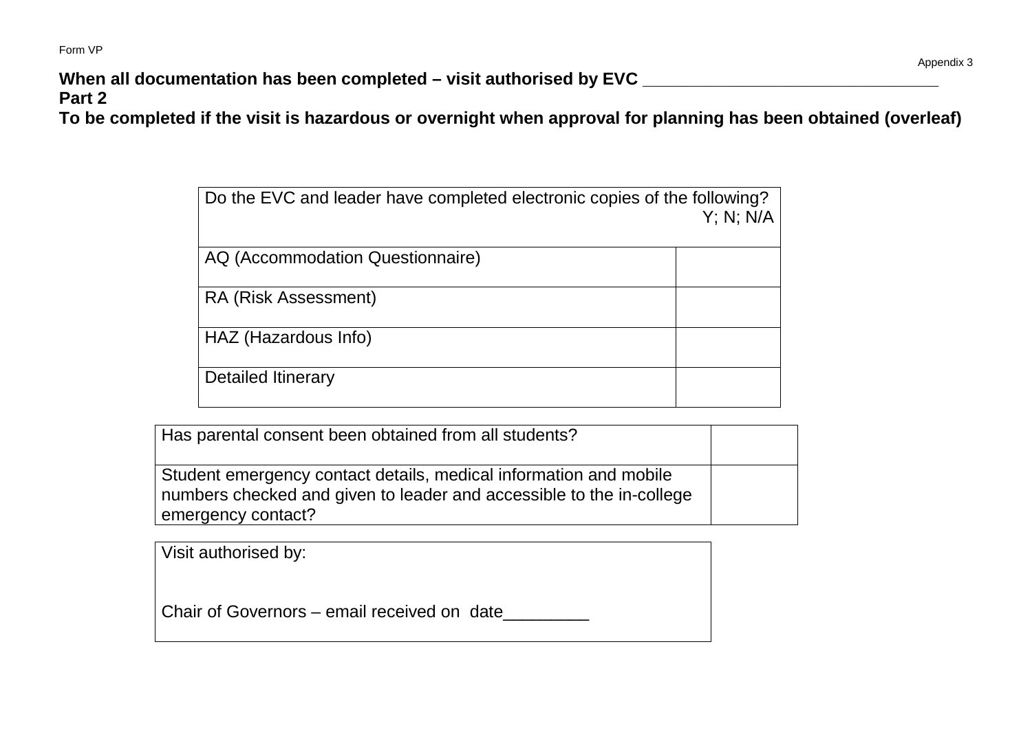Form VP

Appendix 3

**When all documentation has been completed – visit authorised by EVC ________________________________**
**Part 2**
**To be completed if the visit is hazardous or overnight when approval for planning has been obtained (overleaf)**

| Do the EVC and leader have completed electronic copies of the following? | Y; N; N/A |
| --- | --- |
| AQ (Accommodation Questionnaire) | |
| RA (Risk Assessment) | |
| HAZ (Hazardous Info) | |
| Detailed Itinerary | |

| Has parental consent been obtained from all students? | |
| --- | --- |
| Student emergency contact details, medical information and mobile numbers checked and given to leader and accessible to the in-college emergency contact? | |

Visit authorised by:

Chair of Governors – email received on date_________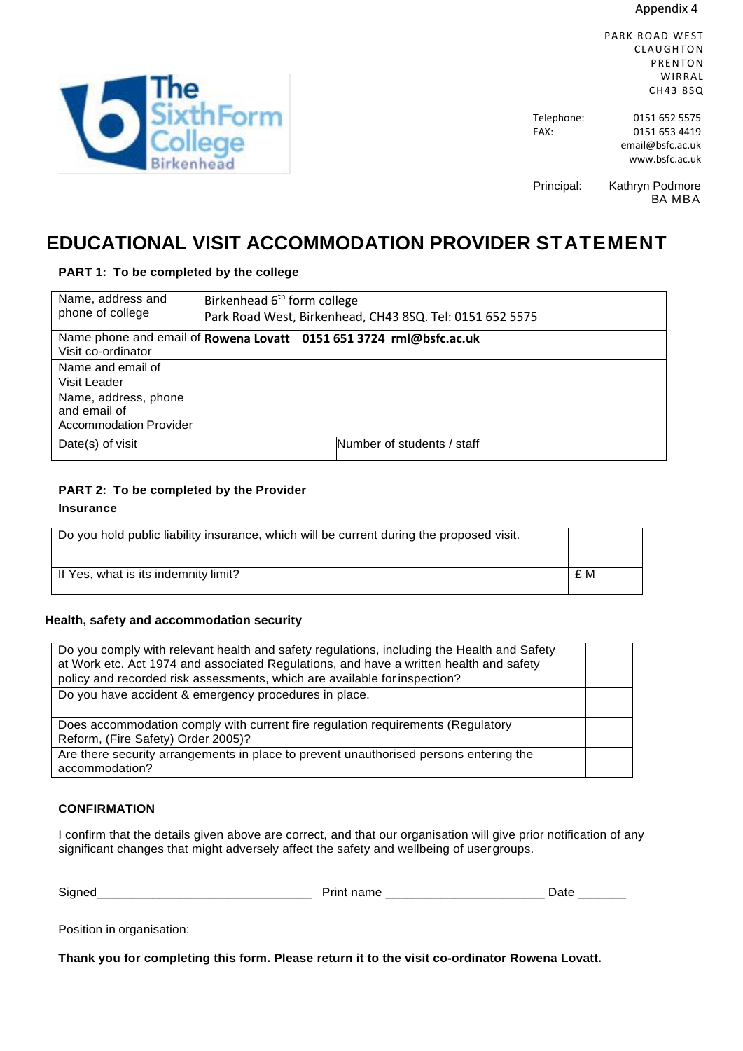Appendix 4

PARK ROAD WEST
CLAUGHTON
PRENTON
WIRRAL
CH43 8SQ

Telephone: 0151 652 5575
FAX: 0151 653 4419
email@bsfc.ac.uk
www.bsfc.ac.uk

Principal: Kathryn Podmore BA MBA

# EDUCATIONAL VISIT ACCOMMODATION PROVIDER STATEMENT

**PART 1: To be completed by the college**

| Name, address and phone of college | Birkenhead 6th form college<br>Park Road West, Birkenhead, CH43 8SQ. Tel: 0151 652 5575 | | |
|---|---|---|---|
| Name phone and email of Visit co-ordinator | **Rowena Lovatt 0151 651 3724 rml@bsfc.ac.uk** | | |
| Name and email of Visit Leader | | | |
| Name, address, phone and email of Accommodation Provider | | | |
| Date(s) of visit | | Number of students / staff | |

**PART 2: To be completed by the Provider**

**Insurance**

| Do you hold public liability insurance, which will be current during the proposed visit. | |
|---|---|
| If Yes, what is its indemnity limit? | £ M |

**Health, safety and accommodation security**

| Do you comply with relevant health and safety regulations, including the Health and Safety at Work etc. Act 1974 and associated Regulations, and have a written health and safety policy and recorded risk assessments, which are available for inspection? | |
|---|---|
| Do you have accident & emergency procedures in place. | |
| Does accommodation comply with current fire regulation requirements (Regulatory Reform, (Fire Safety) Order 2005)? | |
| Are there security arrangements in place to prevent unauthorised persons entering the accommodation? | |

**CONFIRMATION**

I confirm that the details given above are correct, and that our organisation will give prior notification of any significant changes that might adversely affect the safety and wellbeing of usergroups.

Signed______________________________ Print name ______________________ Date _______

Position in organisation: ______________________________________

**Thank you for completing this form. Please return it to the visit co-ordinator Rowena Lovatt.**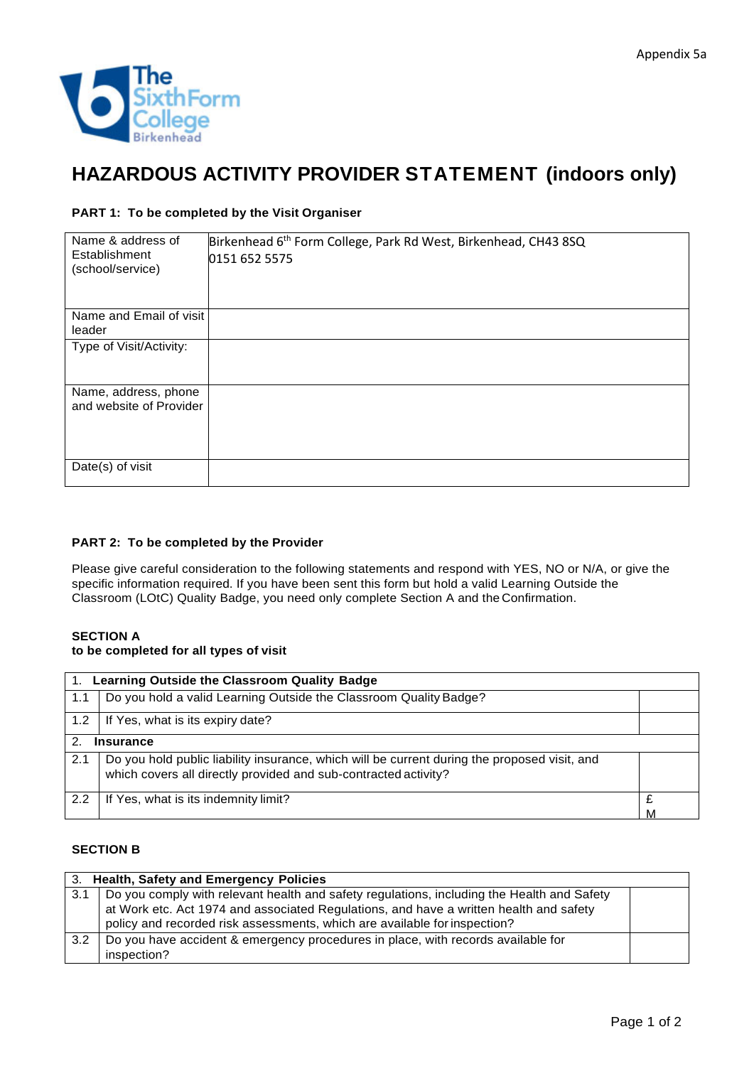Appendix 5a

# HAZARDOUS ACTIVITY PROVIDER STATEMENT (indoors only)

**PART 1: To be completed by the Visit Organiser**

| Name & address of Establishment (school/service) | Birkenhead 6th Form College, Park Rd West, Birkenhead, CH43 8SQ 0151 652 5575 |
|---|---|
| Name and Email of visit leader | |
| Type of Visit/Activity: | |
| Name, address, phone and website of Provider | |
| Date(s) of visit | |

**PART 2: To be completed by the Provider**

Please give careful consideration to the following statements and respond with YES, NO or N/A, or give the specific information required. If you have been sent this form but hold a valid Learning Outside the Classroom (LOtC) Quality Badge, you need only complete Section A and the Confirmation.

**SECTION A**
**to be completed for all types of visit**

| 1. | **Learning Outside the Classroom Quality Badge** | |
|---|---|---|
| 1.1 | Do you hold a valid Learning Outside the Classroom Quality Badge? | |
| 1.2 | If Yes, what is its expiry date? | |
| 2. | **Insurance** | |
| 2.1 | Do you hold public liability insurance, which will be current during the proposed visit, and which covers all directly provided and sub-contracted activity? | |
| 2.2 | If Yes, what is its indemnity limit? | £ M |

**SECTION B**

| 3. | **Health, Safety and Emergency Policies** | |
|---|---|---|
| 3.1 | Do you comply with relevant health and safety regulations, including the Health and Safety at Work etc. Act 1974 and associated Regulations, and have a written health and safety policy and recorded risk assessments, which are available for inspection? | |
| 3.2 | Do you have accident & emergency procedures in place, with records available for inspection? | |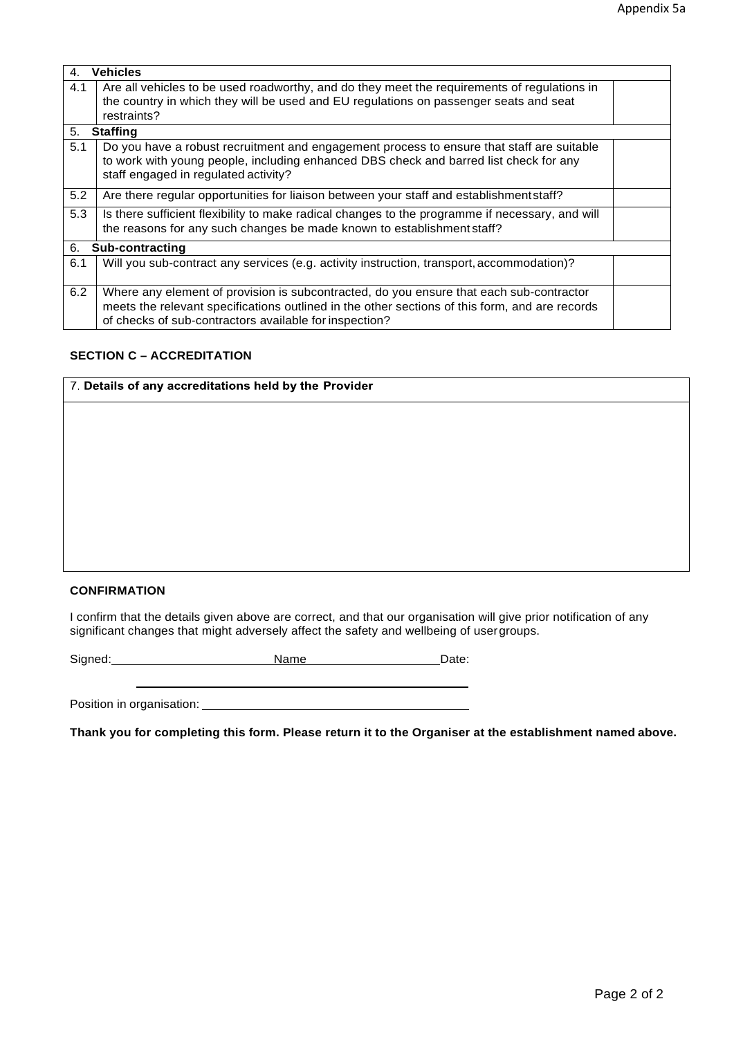| | | |
|---|---|---|
| **4. Vehicles** | | |
| 4.1 | Are all vehicles to be used roadworthy, and do they meet the requirements of regulations in the country in which they will be used and EU regulations on passenger seats and seat restraints? | |
| **5. Staffing** | | |
| 5.1 | Do you have a robust recruitment and engagement process to ensure that staff are suitable to work with young people, including enhanced DBS check and barred list check for any staff engaged in regulated activity? | |
| 5.2 | Are there regular opportunities for liaison between your staff and establishment staff? | |
| 5.3 | Is there sufficient flexibility to make radical changes to the programme if necessary, and will the reasons for any such changes be made known to establishment staff? | |
| **6. Sub-contracting** | | |
| 6.1 | Will you sub-contract any services (e.g. activity instruction, transport, accommodation)? | |
| 6.2 | Where any element of provision is subcontracted, do you ensure that each sub-contractor meets the relevant specifications outlined in the other sections of this form, and are records of checks of sub-contractors available for inspection? | |

**SECTION C – ACCREDITATION**

| 7. **Details of any accreditations held by the Provider** |
|---|
| |

**CONFIRMATION**

I confirm that the details given above are correct, and that our organisation will give prior notification of any significant changes that might adversely affect the safety and wellbeing of user groups.

Signed:________________________ Name____________________ Date:

________________________________________________

Position in organisation: ________________________________________

**Thank you for completing this form. Please return it to the Organiser at the establishment named above.**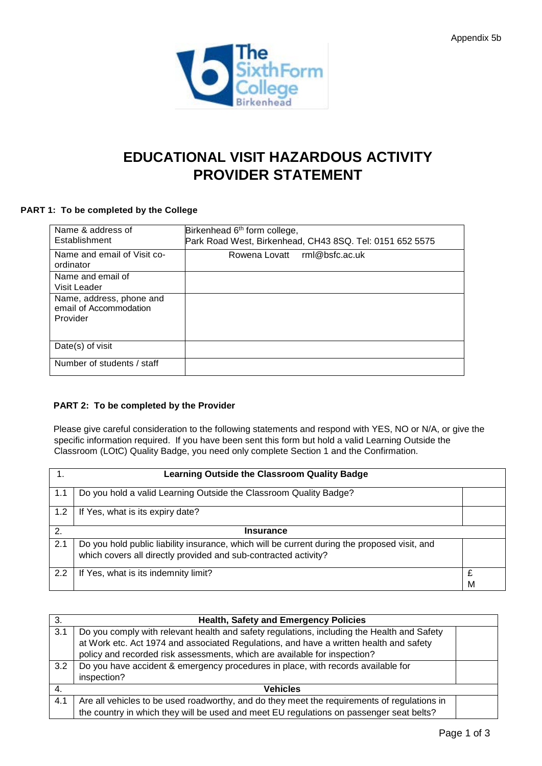Appendix 5b

# EDUCATIONAL VISIT HAZARDOUS ACTIVITY PROVIDER STATEMENT

**PART 1: To be completed by the College**

| | |
|---|---|
| Name & address of Establishment | Birkenhead 6th form college,<br>Park Road West, Birkenhead, CH43 8SQ. Tel: 0151 652 5575 |
| Name and email of Visit co-ordinator | Rowena Lovatt rml@bsfc.ac.uk |
| Name and email of Visit Leader | |
| Name, address, phone and email of Accommodation Provider | |
| Date(s) of visit | |
| Number of students / staff | |

**PART 2: To be completed by the Provider**

Please give careful consideration to the following statements and respond with YES, NO or N/A, or give the specific information required. If you have been sent this form but hold a valid Learning Outside the Classroom (LOtC) Quality Badge, you need only complete Section 1 and the Confirmation.

| 1. | **Learning Outside the Classroom Quality Badge** | |
|---|---|---|
| 1.1 | Do you hold a valid Learning Outside the Classroom Quality Badge? | |
| 1.2 | If Yes, what is its expiry date? | |
| 2. | **Insurance** | |
| 2.1 | Do you hold public liability insurance, which will be current during the proposed visit, and which covers all directly provided and sub-contracted activity? | |
| 2.2 | If Yes, what is its indemnity limit? | £<br>M |

| 3. | **Health, Safety and Emergency Policies** | |
|---|---|---|
| 3.1 | Do you comply with relevant health and safety regulations, including the Health and Safety at Work etc. Act 1974 and associated Regulations, and have a written health and safety policy and recorded risk assessments, which are available for inspection? | |
| 3.2 | Do you have accident & emergency procedures in place, with records available for inspection? | |
| 4. | **Vehicles** | |
| 4.1 | Are all vehicles to be used roadworthy, and do they meet the requirements of regulations in the country in which they will be used and meet EU regulations on passenger seat belts? | |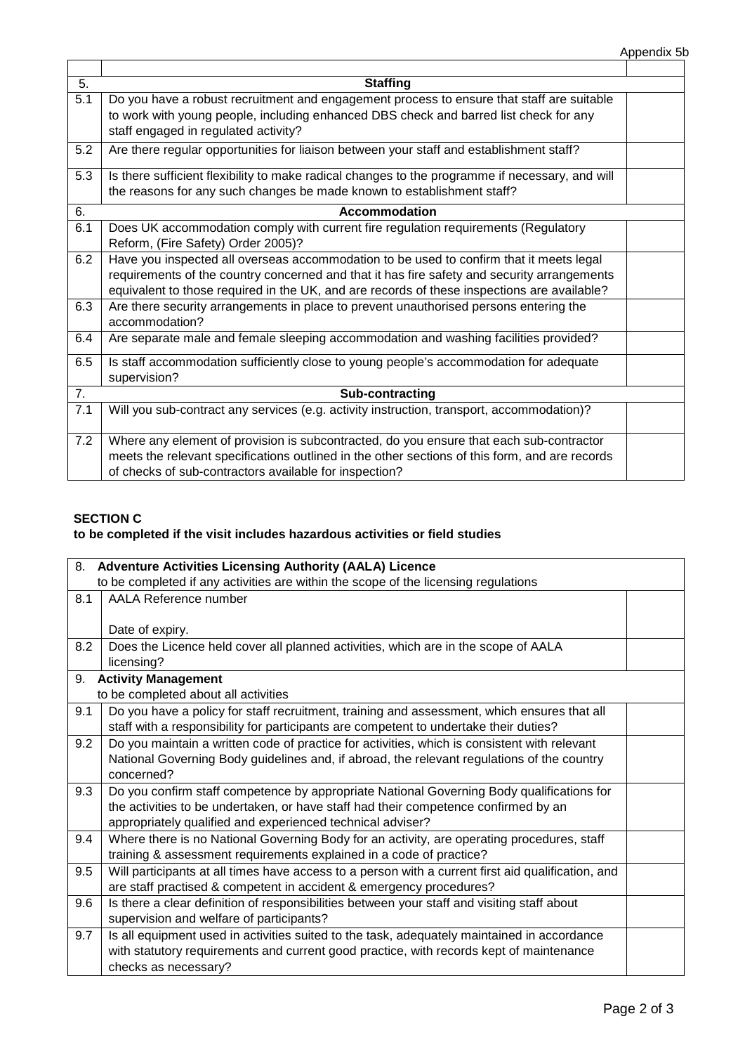Appendix 5b

| | | |
|---|---|---|
| 5. | **Staffing** | |
| 5.1 | Do you have a robust recruitment and engagement process to ensure that staff are suitable to work with young people, including enhanced DBS check and barred list check for any staff engaged in regulated activity? | |
| 5.2 | Are there regular opportunities for liaison between your staff and establishment staff? | |
| 5.3 | Is there sufficient flexibility to make radical changes to the programme if necessary, and will the reasons for any such changes be made known to establishment staff? | |
| 6. | **Accommodation** | |
| 6.1 | Does UK accommodation comply with current fire regulation requirements (Regulatory Reform, (Fire Safety) Order 2005)? | |
| 6.2 | Have you inspected all overseas accommodation to be used to confirm that it meets legal requirements of the country concerned and that it has fire safety and security arrangements equivalent to those required in the UK, and are records of these inspections are available? | |
| 6.3 | Are there security arrangements in place to prevent unauthorised persons entering the accommodation? | |
| 6.4 | Are separate male and female sleeping accommodation and washing facilities provided? | |
| 6.5 | Is staff accommodation sufficiently close to young people's accommodation for adequate supervision? | |
| 7. | **Sub-contracting** | |
| 7.1 | Will you sub-contract any services (e.g. activity instruction, transport, accommodation)? | |
| 7.2 | Where any element of provision is subcontracted, do you ensure that each sub-contractor meets the relevant specifications outlined in the other sections of this form, and are records of checks of sub-contractors available for inspection? | |

**SECTION C**
**to be completed if the visit includes hazardous activities or field studies**

| | | |
|---|---|---|
| 8. | **Adventure Activities Licensing Authority (AALA) Licence** to be completed if any activities are within the scope of the licensing regulations | |
| 8.1 | AALA Reference number<br><br>Date of expiry. | |
| 8.2 | Does the Licence held cover all planned activities, which are in the scope of AALA licensing? | |
| 9. | **Activity Management** to be completed about all activities | |
| 9.1 | Do you have a policy for staff recruitment, training and assessment, which ensures that all staff with a responsibility for participants are competent to undertake their duties? | |
| 9.2 | Do you maintain a written code of practice for activities, which is consistent with relevant National Governing Body guidelines and, if abroad, the relevant regulations of the country concerned? | |
| 9.3 | Do you confirm staff competence by appropriate National Governing Body qualifications for the activities to be undertaken, or have staff had their competence confirmed by an appropriately qualified and experienced technical adviser? | |
| 9.4 | Where there is no National Governing Body for an activity, are operating procedures, staff training & assessment requirements explained in a code of practice? | |
| 9.5 | Will participants at all times have access to a person with a current first aid qualification, and are staff practised & competent in accident & emergency procedures? | |
| 9.6 | Is there a clear definition of responsibilities between your staff and visiting staff about supervision and welfare of participants? | |
| 9.7 | Is all equipment used in activities suited to the task, adequately maintained in accordance with statutory requirements and current good practice, with records kept of maintenance checks as necessary? | |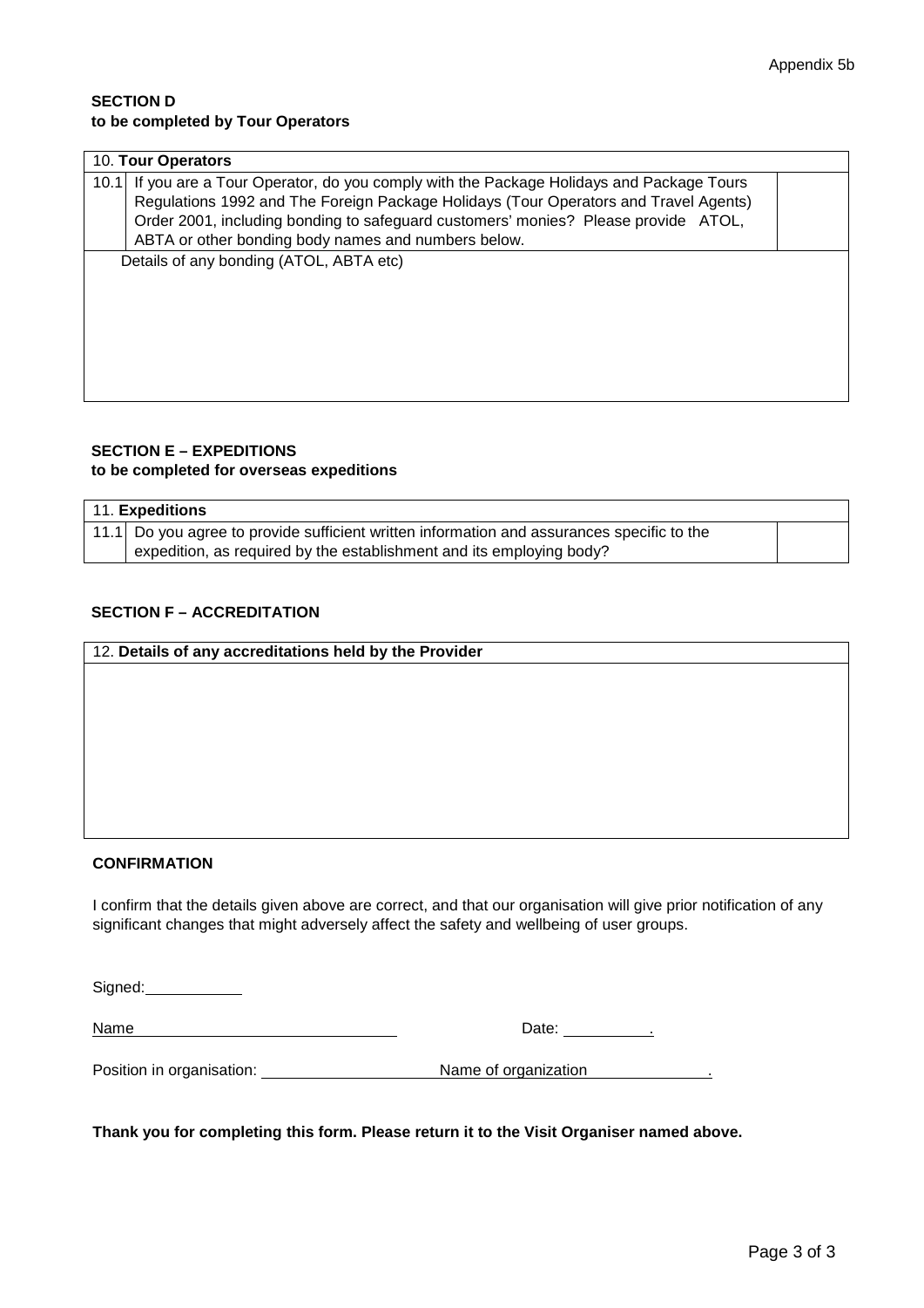Appendix 5b

**SECTION D**
**to be completed by Tour Operators**

| 10. **Tour Operators** | | |
|---|---|---|
| 10.1 | If you are a Tour Operator, do you comply with the Package Holidays and Package Tours Regulations 1992 and The Foreign Package Holidays (Tour Operators and Travel Agents) Order 2001, including bonding to safeguard customers' monies? Please provide ATOL, ABTA or other bonding body names and numbers below. | |
| | Details of any bonding (ATOL, ABTA etc) | |

**SECTION E – EXPEDITIONS**
**to be completed for overseas expeditions**

| 11. **Expeditions** | | |
|---|---|---|
| 11.1 | Do you agree to provide sufficient written information and assurances specific to the expedition, as required by the establishment and its employing body? | |

**SECTION F – ACCREDITATION**

| 12. **Details of any accreditations held by the Provider** |
|---|
| |

**CONFIRMATION**

I confirm that the details given above are correct, and that our organisation will give prior notification of any significant changes that might adversely affect the safety and wellbeing of user groups.

Signed: ___________

Name ______________________________ Date: __________.

Position in organisation: ____________________ Name of organization ______________.

**Thank you for completing this form. Please return it to the Visit Organiser named above.**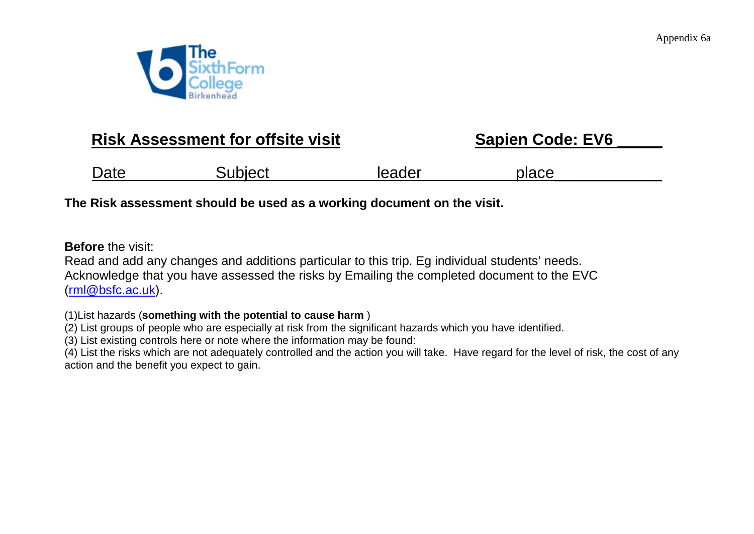Appendix 6a

## Risk Assessment for offsite visit

**Sapien Code: EV6 _____**

Date                    Subject                    leader                    place____________

**The Risk assessment should be used as a working document on the visit.**

**Before** the visit:
Read and add any changes and additions particular to this trip. Eg individual students' needs.
Acknowledge that you have assessed the risks by Emailing the completed document to the EVC (rml@bsfc.ac.uk).

(1)List hazards (**something with the potential to cause harm** )
(2) List groups of people who are especially at risk from the significant hazards which you have identified.
(3) List existing controls here or note where the information may be found:
(4) List the risks which are not adequately controlled and the action you will take. Have regard for the level of risk, the cost of any action and the benefit you expect to gain.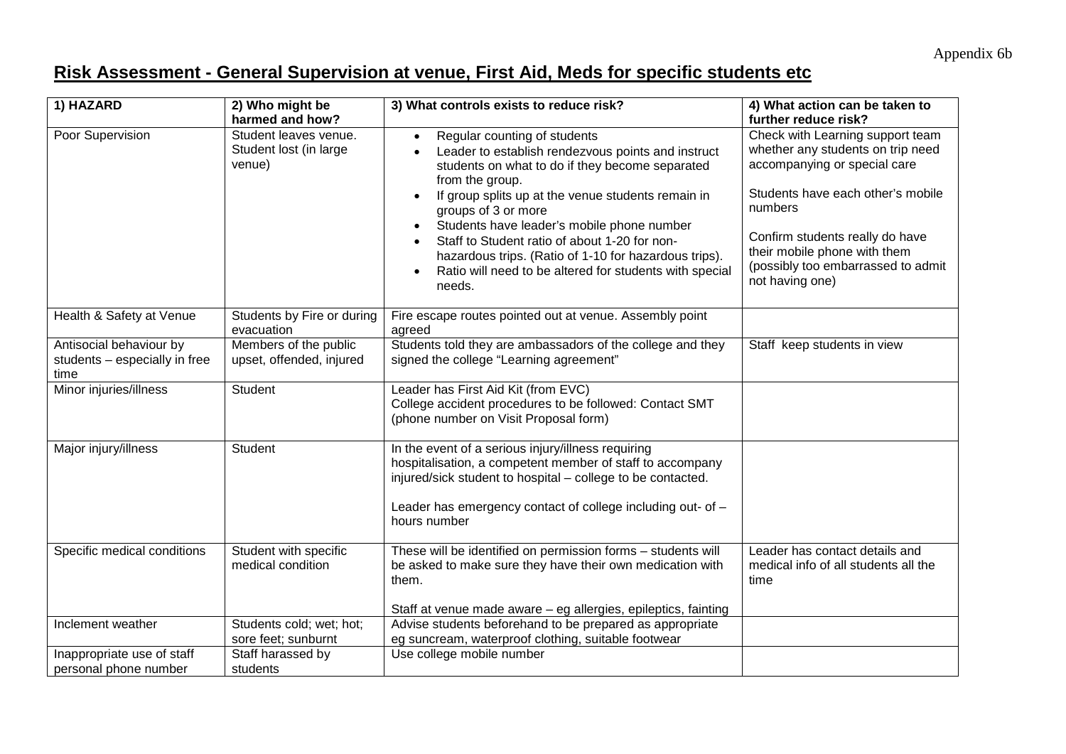Appendix 6b

## Risk Assessment - General Supervision at venue, First Aid, Meds for specific students etc

| 1) HAZARD | 2) Who might be harmed and how? | 3) What controls exists to reduce risk? | 4) What action can be taken to further reduce risk? |
|---|---|---|---|
| Poor Supervision | Student leaves venue. Student lost (in large venue) | • Regular counting of students<br>• Leader to establish rendezvous points and instruct students on what to do if they become separated from the group.<br>• If group splits up at the venue students remain in groups of 3 or more<br>• Students have leader's mobile phone number<br>• Staff to Student ratio of about 1-20 for non-hazardous trips. (Ratio of 1-10 for hazardous trips).<br>• Ratio will need to be altered for students with special needs. | Check with Learning support team whether any students on trip need accompanying or special care<br><br>Students have each other's mobile numbers<br><br>Confirm students really do have their mobile phone with them (possibly too embarrassed to admit not having one) |
| Health & Safety at Venue | Students by Fire or during evacuation | Fire escape routes pointed out at venue. Assembly point agreed | |
| Antisocial behaviour by students – especially in free time | Members of the public upset, offended, injured | Students told they are ambassadors of the college and they signed the college "Learning agreement" | Staff keep students in view |
| Minor injuries/illness | Student | Leader has First Aid Kit (from EVC)<br>College accident procedures to be followed: Contact SMT (phone number on Visit Proposal form) | |
| Major injury/illness | Student | In the event of a serious injury/illness requiring hospitalisation, a competent member of staff to accompany injured/sick student to hospital – college to be contacted.<br><br>Leader has emergency contact of college including out- of – hours number | |
| Specific medical conditions | Student with specific medical condition | These will be identified on permission forms – students will be asked to make sure they have their own medication with them.<br><br>Staff at venue made aware – eg allergies, epileptics, fainting | Leader has contact details and medical info of all students all the time |
| Inclement weather | Students cold; wet; hot; sore feet; sunburnt | Advise students beforehand to be prepared as appropriate eg suncream, waterproof clothing, suitable footwear | |
| Inappropriate use of staff personal phone number | Staff harassed by students | Use college mobile number | |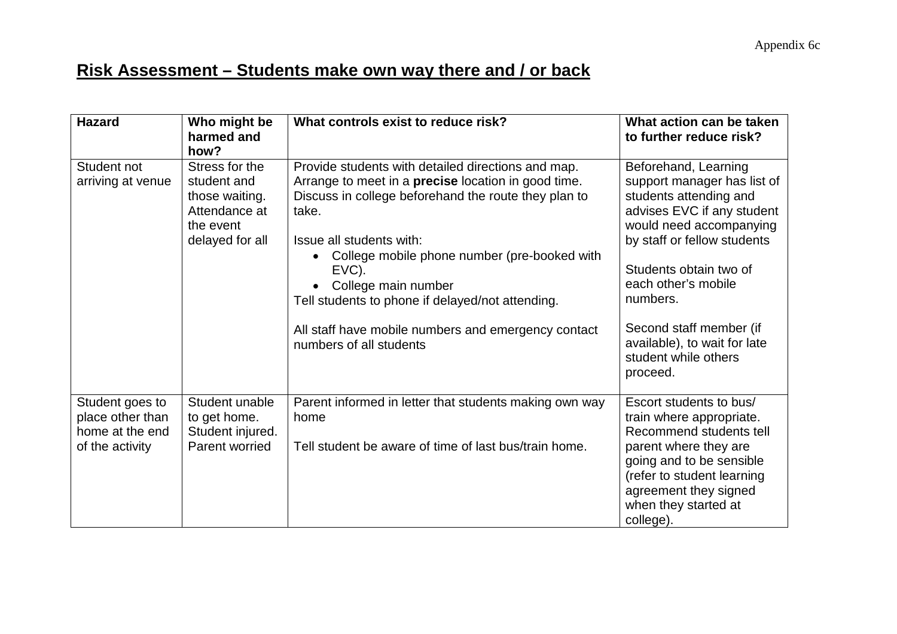Appendix 6c

# Risk Assessment – Students make own way there and / or back

| Hazard | Who might be harmed and how? | What controls exist to reduce risk? | What action can be taken to further reduce risk? |
|---|---|---|---|
| Student not arriving at venue | Stress for the student and those waiting. Attendance at the event delayed for all | Provide students with detailed directions and map. Arrange to meet in a **precise** location in good time. Discuss in college beforehand the route they plan to take.<br><br>Issue all students with:<br>• College mobile phone number (pre-booked with EVC).<br>• College main number<br>Tell students to phone if delayed/not attending.<br><br>All staff have mobile numbers and emergency contact numbers of all students | Beforehand, Learning support manager has list of students attending and advises EVC if any student would need accompanying by staff or fellow students<br><br>Students obtain two of each other's mobile numbers.<br><br>Second staff member (if available), to wait for late student while others proceed. |
| Student goes to place other than home at the end of the activity | Student unable to get home. Student injured. Parent worried | Parent informed in letter that students making own way home<br><br>Tell student be aware of time of last bus/train home. | Escort students to bus/ train where appropriate. Recommend students tell parent where they are going and to be sensible (refer to student learning agreement they signed when they started at college). |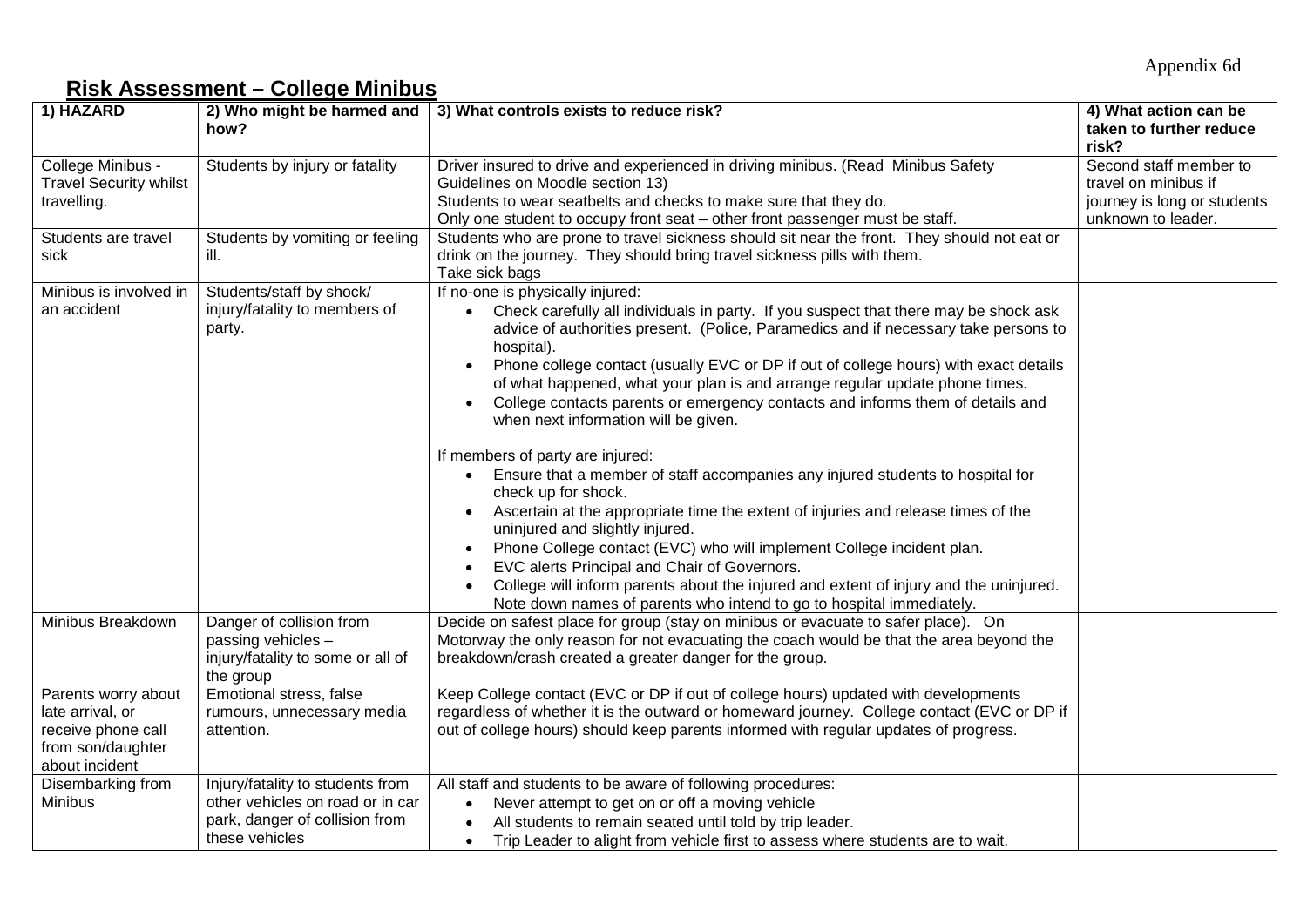Appendix 6d

## Risk Assessment – College Minibus

| 1) HAZARD | 2) Who might be harmed and how? | 3) What controls exists to reduce risk? | 4) What action can be taken to further reduce risk? |
|---|---|---|---|
| College Minibus - Travel Security whilst travelling. | Students by injury or fatality | Driver insured to drive and experienced in driving minibus. (Read Minibus Safety Guidelines on Moodle section 13)<br>Students to wear seatbelts and checks to make sure that they do.<br>Only one student to occupy front seat – other front passenger must be staff. | Second staff member to travel on minibus if journey is long or students unknown to leader. |
| Students are travel sick | Students by vomiting or feeling ill. | Students who are prone to travel sickness should sit near the front. They should not eat or drink on the journey. They should bring travel sickness pills with them.<br>Take sick bags | |
| Minibus is involved in an accident | Students/staff by shock/ injury/fatality to members of party. | If no-one is physically injured:<br>• Check carefully all individuals in party. If you suspect that there may be shock ask advice of authorities present. (Police, Paramedics and if necessary take persons to hospital).<br>• Phone college contact (usually EVC or DP if out of college hours) with exact details of what happened, what your plan is and arrange regular update phone times.<br>• College contacts parents or emergency contacts and informs them of details and when next information will be given.<br><br>If members of party are injured:<br>• Ensure that a member of staff accompanies any injured students to hospital for check up for shock.<br>• Ascertain at the appropriate time the extent of injuries and release times of the uninjured and slightly injured.<br>• Phone College contact (EVC) who will implement College incident plan.<br>• EVC alerts Principal and Chair of Governors.<br>• College will inform parents about the injured and extent of injury and the uninjured. Note down names of parents who intend to go to hospital immediately. | |
| Minibus Breakdown | Danger of collision from passing vehicles – injury/fatality to some or all of the group | Decide on safest place for group (stay on minibus or evacuate to safer place). On Motorway the only reason for not evacuating the coach would be that the area beyond the breakdown/crash created a greater danger for the group. | |
| Parents worry about late arrival, or receive phone call from son/daughter about incident | Emotional stress, false rumours, unnecessary media attention. | Keep College contact (EVC or DP if out of college hours) updated with developments regardless of whether it is the outward or homeward journey. College contact (EVC or DP if out of college hours) should keep parents informed with regular updates of progress. | |
| Disembarking from Minibus | Injury/fatality to students from other vehicles on road or in car park, danger of collision from these vehicles | All staff and students to be aware of following procedures:<br>• Never attempt to get on or off a moving vehicle<br>• All students to remain seated until told by trip leader.<br>• Trip Leader to alight from vehicle first to assess where students are to wait. | |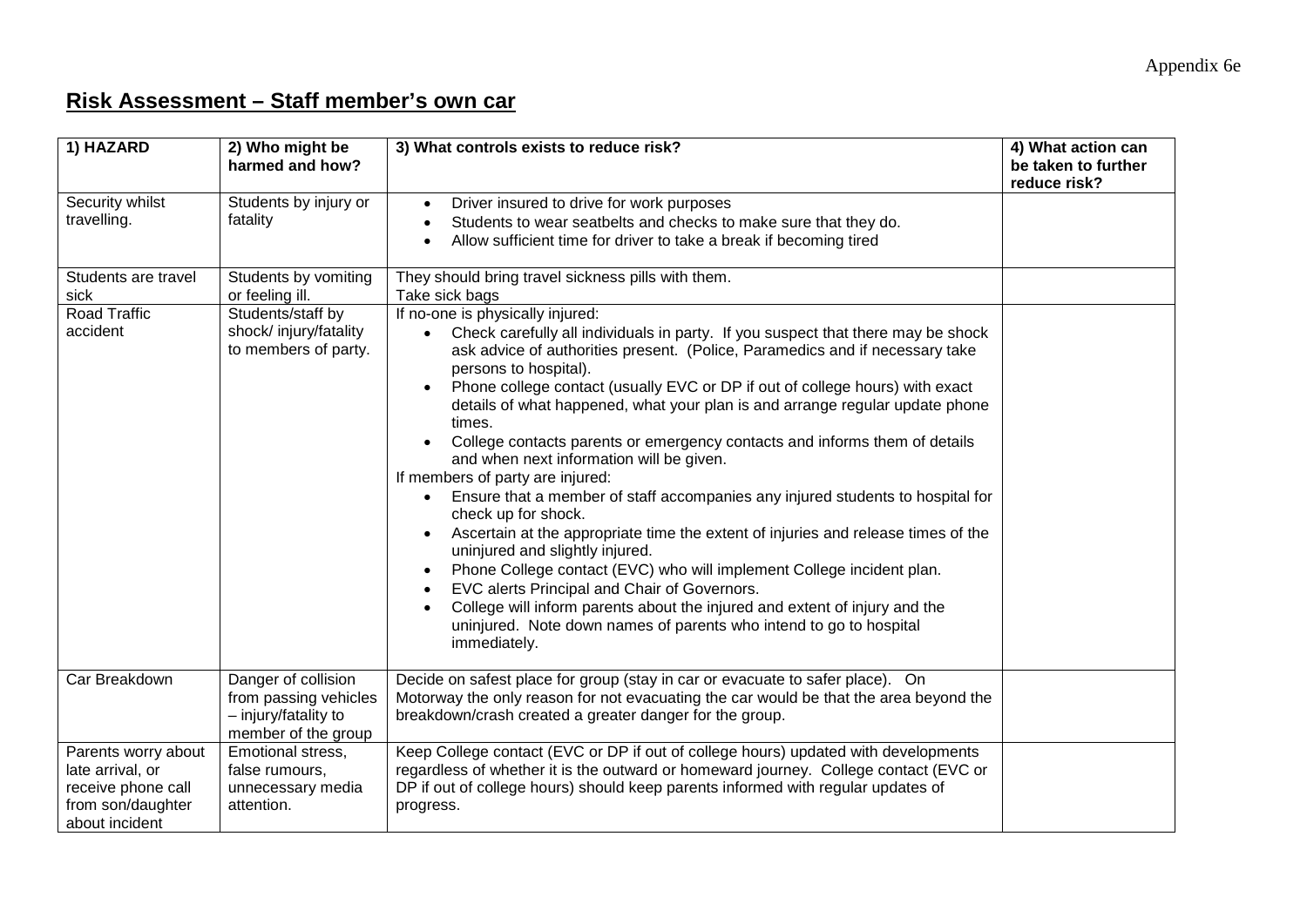Appendix 6e

# Risk Assessment – Staff member's own car

| 1) HAZARD | 2) Who might be harmed and how? | 3) What controls exists to reduce risk? | 4) What action can be taken to further reduce risk? |
|---|---|---|---|
| Security whilst travelling. | Students by injury or fatality | • Driver insured to drive for work purposes<br>• Students to wear seatbelts and checks to make sure that they do.<br>• Allow sufficient time for driver to take a break if becoming tired | |
| Students are travel sick | Students by vomiting or feeling ill. | They should bring travel sickness pills with them.<br>Take sick bags | |
| Road Traffic accident | Students/staff by shock/ injury/fatality to members of party. | If no-one is physically injured:<br>• Check carefully all individuals in party. If you suspect that there may be shock ask advice of authorities present. (Police, Paramedics and if necessary take persons to hospital).<br>• Phone college contact (usually EVC or DP if out of college hours) with exact details of what happened, what your plan is and arrange regular update phone times.<br>• College contacts parents or emergency contacts and informs them of details and when next information will be given.<br>If members of party are injured:<br>• Ensure that a member of staff accompanies any injured students to hospital for check up for shock.<br>• Ascertain at the appropriate time the extent of injuries and release times of the uninjured and slightly injured.<br>• Phone College contact (EVC) who will implement College incident plan.<br>• EVC alerts Principal and Chair of Governors.<br>• College will inform parents about the injured and extent of injury and the uninjured. Note down names of parents who intend to go to hospital immediately. | |
| Car Breakdown | Danger of collision from passing vehicles – injury/fatality to member of the group | Decide on safest place for group (stay in car or evacuate to safer place). On Motorway the only reason for not evacuating the car would be that the area beyond the breakdown/crash created a greater danger for the group. | |
| Parents worry about late arrival, or receive phone call from son/daughter about incident | Emotional stress, false rumours, unnecessary media attention. | Keep College contact (EVC or DP if out of college hours) updated with developments regardless of whether it is the outward or homeward journey. College contact (EVC or DP if out of college hours) should keep parents informed with regular updates of progress. | |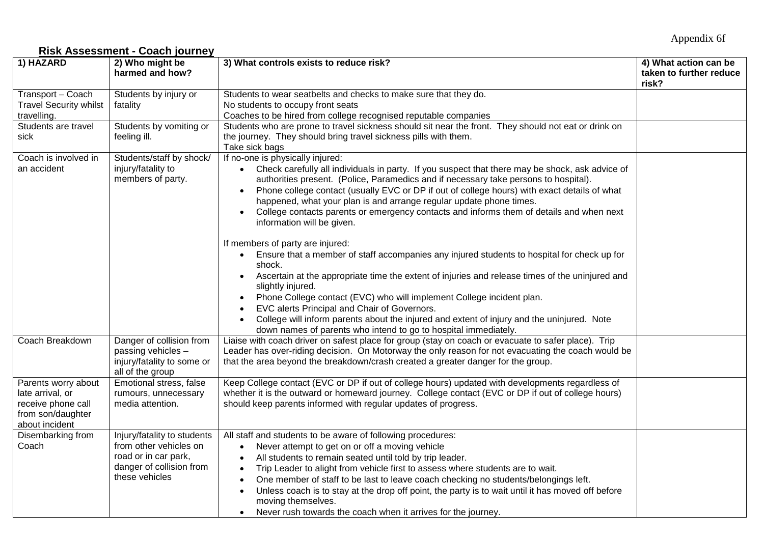Appendix 6f

## Risk Assessment - Coach journey

| 1) HAZARD | 2) Who might be harmed and how? | 3) What controls exists to reduce risk? | 4) What action can be taken to further reduce risk? |
|---|---|---|---|
| Transport – Coach Travel Security whilst travelling. | Students by injury or fatality | Students to wear seatbelts and checks to make sure that they do.<br>No students to occupy front seats<br>Coaches to be hired from college recognised reputable companies | |
| Students are travel sick | Students by vomiting or feeling ill. | Students who are prone to travel sickness should sit near the front. They should not eat or drink on the journey. They should bring travel sickness pills with them.<br>Take sick bags | |
| Coach is involved in an accident | Students/staff by shock/ injury/fatality to members of party. | If no-one is physically injured:<br>• Check carefully all individuals in party. If you suspect that there may be shock, ask advice of authorities present. (Police, Paramedics and if necessary take persons to hospital).<br>• Phone college contact (usually EVC or DP if out of college hours) with exact details of what happened, what your plan is and arrange regular update phone times.<br>• College contacts parents or emergency contacts and informs them of details and when next information will be given.<br><br>If members of party are injured:<br>• Ensure that a member of staff accompanies any injured students to hospital for check up for shock.<br>• Ascertain at the appropriate time the extent of injuries and release times of the uninjured and slightly injured.<br>• Phone College contact (EVC) who will implement College incident plan.<br>• EVC alerts Principal and Chair of Governors.<br>• College will inform parents about the injured and extent of injury and the uninjured. Note down names of parents who intend to go to hospital immediately. | |
| Coach Breakdown | Danger of collision from passing vehicles – injury/fatality to some or all of the group | Liaise with coach driver on safest place for group (stay on coach or evacuate to safer place). Trip Leader has over-riding decision. On Motorway the only reason for not evacuating the coach would be that the area beyond the breakdown/crash created a greater danger for the group. | |
| Parents worry about late arrival, or receive phone call from son/daughter about incident | Emotional stress, false rumours, unnecessary media attention. | Keep College contact (EVC or DP if out of college hours) updated with developments regardless of whether it is the outward or homeward journey. College contact (EVC or DP if out of college hours) should keep parents informed with regular updates of progress. | |
| Disembarking from Coach | Injury/fatality to students from other vehicles on road or in car park, danger of collision from these vehicles | All staff and students to be aware of following procedures:<br>• Never attempt to get on or off a moving vehicle<br>• All students to remain seated until told by trip leader.<br>• Trip Leader to alight from vehicle first to assess where students are to wait.<br>• One member of staff to be last to leave coach checking no students/belongings left.<br>• Unless coach is to stay at the drop off point, the party is to wait until it has moved off before moving themselves.<br>• Never rush towards the coach when it arrives for the journey. | |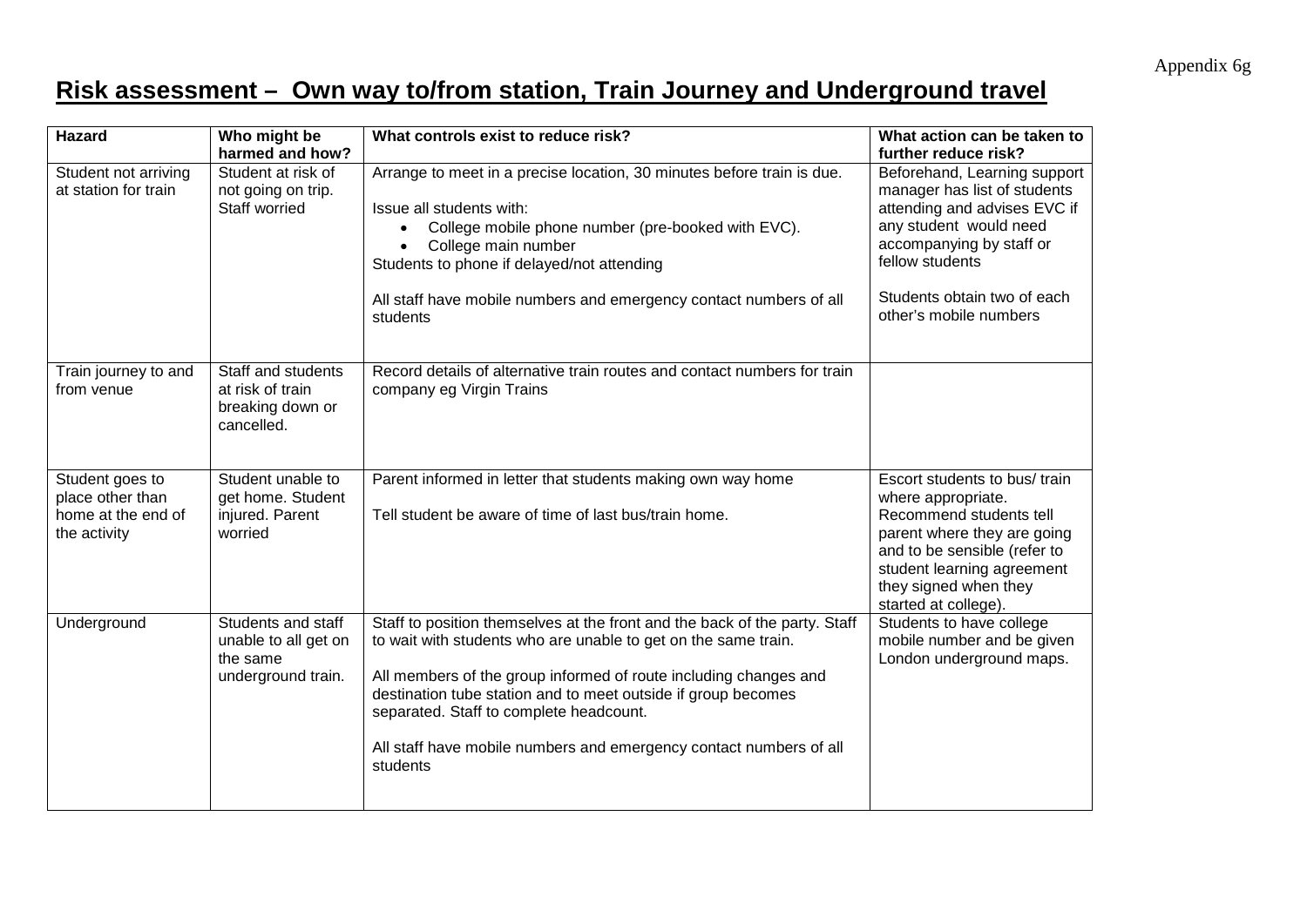Appendix 6g

# Risk assessment – Own way to/from station, Train Journey and Underground travel

| Hazard | Who might be harmed and how? | What controls exist to reduce risk? | What action can be taken to further reduce risk? |
|---|---|---|---|
| Student not arriving at station for train | Student at risk of not going on trip. Staff worried | Arrange to meet in a precise location, 30 minutes before train is due.<br><br>Issue all students with:<br>• College mobile phone number (pre-booked with EVC).<br>• College main number<br>Students to phone if delayed/not attending<br><br>All staff have mobile numbers and emergency contact numbers of all students | Beforehand, Learning support manager has list of students attending and advises EVC if any student would need accompanying by staff or fellow students<br><br>Students obtain two of each other's mobile numbers |
| Train journey to and from venue | Staff and students at risk of train breaking down or cancelled. | Record details of alternative train routes and contact numbers for train company eg Virgin Trains | |
| Student goes to place other than home at the end of the activity | Student unable to get home. Student injured. Parent worried | Parent informed in letter that students making own way home<br><br>Tell student be aware of time of last bus/train home. | Escort students to bus/ train where appropriate. Recommend students tell parent where they are going and to be sensible (refer to student learning agreement they signed when they started at college). |
| Underground | Students and staff unable to all get on the same underground train. | Staff to position themselves at the front and the back of the party. Staff to wait with students who are unable to get on the same train.<br><br>All members of the group informed of route including changes and destination tube station and to meet outside if group becomes separated. Staff to complete headcount.<br><br>All staff have mobile numbers and emergency contact numbers of all students | Students to have college mobile number and be given London underground maps. |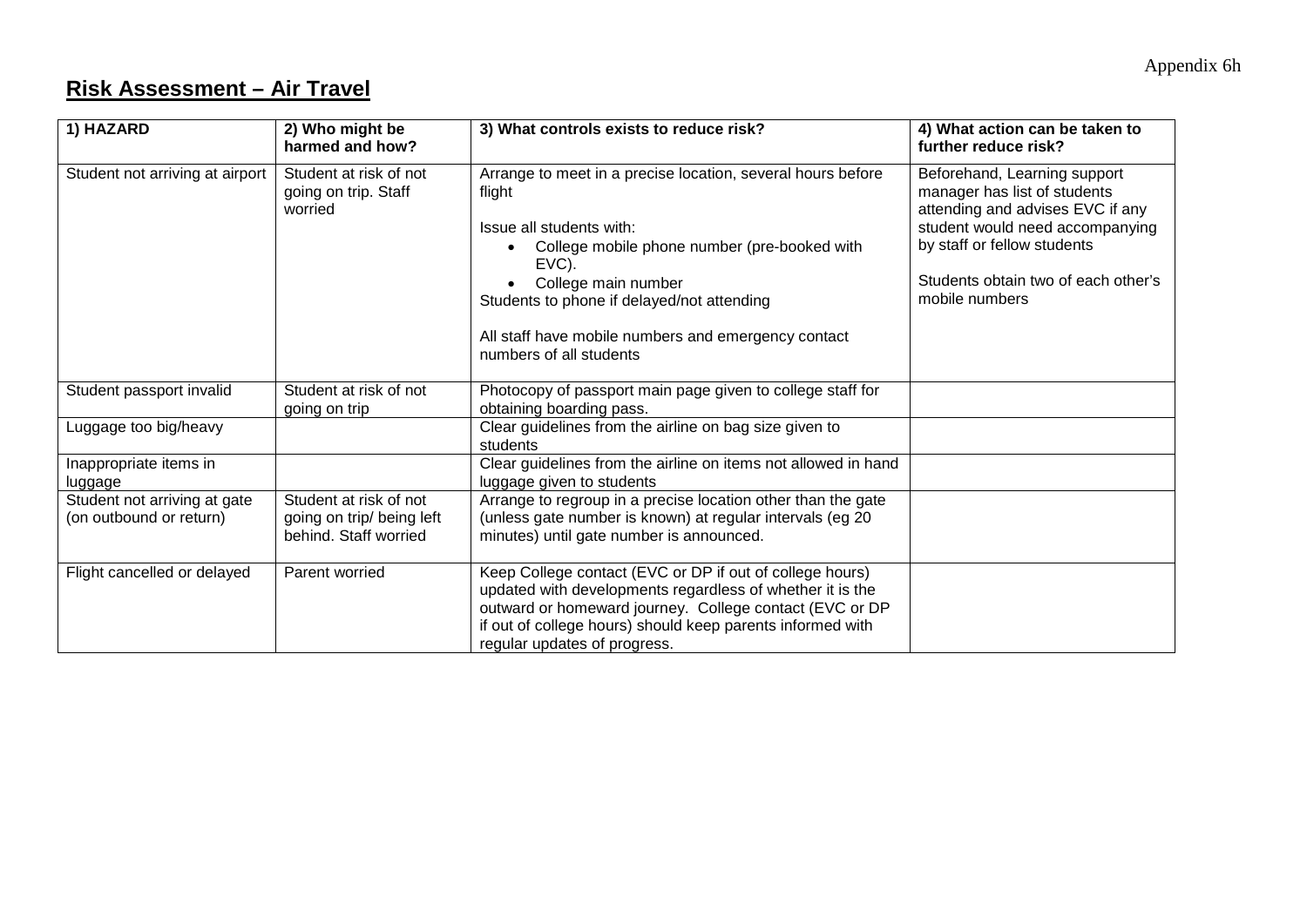Appendix 6h

## Risk Assessment – Air Travel

| 1) HAZARD | 2) Who might be harmed and how? | 3) What controls exists to reduce risk? | 4) What action can be taken to further reduce risk? |
|---|---|---|---|
| Student not arriving at airport | Student at risk of not going on trip. Staff worried | Arrange to meet in a precise location, several hours before flight<br><br>Issue all students with:<br>• College mobile phone number (pre-booked with EVC).<br>• College main number<br>Students to phone if delayed/not attending<br><br>All staff have mobile numbers and emergency contact numbers of all students | Beforehand, Learning support manager has list of students attending and advises EVC if any student would need accompanying by staff or fellow students<br><br>Students obtain two of each other's mobile numbers |
| Student passport invalid | Student at risk of not going on trip | Photocopy of passport main page given to college staff for obtaining boarding pass. | |
| Luggage too big/heavy | | Clear guidelines from the airline on bag size given to students | |
| Inappropriate items in luggage | | Clear guidelines from the airline on items not allowed in hand luggage given to students | |
| Student not arriving at gate (on outbound or return) | Student at risk of not going on trip/ being left behind. Staff worried | Arrange to regroup in a precise location other than the gate (unless gate number is known) at regular intervals (eg 20 minutes) until gate number is announced. | |
| Flight cancelled or delayed | Parent worried | Keep College contact (EVC or DP if out of college hours) updated with developments regardless of whether it is the outward or homeward journey. College contact (EVC or DP if out of college hours) should keep parents informed with regular updates of progress. | |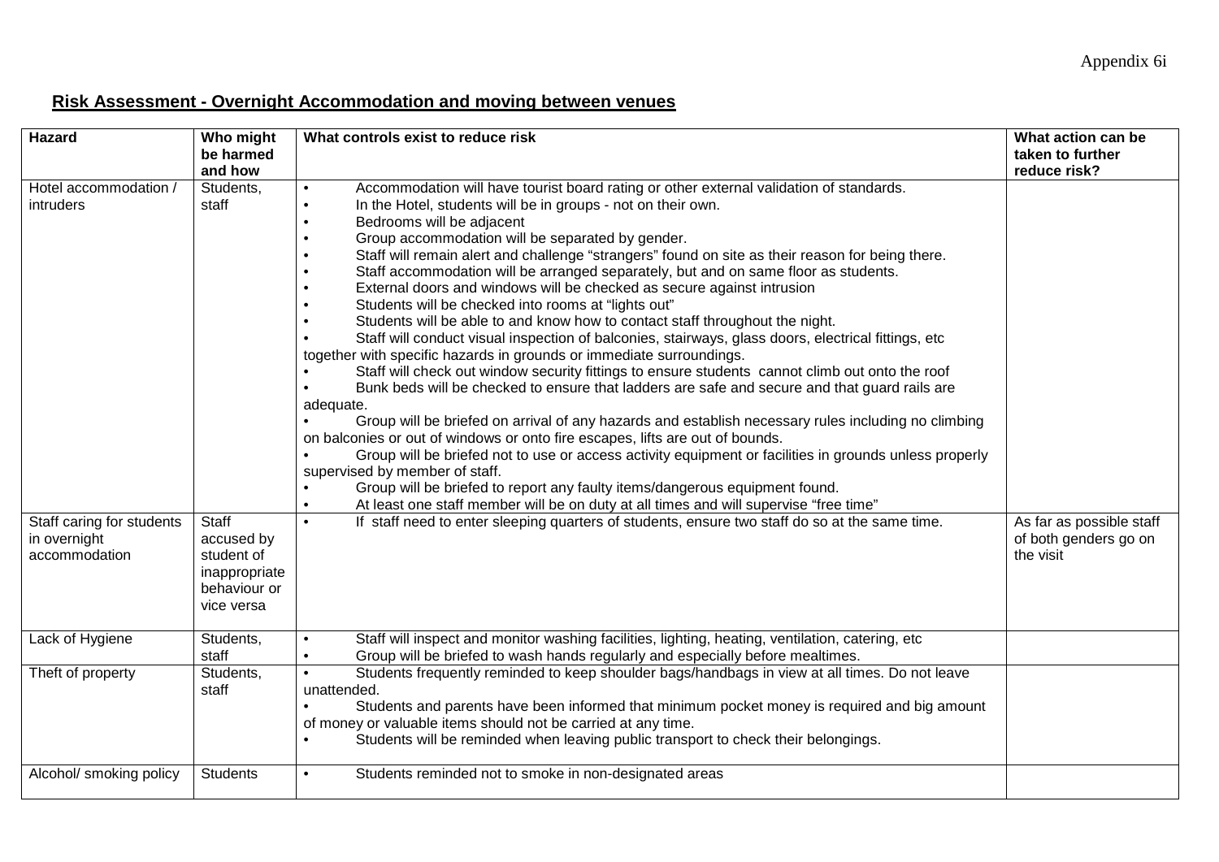Appendix 6i

## Risk Assessment - Overnight Accommodation and moving between venues

| Hazard | Who might be harmed and how | What controls exist to reduce risk | What action can be taken to further reduce risk? |
|---|---|---|---|
| Hotel accommodation / intruders | Students, staff | • Accommodation will have tourist board rating or other external validation of standards.<br>• In the Hotel, students will be in groups - not on their own.<br>• Bedrooms will be adjacent<br>• Group accommodation will be separated by gender.<br>• Staff will remain alert and challenge "strangers" found on site as their reason for being there.<br>• Staff accommodation will be arranged separately, but and on same floor as students.<br>• External doors and windows will be checked as secure against intrusion<br>• Students will be checked into rooms at "lights out"<br>• Students will be able to and know how to contact staff throughout the night.<br>• Staff will conduct visual inspection of balconies, stairways, glass doors, electrical fittings, etc together with specific hazards in grounds or immediate surroundings.<br>• Staff will check out window security fittings to ensure students cannot climb out onto the roof<br>• Bunk beds will be checked to ensure that ladders are safe and secure and that guard rails are adequate.<br>• Group will be briefed on arrival of any hazards and establish necessary rules including no climbing on balconies or out of windows or onto fire escapes, lifts are out of bounds.<br>• Group will be briefed not to use or access activity equipment or facilities in grounds unless properly supervised by member of staff.<br>• Group will be briefed to report any faulty items/dangerous equipment found.<br>• At least one staff member will be on duty at all times and will supervise "free time" | |
| Staff caring for students in overnight accommodation | Staff accused by student of inappropriate behaviour or vice versa | • If staff need to enter sleeping quarters of students, ensure two staff do so at the same time. | As far as possible staff of both genders go on the visit |
| Lack of Hygiene | Students, staff | • Staff will inspect and monitor washing facilities, lighting, heating, ventilation, catering, etc<br>• Group will be briefed to wash hands regularly and especially before mealtimes. | |
| Theft of property | Students, staff | • Students frequently reminded to keep shoulder bags/handbags in view at all times. Do not leave unattended.<br>• Students and parents have been informed that minimum pocket money is required and big amount of money or valuable items should not be carried at any time.<br>• Students will be reminded when leaving public transport to check their belongings. | |
| Alcohol/ smoking policy | Students | • Students reminded not to smoke in non-designated areas | |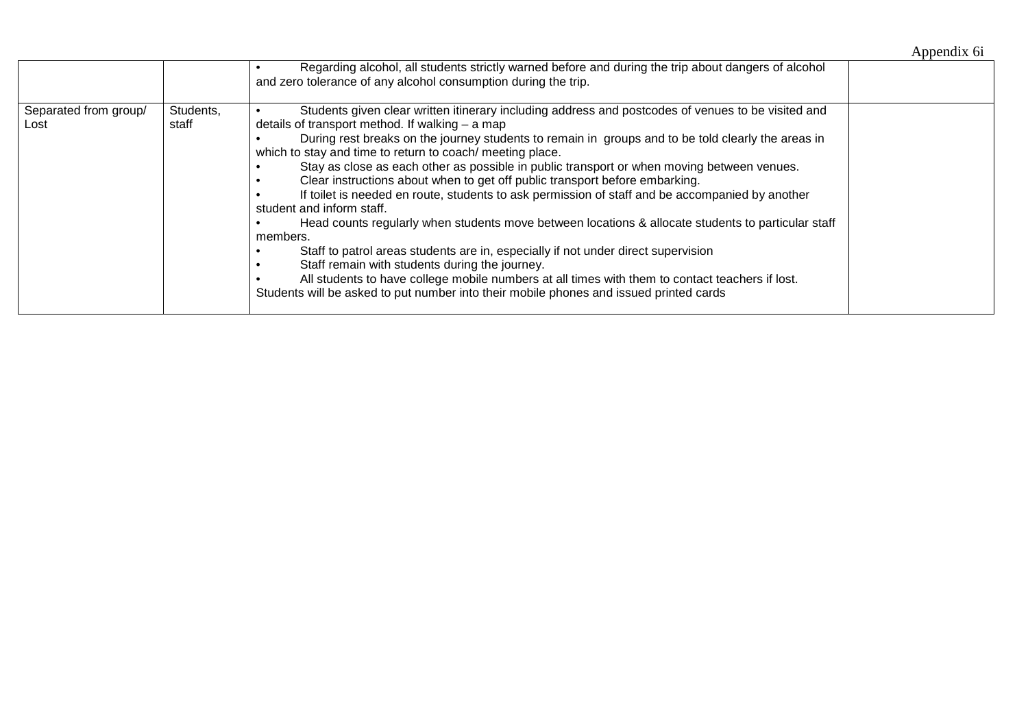Appendix 6i

| | | | |
|---|---|---|---|
| | | • Regarding alcohol, all students strictly warned before and during the trip about dangers of alcohol and zero tolerance of any alcohol consumption during the trip. | |
| Separated from group/ Lost | Students, staff | • Students given clear written itinerary including address and postcodes of venues to be visited and details of transport method. If walking – a map<br>• During rest breaks on the journey students to remain in groups and to be told clearly the areas in which to stay and time to return to coach/ meeting place.<br>• Stay as close as each other as possible in public transport or when moving between venues.<br>• Clear instructions about when to get off public transport before embarking.<br>• If toilet is needed en route, students to ask permission of staff and be accompanied by another student and inform staff.<br>• Head counts regularly when students move between locations & allocate students to particular staff members.<br>• Staff to patrol areas students are in, especially if not under direct supervision<br>• Staff remain with students during the journey.<br>• All students to have college mobile numbers at all times with them to contact teachers if lost. Students will be asked to put number into their mobile phones and issued printed cards | |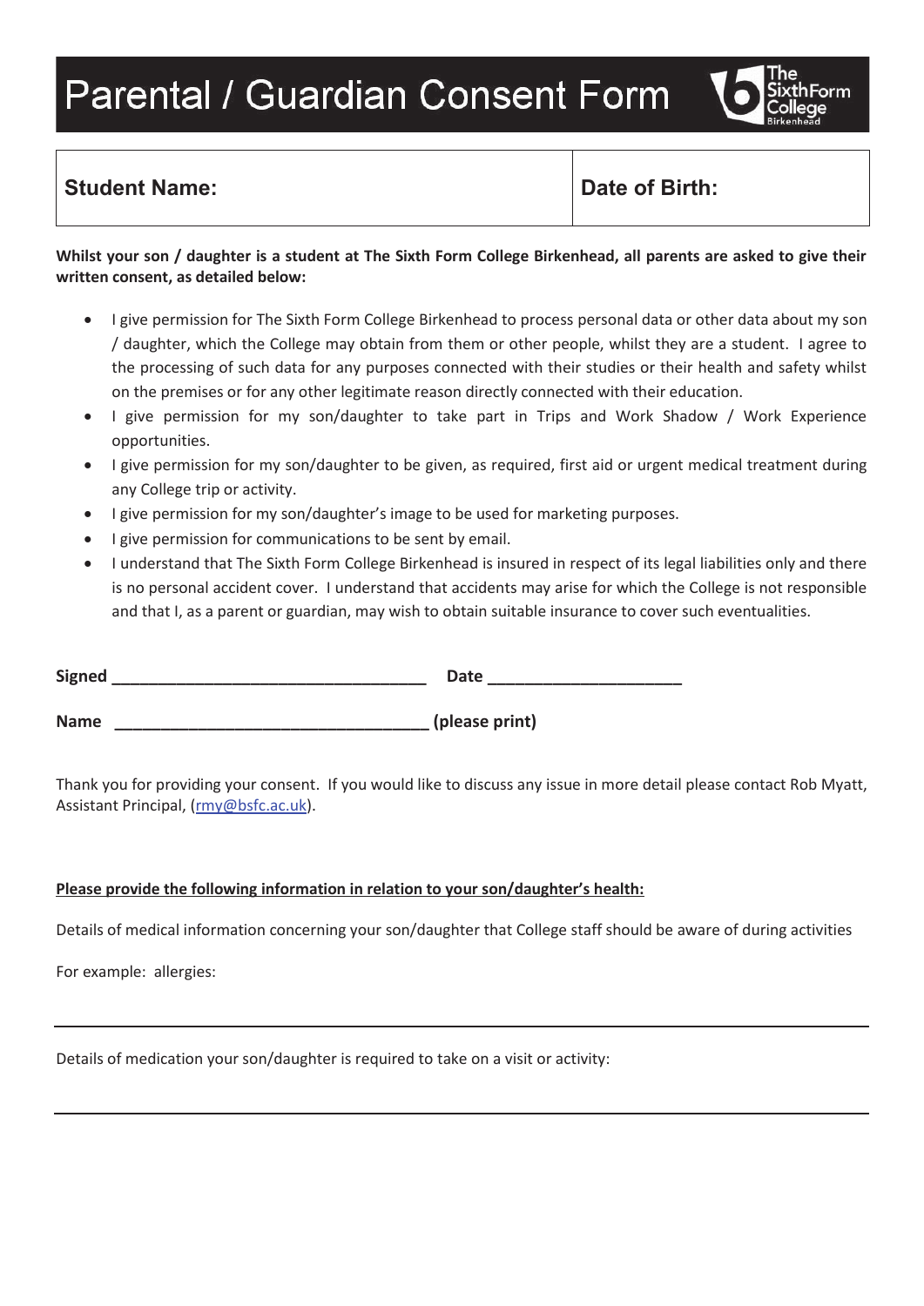# Parental / Guardian Consent Form

| Student Name: | Date of Birth: |
| --- | --- |

**Whilst your son / daughter is a student at The Sixth Form College Birkenhead, all parents are asked to give their written consent, as detailed below:**

- I give permission for The Sixth Form College Birkenhead to process personal data or other data about my son / daughter, which the College may obtain from them or other people, whilst they are a student. I agree to the processing of such data for any purposes connected with their studies or their health and safety whilst on the premises or for any other legitimate reason directly connected with their education.
- I give permission for my son/daughter to take part in Trips and Work Shadow / Work Experience opportunities.
- I give permission for my son/daughter to be given, as required, first aid or urgent medical treatment during any College trip or activity.
- I give permission for my son/daughter's image to be used for marketing purposes.
- I give permission for communications to be sent by email.
- I understand that The Sixth Form College Birkenhead is insured in respect of its legal liabilities only and there is no personal accident cover. I understand that accidents may arise for which the College is not responsible and that I, as a parent or guardian, may wish to obtain suitable insurance to cover such eventualities.

**Signed** ___________________________________ **Date** _____________________

**Name** __________________________________ **(please print)**

Thank you for providing your consent. If you would like to discuss any issue in more detail please contact Rob Myatt, Assistant Principal, (rmy@bsfc.ac.uk).

**Please provide the following information in relation to your son/daughter's health:**

Details of medical information concerning your son/daughter that College staff should be aware of during activities

For example: allergies:

---

Details of medication your son/daughter is required to take on a visit or activity:

---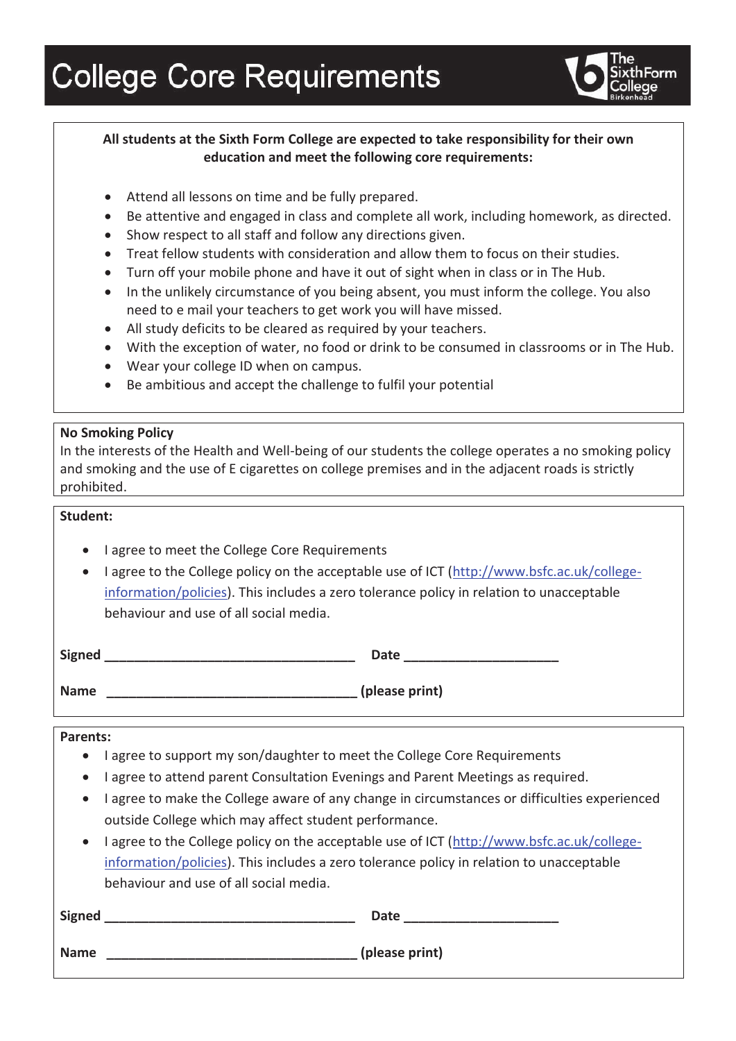# College Core Requirements

**All students at the Sixth Form College are expected to take responsibility for their own education and meet the following core requirements:**

- Attend all lessons on time and be fully prepared.
- Be attentive and engaged in class and complete all work, including homework, as directed.
- Show respect to all staff and follow any directions given.
- Treat fellow students with consideration and allow them to focus on their studies.
- Turn off your mobile phone and have it out of sight when in class or in The Hub.
- In the unlikely circumstance of you being absent, you must inform the college. You also need to e mail your teachers to get work you will have missed.
- All study deficits to be cleared as required by your teachers.
- With the exception of water, no food or drink to be consumed in classrooms or in The Hub.
- Wear your college ID when on campus.
- Be ambitious and accept the challenge to fulfil your potential

**No Smoking Policy**
In the interests of the Health and Well-being of our students the college operates a no smoking policy and smoking and the use of E cigarettes on college premises and in the adjacent roads is strictly prohibited.

**Student:**

- I agree to meet the College Core Requirements
- I agree to the College policy on the acceptable use of ICT (http://www.bsfc.ac.uk/college-information/policies). This includes a zero tolerance policy in relation to unacceptable behaviour and use of all social media.

**Signed** ___________________________________ **Date** _____________________

**Name** ___________________________________ **(please print)**

**Parents:**

- I agree to support my son/daughter to meet the College Core Requirements
- I agree to attend parent Consultation Evenings and Parent Meetings as required.
- I agree to make the College aware of any change in circumstances or difficulties experienced outside College which may affect student performance.
- I agree to the College policy on the acceptable use of ICT (http://www.bsfc.ac.uk/college-information/policies). This includes a zero tolerance policy in relation to unacceptable behaviour and use of all social media.

**Signed** ___________________________________ **Date** _____________________

**Name** ___________________________________ **(please print)**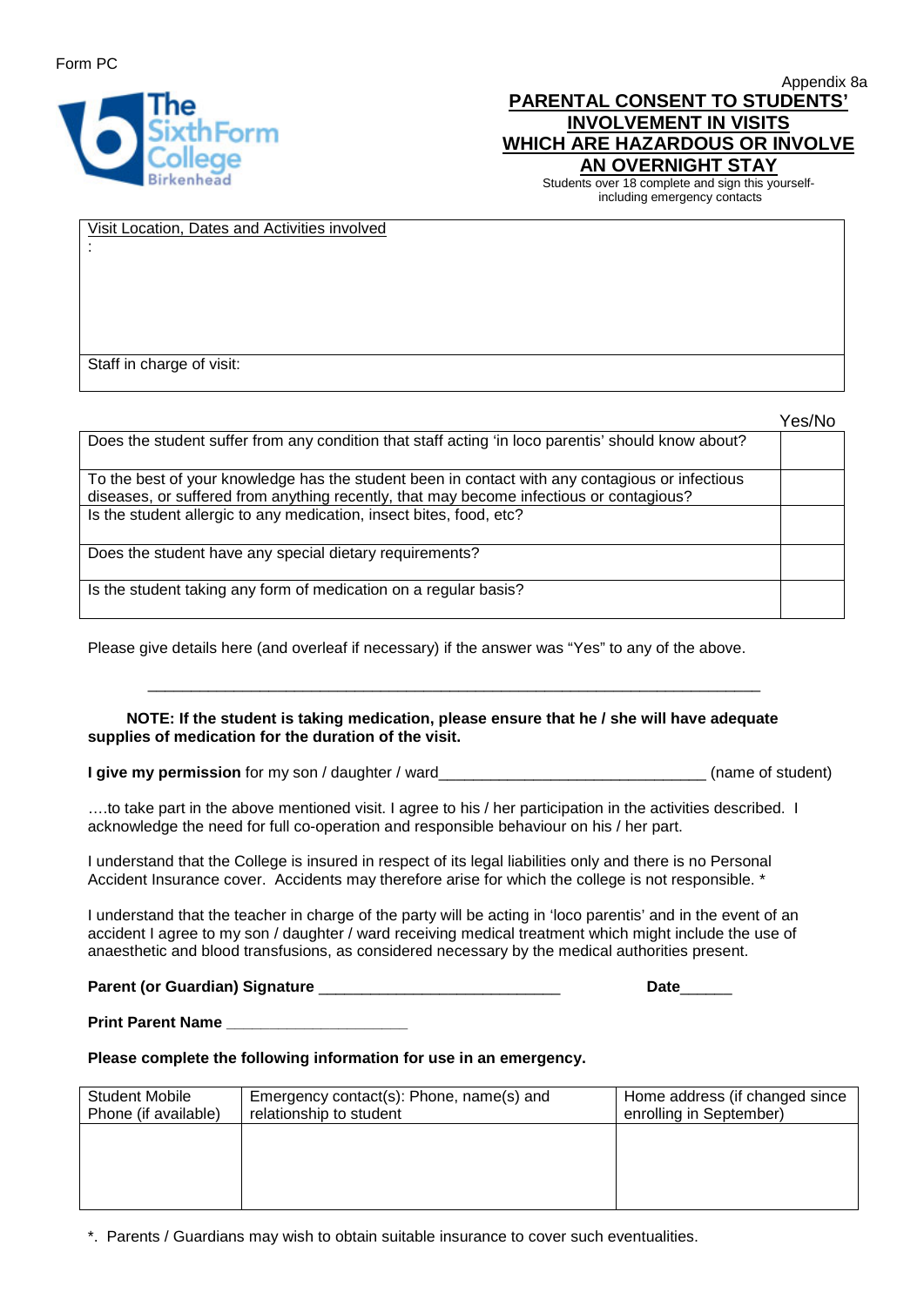Form PC

Appendix 8a

# PARENTAL CONSENT TO STUDENTS' INVOLVEMENT IN VISITS WHICH ARE HAZARDOUS OR INVOLVE AN OVERNIGHT STAY

Students over 18 complete and sign this yourself- including emergency contacts

| Visit Location, Dates and Activities involved<br>: |
|---|
| Staff in charge of visit: |

| | Yes/No |
|---|---|
| Does the student suffer from any condition that staff acting 'in loco parentis' should know about? | |
| To the best of your knowledge has the student been in contact with any contagious or infectious diseases, or suffered from anything recently, that may become infectious or contagious? | |
| Is the student allergic to any medication, insect bites, food, etc? | |
| Does the student have any special dietary requirements? | |
| Is the student taking any form of medication on a regular basis? | |

Please give details here (and overleaf if necessary) if the answer was "Yes" to any of the above.

_______________________________________________________________________

**NOTE: If the student is taking medication, please ensure that he / she will have adequate supplies of medication for the duration of the visit.**

**I give my permission** for my son / daughter / ward_______________________________ (name of student)

….to take part in the above mentioned visit. I agree to his / her participation in the activities described. I acknowledge the need for full co-operation and responsible behaviour on his / her part.

I understand that the College is insured in respect of its legal liabilities only and there is no Personal Accident Insurance cover. Accidents may therefore arise for which the college is not responsible. *

I understand that the teacher in charge of the party will be acting in 'loco parentis' and in the event of an accident I agree to my son / daughter / ward receiving medical treatment which might include the use of anaesthetic and blood transfusions, as considered necessary by the medical authorities present.

**Parent (or Guardian) Signature** ____________________________ **Date**______

**Print Parent Name** ____________________

**Please complete the following information for use in an emergency.**

| Student Mobile Phone (if available) | Emergency contact(s): Phone, name(s) and relationship to student | Home address (if changed since enrolling in September) |
|---|---|---|
| | | |

*. Parents / Guardians may wish to obtain suitable insurance to cover such eventualities.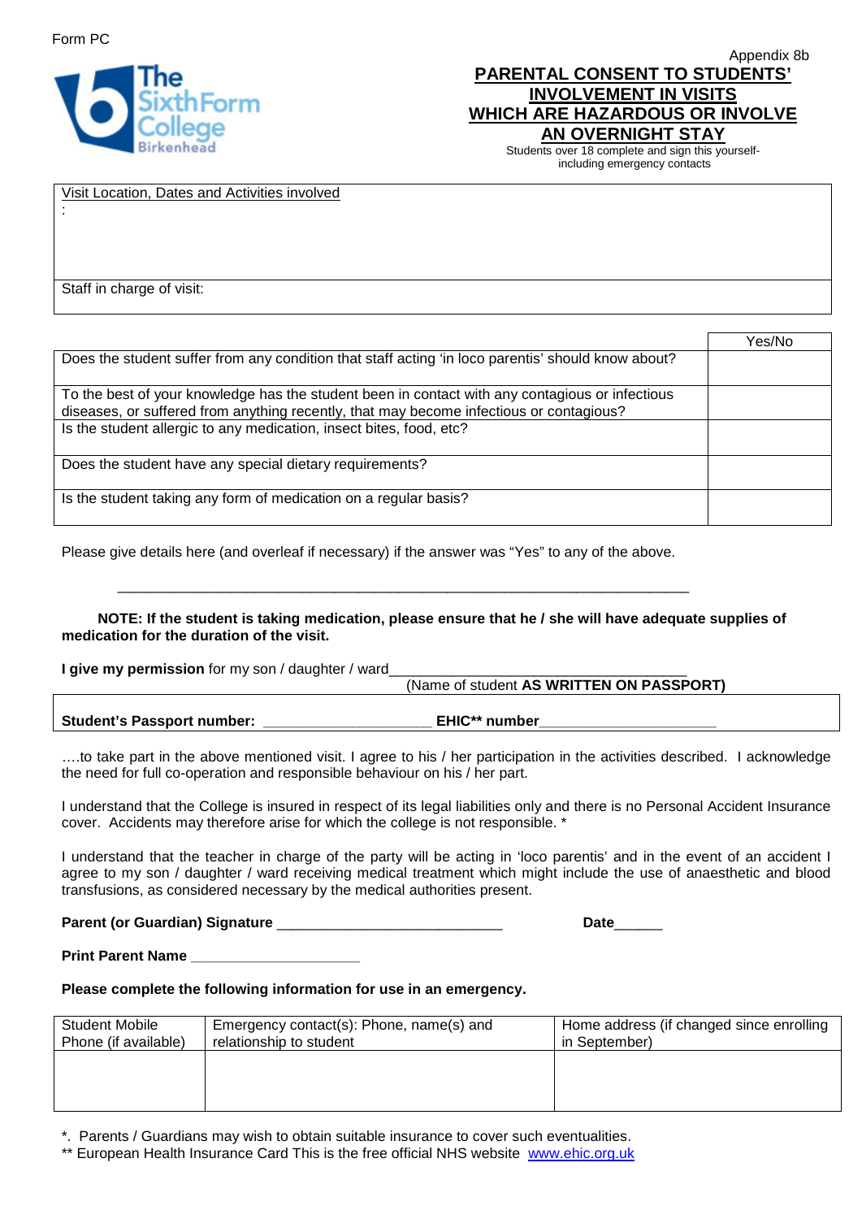Form PC

The Sixth Form College Birkenhead

Appendix 8b

# PARENTAL CONSENT TO STUDENTS' INVOLVEMENT IN VISITS WHICH ARE HAZARDOUS OR INVOLVE AN OVERNIGHT STAY

Students over 18 complete and sign this yourself- including emergency contacts

| Visit Location, Dates and Activities involved<br>: |
|---|
| Staff in charge of visit: |

| | Yes/No |
|---|---|
| Does the student suffer from any condition that staff acting 'in loco parentis' should know about? | |
| To the best of your knowledge has the student been in contact with any contagious or infectious diseases, or suffered from anything recently, that may become infectious or contagious? | |
| Is the student allergic to any medication, insect bites, food, etc? | |
| Does the student have any special dietary requirements? | |
| Is the student taking any form of medication on a regular basis? | |

Please give details here (and overleaf if necessary) if the answer was "Yes" to any of the above.

______________________________________________________________________

**NOTE: If the student is taking medication, please ensure that he / she will have adequate supplies of medication for the duration of the visit.**

**I give my permission** for my son / daughter / ward___________________________________
(Name of student **AS WRITTEN ON PASSPORT)**

**Student's Passport number:** ____________________ **EHIC\*\* number**_____________________

….to take part in the above mentioned visit. I agree to his / her participation in the activities described. I acknowledge the need for full co-operation and responsible behaviour on his / her part.

I understand that the College is insured in respect of its legal liabilities only and there is no Personal Accident Insurance cover. Accidents may therefore arise for which the college is not responsible. *

I understand that the teacher in charge of the party will be acting in 'loco parentis' and in the event of an accident I agree to my son / daughter / ward receiving medical treatment which might include the use of anaesthetic and blood transfusions, as considered necessary by the medical authorities present.

**Parent (or Guardian) Signature** ___________________________ **Date**______

**Print Parent Name** ____________________

**Please complete the following information for use in an emergency.**

| Student Mobile Phone (if available) | Emergency contact(s): Phone, name(s) and relationship to student | Home address (if changed since enrolling in September) |
|---|---|---|
| | | |

*. Parents / Guardians may wish to obtain suitable insurance to cover such eventualities.
** European Health Insurance Card This is the free official NHS website [www.ehic.org.uk](http://www.ehic.org.uk)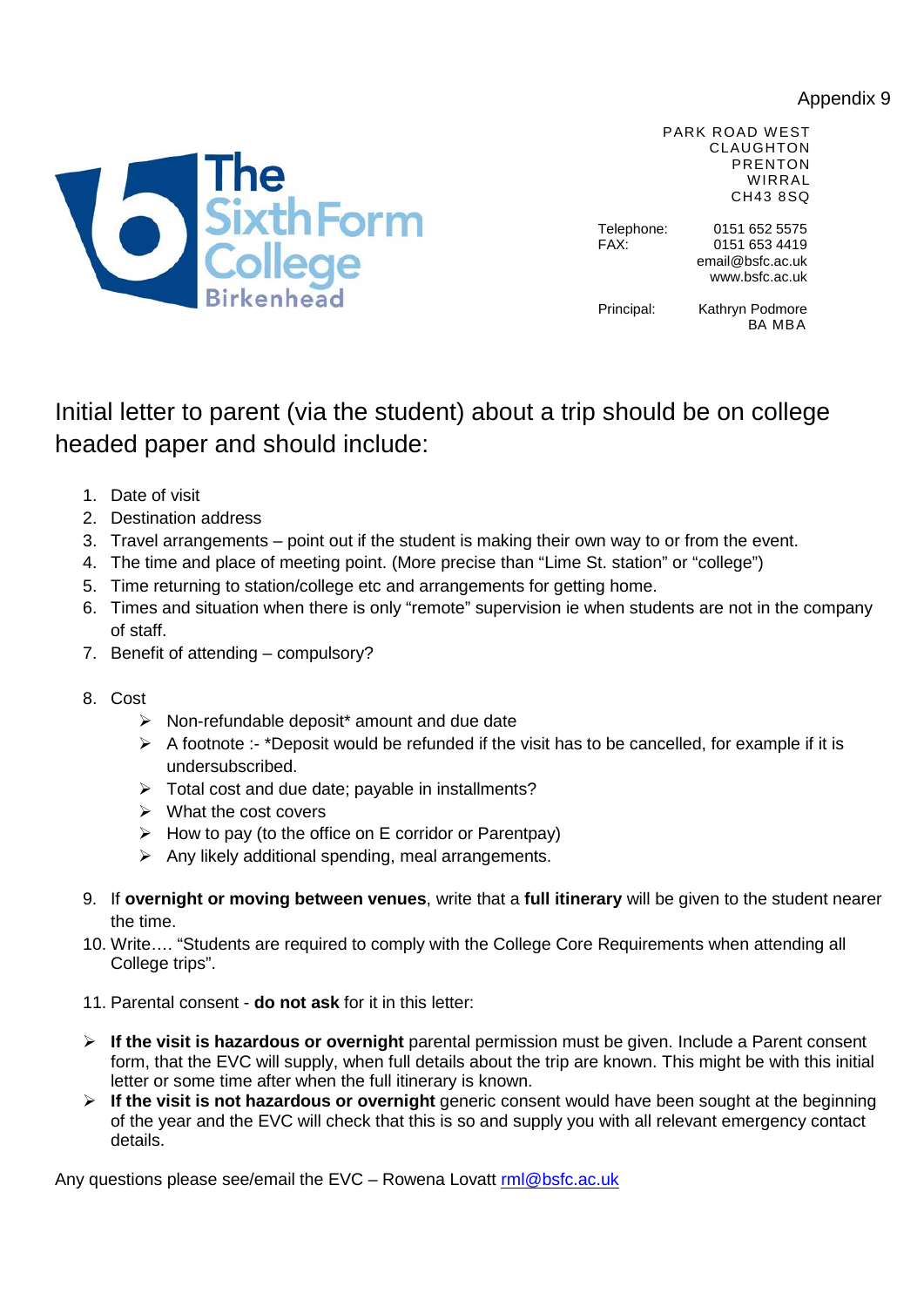Appendix 9

The Sixth Form College Birkenhead

PARK ROAD WEST
CLAUGHTON
PRENTON
WIRRAL
CH43 8SQ

Telephone: 0151 652 5575
FAX: 0151 653 4419
email@bsfc.ac.uk
www.bsfc.ac.uk

Principal: Kathryn Podmore BA MBA

## Initial letter to parent (via the student) about a trip should be on college headed paper and should include:

1. Date of visit
2. Destination address
3. Travel arrangements – point out if the student is making their own way to or from the event.
4. The time and place of meeting point. (More precise than "Lime St. station" or "college")
5. Time returning to station/college etc and arrangements for getting home.
6. Times and situation when there is only "remote" supervision ie when students are not in the company of staff.
7. Benefit of attending – compulsory?

8. Cost
   - Non-refundable deposit* amount and due date
   - A footnote :- *Deposit would be refunded if the visit has to be cancelled, for example if it is undersubscribed.
   - Total cost and due date; payable in installments?
   - What the cost covers
   - How to pay (to the office on E corridor or Parentpay)
   - Any likely additional spending, meal arrangements.

9. If **overnight or moving between venues**, write that a **full itinerary** will be given to the student nearer the time.
10. Write…. "Students are required to comply with the College Core Requirements when attending all College trips".

11. Parental consent - **do not ask** for it in this letter:

- **If the visit is hazardous or overnight** parental permission must be given. Include a Parent consent form, that the EVC will supply, when full details about the trip are known. This might be with this initial letter or some time after when the full itinerary is known.
- **If the visit is not hazardous or overnight** generic consent would have been sought at the beginning of the year and the EVC will check that this is so and supply you with all relevant emergency contact details.

Any questions please see/email the EVC – Rowena Lovatt rml@bsfc.ac.uk